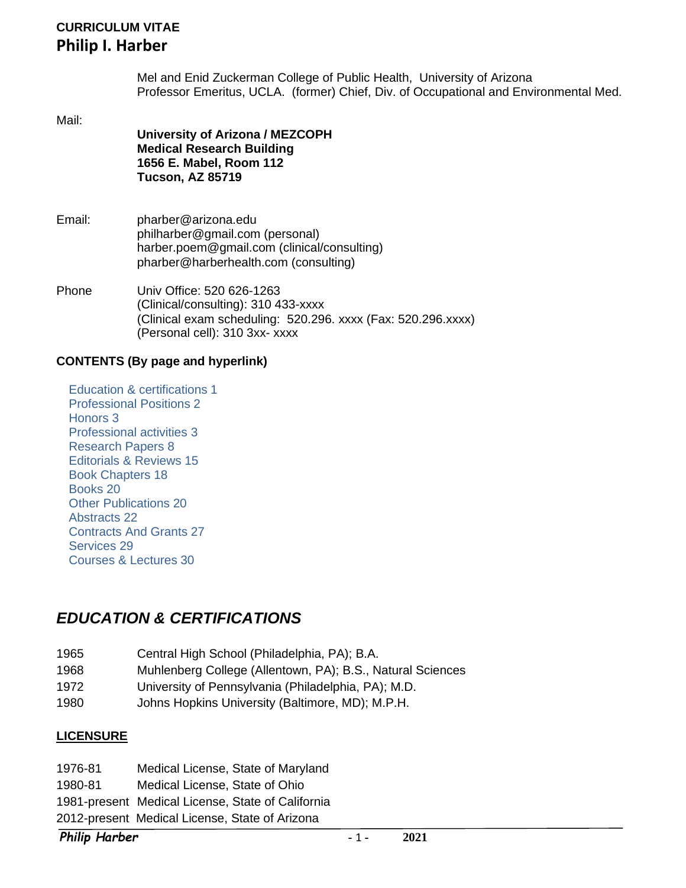**CURRICULUM VITAE**

# Philip I. Harber

Mel and Enid Zuckerman College of Public Health, University of Arizona
Professor Emeritus, UCLA. (former) Chief, Div. of Occupational and Environmental Med.

Mail:

**University of Arizona / MEZCOPH**
**Medical Research Building**
**1656 E. Mabel, Room 112**
**Tucson, AZ 85719**

Email: pharber@arizona.edu
philharber@gmail.com (personal)
harber.poem@gmail.com (clinical/consulting)
pharber@harberhealth.com (consulting)

Phone Univ Office: 520 626-1263
(Clinical/consulting): 310 433-xxxx
(Clinical exam scheduling: 520.296. xxxx (Fax: 520.296.xxxx)
(Personal cell): 310 3xx- xxxx

**CONTENTS (By page and hyperlink)**

- Education & certifications 1
- Professional Positions 2
- Honors 3
- Professional activities 3
- Research Papers 8
- Editorials & Reviews 15
- Book Chapters 18
- Books 20
- Other Publications 20
- Abstracts 22
- Contracts And Grants 27
- Services 29
- Courses & Lectures 30

## *EDUCATION & CERTIFICATIONS*

| | |
|---|---|
| 1965 | Central High School (Philadelphia, PA); B.A. |
| 1968 | Muhlenberg College (Allentown, PA); B.S., Natural Sciences |
| 1972 | University of Pennsylvania (Philadelphia, PA); M.D. |
| 1980 | Johns Hopkins University (Baltimore, MD); M.P.H. |

**LICENSURE**

| | |
|---|---|
| 1976-81 | Medical License, State of Maryland |
| 1980-81 | Medical License, State of Ohio |
| 1981-present | Medical License, State of California |
| 2012-present | Medical License, State of Arizona |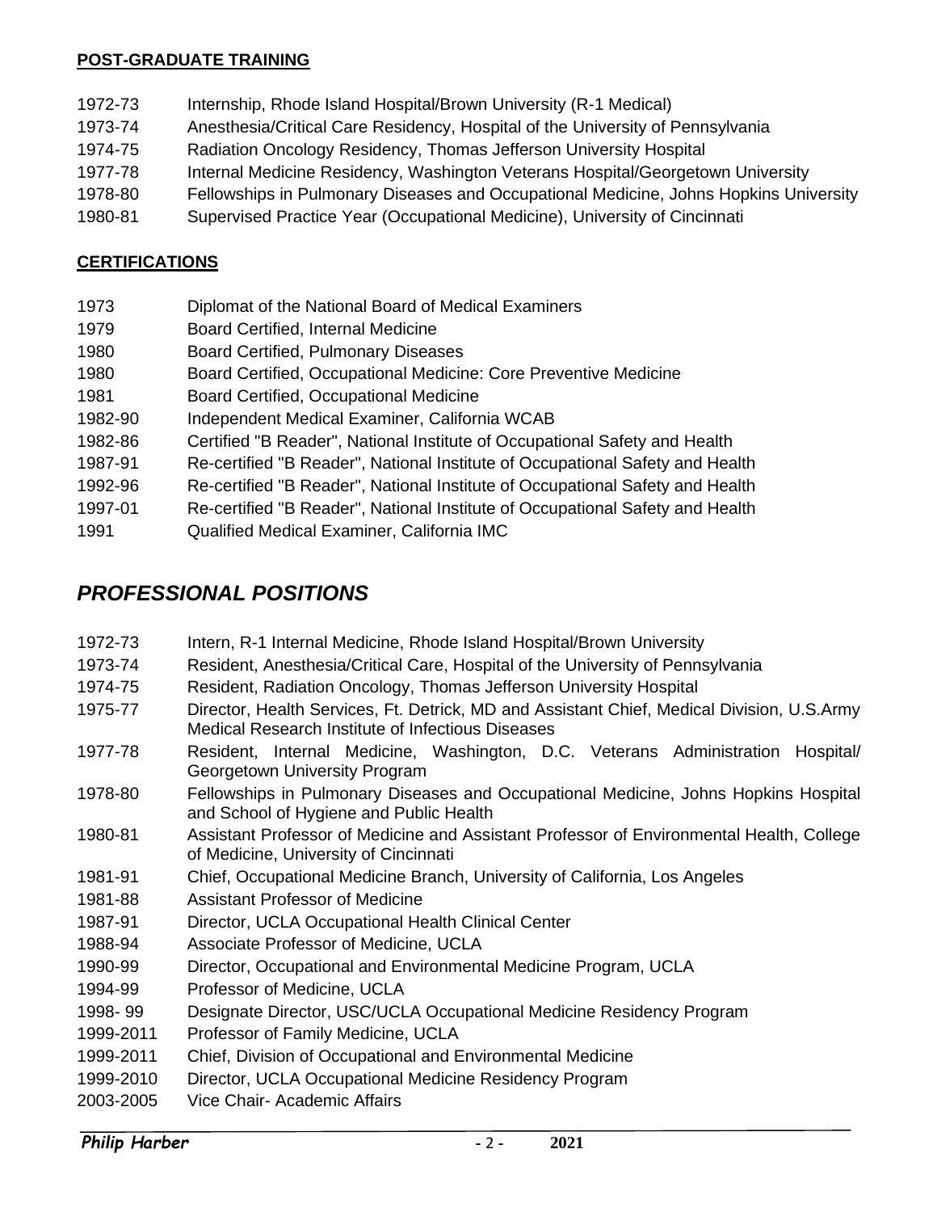**POST-GRADUATE TRAINING**

1972-73 Internship, Rhode Island Hospital/Brown University (R-1 Medical)
1973-74 Anesthesia/Critical Care Residency, Hospital of the University of Pennsylvania
1974-75 Radiation Oncology Residency, Thomas Jefferson University Hospital
1977-78 Internal Medicine Residency, Washington Veterans Hospital/Georgetown University
1978-80 Fellowships in Pulmonary Diseases and Occupational Medicine, Johns Hopkins University
1980-81 Supervised Practice Year (Occupational Medicine), University of Cincinnati

**CERTIFICATIONS**

1973 Diplomat of the National Board of Medical Examiners
1979 Board Certified, Internal Medicine
1980 Board Certified, Pulmonary Diseases
1980 Board Certified, Occupational Medicine: Core Preventive Medicine
1981 Board Certified, Occupational Medicine
1982-90 Independent Medical Examiner, California WCAB
1982-86 Certified "B Reader", National Institute of Occupational Safety and Health
1987-91 Re-certified "B Reader", National Institute of Occupational Safety and Health
1992-96 Re-certified "B Reader", National Institute of Occupational Safety and Health
1997-01 Re-certified "B Reader", National Institute of Occupational Safety and Health
1991 Qualified Medical Examiner, California IMC

## *PROFESSIONAL POSITIONS*

1972-73 Intern, R-1 Internal Medicine, Rhode Island Hospital/Brown University
1973-74 Resident, Anesthesia/Critical Care, Hospital of the University of Pennsylvania
1974-75 Resident, Radiation Oncology, Thomas Jefferson University Hospital
1975-77 Director, Health Services, Ft. Detrick, MD and Assistant Chief, Medical Division, U.S.Army Medical Research Institute of Infectious Diseases
1977-78 Resident, Internal Medicine, Washington, D.C. Veterans Administration Hospital/ Georgetown University Program
1978-80 Fellowships in Pulmonary Diseases and Occupational Medicine, Johns Hopkins Hospital and School of Hygiene and Public Health
1980-81 Assistant Professor of Medicine and Assistant Professor of Environmental Health, College of Medicine, University of Cincinnati
1981-91 Chief, Occupational Medicine Branch, University of California, Los Angeles
1981-88 Assistant Professor of Medicine
1987-91 Director, UCLA Occupational Health Clinical Center
1988-94 Associate Professor of Medicine, UCLA
1990-99 Director, Occupational and Environmental Medicine Program, UCLA
1994-99 Professor of Medicine, UCLA
1998- 99 Designate Director, USC/UCLA Occupational Medicine Residency Program
1999-2011 Professor of Family Medicine, UCLA
1999-2011 Chief, Division of Occupational and Environmental Medicine
1999-2010 Director, UCLA Occupational Medicine Residency Program
2003-2005 Vice Chair- Academic Affairs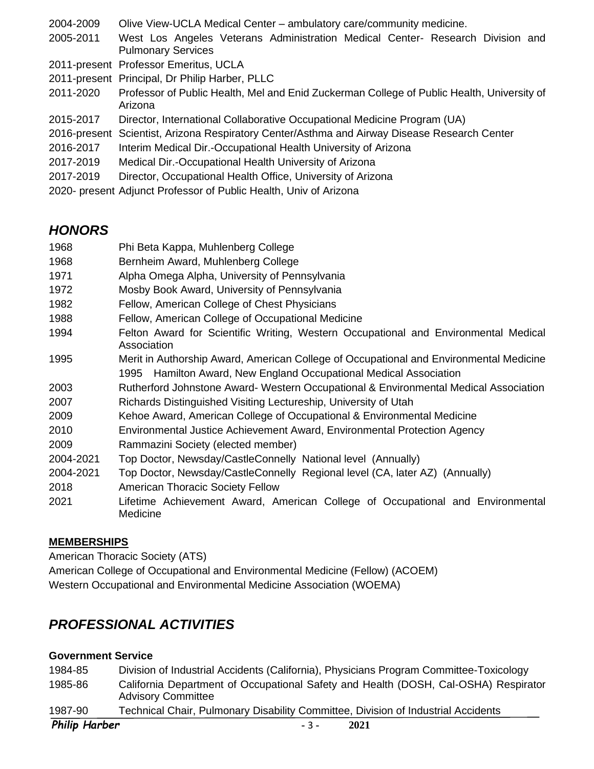2004-2009 Olive View-UCLA Medical Center – ambulatory care/community medicine.

2005-2011 West Los Angeles Veterans Administration Medical Center- Research Division and Pulmonary Services

2011-present Professor Emeritus, UCLA

2011-present Principal, Dr Philip Harber, PLLC

2011-2020 Professor of Public Health, Mel and Enid Zuckerman College of Public Health, University of Arizona

2015-2017 Director, International Collaborative Occupational Medicine Program (UA)

2016-present Scientist, Arizona Respiratory Center/Asthma and Airway Disease Research Center

2016-2017 Interim Medical Dir.-Occupational Health University of Arizona

2017-2019 Medical Dir.-Occupational Health University of Arizona

2017-2019 Director, Occupational Health Office, University of Arizona

2020- present Adjunct Professor of Public Health, Univ of Arizona

## *HONORS*

1968 Phi Beta Kappa, Muhlenberg College

1968 Bernheim Award, Muhlenberg College

1971 Alpha Omega Alpha, University of Pennsylvania

1972 Mosby Book Award, University of Pennsylvania

1982 Fellow, American College of Chest Physicians

1988 Fellow, American College of Occupational Medicine

1994 Felton Award for Scientific Writing, Western Occupational and Environmental Medical Association

1995 Merit in Authorship Award, American College of Occupational and Environmental Medicine

1995 Hamilton Award, New England Occupational Medical Association

2003 Rutherford Johnstone Award- Western Occupational & Environmental Medical Association

2007 Richards Distinguished Visiting Lectureship, University of Utah

2009 Kehoe Award, American College of Occupational & Environmental Medicine

2010 Environmental Justice Achievement Award, Environmental Protection Agency

2009 Rammazini Society (elected member)

2004-2021 Top Doctor, Newsday/CastleConnelly National level (Annually)

2004-2021 Top Doctor, Newsday/CastleConnelly Regional level (CA, later AZ) (Annually)

2018 American Thoracic Society Fellow

2021 Lifetime Achievement Award, American College of Occupational and Environmental Medicine

**MEMBERSHIPS**

American Thoracic Society (ATS)

American College of Occupational and Environmental Medicine (Fellow) (ACOEM)

Western Occupational and Environmental Medicine Association (WOEMA)

## *PROFESSIONAL ACTIVITIES*

**Government Service**

1984-85 Division of Industrial Accidents (California), Physicians Program Committee-Toxicology

1985-86 California Department of Occupational Safety and Health (DOSH, Cal-OSHA) Respirator Advisory Committee

1987-90 Technical Chair, Pulmonary Disability Committee, Division of Industrial Accidents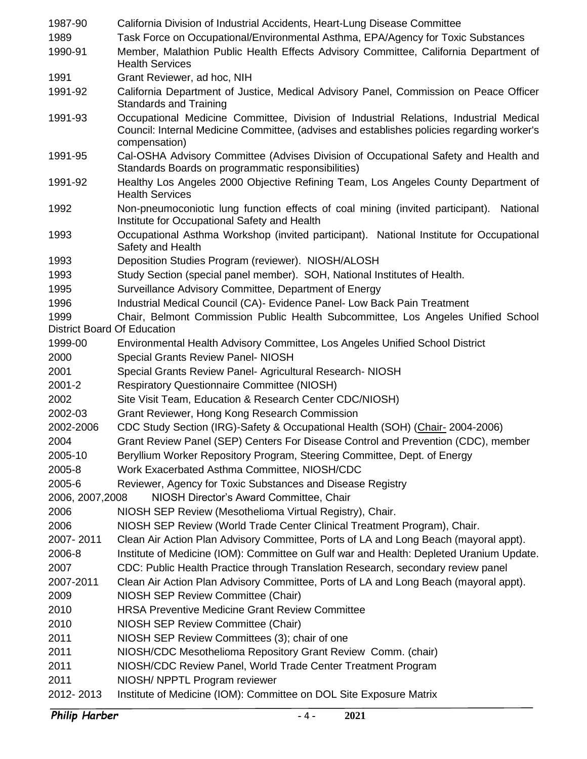| | |
|---|---|
| 1987-90 | California Division of Industrial Accidents, Heart-Lung Disease Committee |
| 1989 | Task Force on Occupational/Environmental Asthma, EPA/Agency for Toxic Substances |
| 1990-91 | Member, Malathion Public Health Effects Advisory Committee, California Department of Health Services |
| 1991 | Grant Reviewer, ad hoc, NIH |
| 1991-92 | California Department of Justice, Medical Advisory Panel, Commission on Peace Officer Standards and Training |
| 1991-93 | Occupational Medicine Committee, Division of Industrial Relations, Industrial Medical Council: Internal Medicine Committee, (advises and establishes policies regarding worker's compensation) |
| 1991-95 | Cal-OSHA Advisory Committee (Advises Division of Occupational Safety and Health and Standards Boards on programmatic responsibilities) |
| 1991-92 | Healthy Los Angeles 2000 Objective Refining Team, Los Angeles County Department of Health Services |
| 1992 | Non-pneumoconiotic lung function effects of coal mining (invited participant). National Institute for Occupational Safety and Health |
| 1993 | Occupational Asthma Workshop (invited participant). National Institute for Occupational Safety and Health |
| 1993 | Deposition Studies Program (reviewer). NIOSH/ALOSH |
| 1993 | Study Section (special panel member). SOH, National Institutes of Health. |
| 1995 | Surveillance Advisory Committee, Department of Energy |
| 1996 | Industrial Medical Council (CA)- Evidence Panel- Low Back Pain Treatment |
| 1999 | Chair, Belmont Commission Public Health Subcommittee, Los Angeles Unified School District Board Of Education |
| 1999-00 | Environmental Health Advisory Committee, Los Angeles Unified School District |
| 2000 | Special Grants Review Panel- NIOSH |
| 2001 | Special Grants Review Panel- Agricultural Research- NIOSH |
| 2001-2 | Respiratory Questionnaire Committee (NIOSH) |
| 2002 | Site Visit Team, Education & Research Center CDC/NIOSH) |
| 2002-03 | Grant Reviewer, Hong Kong Research Commission |
| 2002-2006 | CDC Study Section (IRG)-Safety & Occupational Health (SOH) (Chair- 2004-2006) |
| 2004 | Grant Review Panel (SEP) Centers For Disease Control and Prevention (CDC), member |
| 2005-10 | Beryllium Worker Repository Program, Steering Committee, Dept. of Energy |
| 2005-8 | Work Exacerbated Asthma Committee, NIOSH/CDC |
| 2005-6 | Reviewer, Agency for Toxic Substances and Disease Registry |
| 2006, 2007,2008 | NIOSH Director's Award Committee, Chair |
| 2006 | NIOSH SEP Review (Mesothelioma Virtual Registry), Chair. |
| 2006 | NIOSH SEP Review (World Trade Center Clinical Treatment Program), Chair. |
| 2007- 2011 | Clean Air Action Plan Advisory Committee, Ports of LA and Long Beach (mayoral appt). |
| 2006-8 | Institute of Medicine (IOM): Committee on Gulf war and Health: Depleted Uranium Update. |
| 2007 | CDC: Public Health Practice through Translation Research, secondary review panel |
| 2007-2011 | Clean Air Action Plan Advisory Committee, Ports of LA and Long Beach (mayoral appt). |
| 2009 | NIOSH SEP Review Committee (Chair) |
| 2010 | HRSA Preventive Medicine Grant Review Committee |
| 2010 | NIOSH SEP Review Committee (Chair) |
| 2011 | NIOSH SEP Review Committees (3); chair of one |
| 2011 | NIOSH/CDC Mesothelioma Repository Grant Review Comm. (chair) |
| 2011 | NIOSH/CDC Review Panel, World Trade Center Treatment Program |
| 2011 | NIOSH/ NPPTL Program reviewer |
| 2012- 2013 | Institute of Medicine (IOM): Committee on DOL Site Exposure Matrix |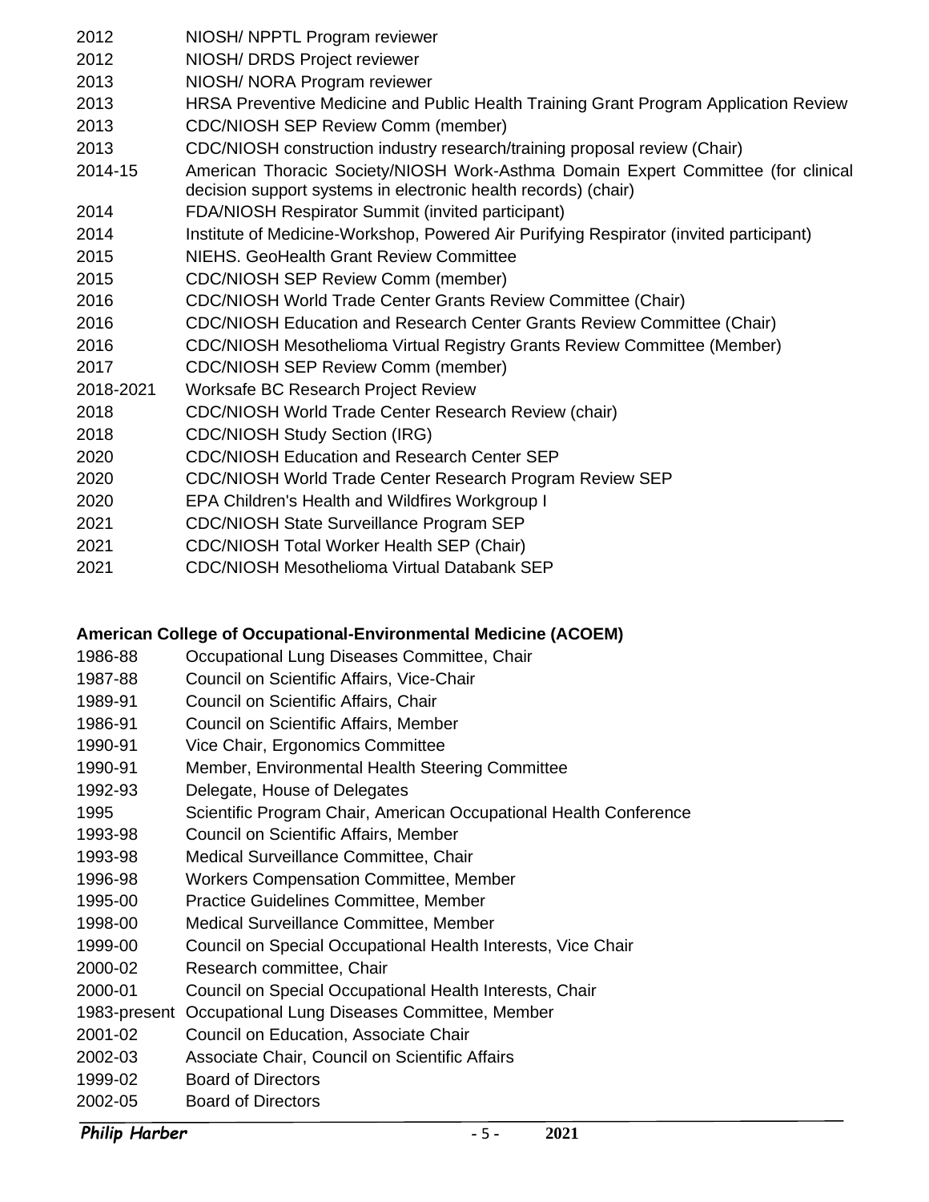| | |
|---|---|
| 2012 | NIOSH/ NPPTL Program reviewer |
| 2012 | NIOSH/ DRDS Project reviewer |
| 2013 | NIOSH/ NORA Program reviewer |
| 2013 | HRSA Preventive Medicine and Public Health Training Grant Program Application Review |
| 2013 | CDC/NIOSH SEP Review Comm (member) |
| 2013 | CDC/NIOSH construction industry research/training proposal review (Chair) |
| 2014-15 | American Thoracic Society/NIOSH Work-Asthma Domain Expert Committee (for clinical decision support systems in electronic health records) (chair) |
| 2014 | FDA/NIOSH Respirator Summit (invited participant) |
| 2014 | Institute of Medicine-Workshop, Powered Air Purifying Respirator (invited participant) |
| 2015 | NIEHS. GeoHealth Grant Review Committee |
| 2015 | CDC/NIOSH SEP Review Comm (member) |
| 2016 | CDC/NIOSH World Trade Center Grants Review Committee (Chair) |
| 2016 | CDC/NIOSH Education and Research Center Grants Review Committee (Chair) |
| 2016 | CDC/NIOSH Mesothelioma Virtual Registry Grants Review Committee (Member) |
| 2017 | CDC/NIOSH SEP Review Comm (member) |
| 2018-2021 | Worksafe BC Research Project Review |
| 2018 | CDC/NIOSH World Trade Center Research Review (chair) |
| 2018 | CDC/NIOSH Study Section (IRG) |
| 2020 | CDC/NIOSH Education and Research Center SEP |
| 2020 | CDC/NIOSH World Trade Center Research Program Review SEP |
| 2020 | EPA Children's Health and Wildfires Workgroup I |
| 2021 | CDC/NIOSH State Surveillance Program SEP |
| 2021 | CDC/NIOSH Total Worker Health SEP (Chair) |
| 2021 | CDC/NIOSH Mesothelioma Virtual Databank SEP |

**American College of Occupational-Environmental Medicine (ACOEM)**

| | |
|---|---|
| 1986-88 | Occupational Lung Diseases Committee, Chair |
| 1987-88 | Council on Scientific Affairs, Vice-Chair |
| 1989-91 | Council on Scientific Affairs, Chair |
| 1986-91 | Council on Scientific Affairs, Member |
| 1990-91 | Vice Chair, Ergonomics Committee |
| 1990-91 | Member, Environmental Health Steering Committee |
| 1992-93 | Delegate, House of Delegates |
| 1995 | Scientific Program Chair, American Occupational Health Conference |
| 1993-98 | Council on Scientific Affairs, Member |
| 1993-98 | Medical Surveillance Committee, Chair |
| 1996-98 | Workers Compensation Committee, Member |
| 1995-00 | Practice Guidelines Committee, Member |
| 1998-00 | Medical Surveillance Committee, Member |
| 1999-00 | Council on Special Occupational Health Interests, Vice Chair |
| 2000-02 | Research committee, Chair |
| 2000-01 | Council on Special Occupational Health Interests, Chair |
| 1983-present | Occupational Lung Diseases Committee, Member |
| 2001-02 | Council on Education, Associate Chair |
| 2002-03 | Associate Chair, Council on Scientific Affairs |
| 1999-02 | Board of Directors |
| 2002-05 | Board of Directors |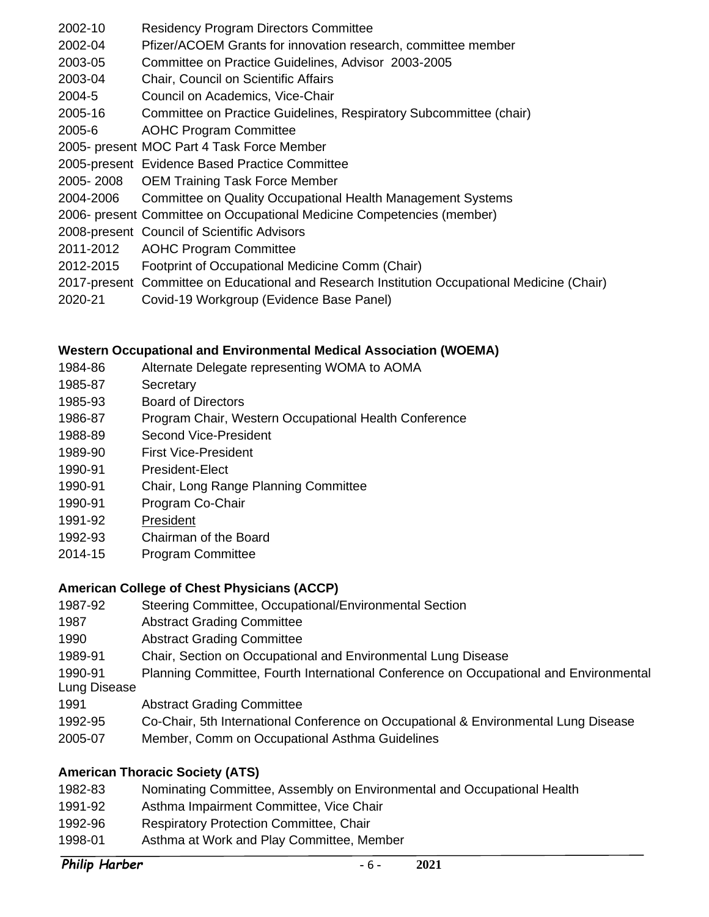2002-10 Residency Program Directors Committee
2002-04 Pfizer/ACOEM Grants for innovation research, committee member
2003-05 Committee on Practice Guidelines, Advisor 2003-2005
2003-04 Chair, Council on Scientific Affairs
2004-5 Council on Academics, Vice-Chair
2005-16 Committee on Practice Guidelines, Respiratory Subcommittee (chair)
2005-6 AOHC Program Committee
2005- present MOC Part 4 Task Force Member
2005-present Evidence Based Practice Committee
2005- 2008 OEM Training Task Force Member
2004-2006 Committee on Quality Occupational Health Management Systems
2006- present Committee on Occupational Medicine Competencies (member)
2008-present Council of Scientific Advisors
2011-2012 AOHC Program Committee
2012-2015 Footprint of Occupational Medicine Comm (Chair)
2017-present Committee on Educational and Research Institution Occupational Medicine (Chair)
2020-21 Covid-19 Workgroup (Evidence Base Panel)

**Western Occupational and Environmental Medical Association (WOEMA)**

1984-86 Alternate Delegate representing WOMA to AOMA
1985-87 Secretary
1985-93 Board of Directors
1986-87 Program Chair, Western Occupational Health Conference
1988-89 Second Vice-President
1989-90 First Vice-President
1990-91 President-Elect
1990-91 Chair, Long Range Planning Committee
1990-91 Program Co-Chair
1991-92 President
1992-93 Chairman of the Board
2014-15 Program Committee

**American College of Chest Physicians (ACCP)**

1987-92 Steering Committee, Occupational/Environmental Section
1987 Abstract Grading Committee
1990 Abstract Grading Committee
1989-91 Chair, Section on Occupational and Environmental Lung Disease
1990-91 Planning Committee, Fourth International Conference on Occupational and Environmental Lung Disease
1991 Abstract Grading Committee
1992-95 Co-Chair, 5th International Conference on Occupational & Environmental Lung Disease
2005-07 Member, Comm on Occupational Asthma Guidelines

**American Thoracic Society (ATS)**

1982-83 Nominating Committee, Assembly on Environmental and Occupational Health
1991-92 Asthma Impairment Committee, Vice Chair
1992-96 Respiratory Protection Committee, Chair
1998-01 Asthma at Work and Play Committee, Member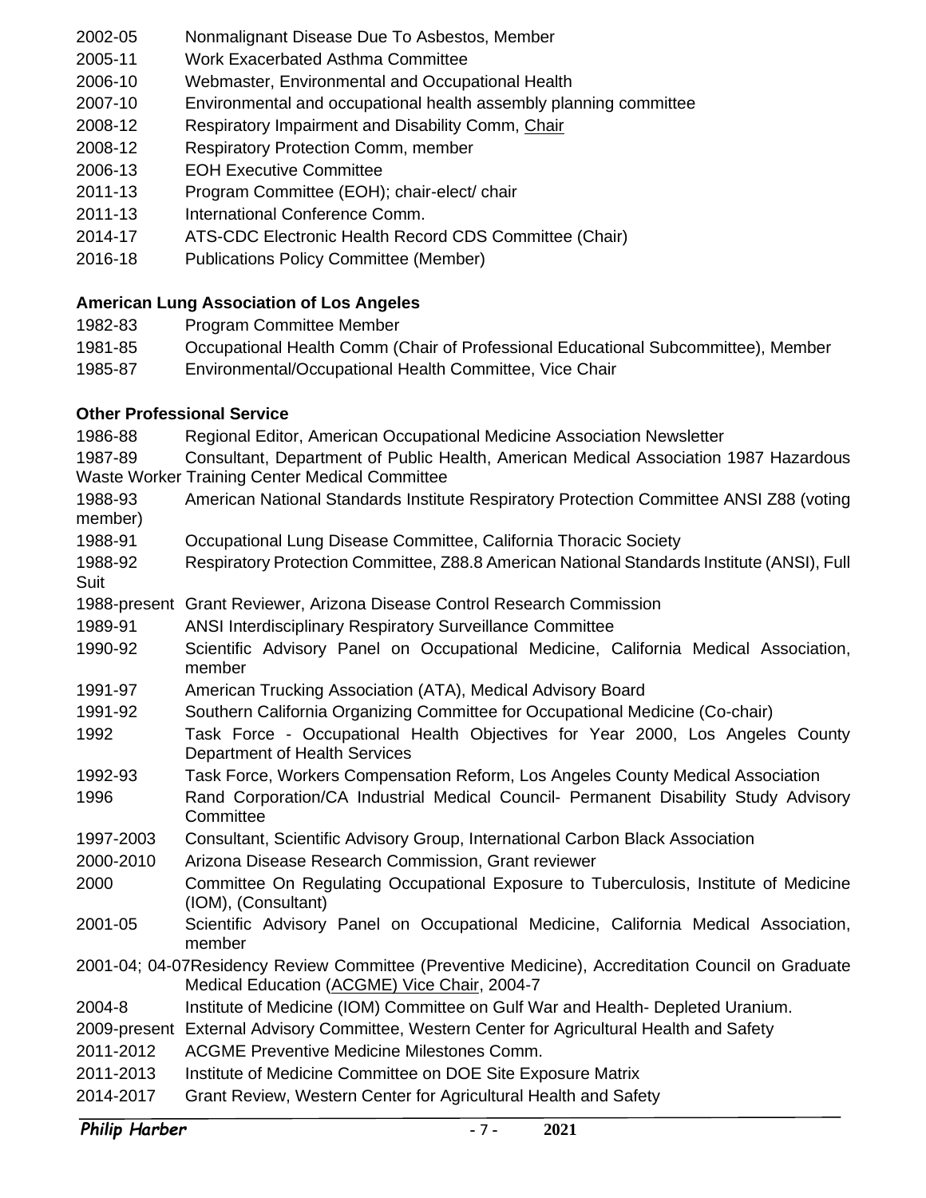2002-05 Nonmalignant Disease Due To Asbestos, Member
2005-11 Work Exacerbated Asthma Committee
2006-10 Webmaster, Environmental and Occupational Health
2007-10 Environmental and occupational health assembly planning committee
2008-12 Respiratory Impairment and Disability Comm, Chair
2008-12 Respiratory Protection Comm, member
2006-13 EOH Executive Committee
2011-13 Program Committee (EOH); chair-elect/ chair
2011-13 International Conference Comm.
2014-17 ATS-CDC Electronic Health Record CDS Committee (Chair)
2016-18 Publications Policy Committee (Member)

**American Lung Association of Los Angeles**

1982-83 Program Committee Member
1981-85 Occupational Health Comm (Chair of Professional Educational Subcommittee), Member
1985-87 Environmental/Occupational Health Committee, Vice Chair

**Other Professional Service**

1986-88 Regional Editor, American Occupational Medicine Association Newsletter
1987-89 Consultant, Department of Public Health, American Medical Association 1987 Hazardous Waste Worker Training Center Medical Committee
1988-93 American National Standards Institute Respiratory Protection Committee ANSI Z88 (voting member)
1988-91 Occupational Lung Disease Committee, California Thoracic Society
1988-92 Respiratory Protection Committee, Z88.8 American National Standards Institute (ANSI), Full Suit
1988-present Grant Reviewer, Arizona Disease Control Research Commission
1989-91 ANSI Interdisciplinary Respiratory Surveillance Committee
1990-92 Scientific Advisory Panel on Occupational Medicine, California Medical Association, member
1991-97 American Trucking Association (ATA), Medical Advisory Board
1991-92 Southern California Organizing Committee for Occupational Medicine (Co-chair)
1992 Task Force - Occupational Health Objectives for Year 2000, Los Angeles County Department of Health Services
1992-93 Task Force, Workers Compensation Reform, Los Angeles County Medical Association
1996 Rand Corporation/CA Industrial Medical Council- Permanent Disability Study Advisory Committee
1997-2003 Consultant, Scientific Advisory Group, International Carbon Black Association
2000-2010 Arizona Disease Research Commission, Grant reviewer
2000 Committee On Regulating Occupational Exposure to Tuberculosis, Institute of Medicine (IOM), (Consultant)
2001-05 Scientific Advisory Panel on Occupational Medicine, California Medical Association, member
2001-04; 04-07 Residency Review Committee (Preventive Medicine), Accreditation Council on Graduate Medical Education (ACGME) Vice Chair, 2004-7
2004-8 Institute of Medicine (IOM) Committee on Gulf War and Health- Depleted Uranium.
2009-present External Advisory Committee, Western Center for Agricultural Health and Safety
2011-2012 ACGME Preventive Medicine Milestones Comm.
2011-2013 Institute of Medicine Committee on DOE Site Exposure Matrix
2014-2017 Grant Review, Western Center for Agricultural Health and Safety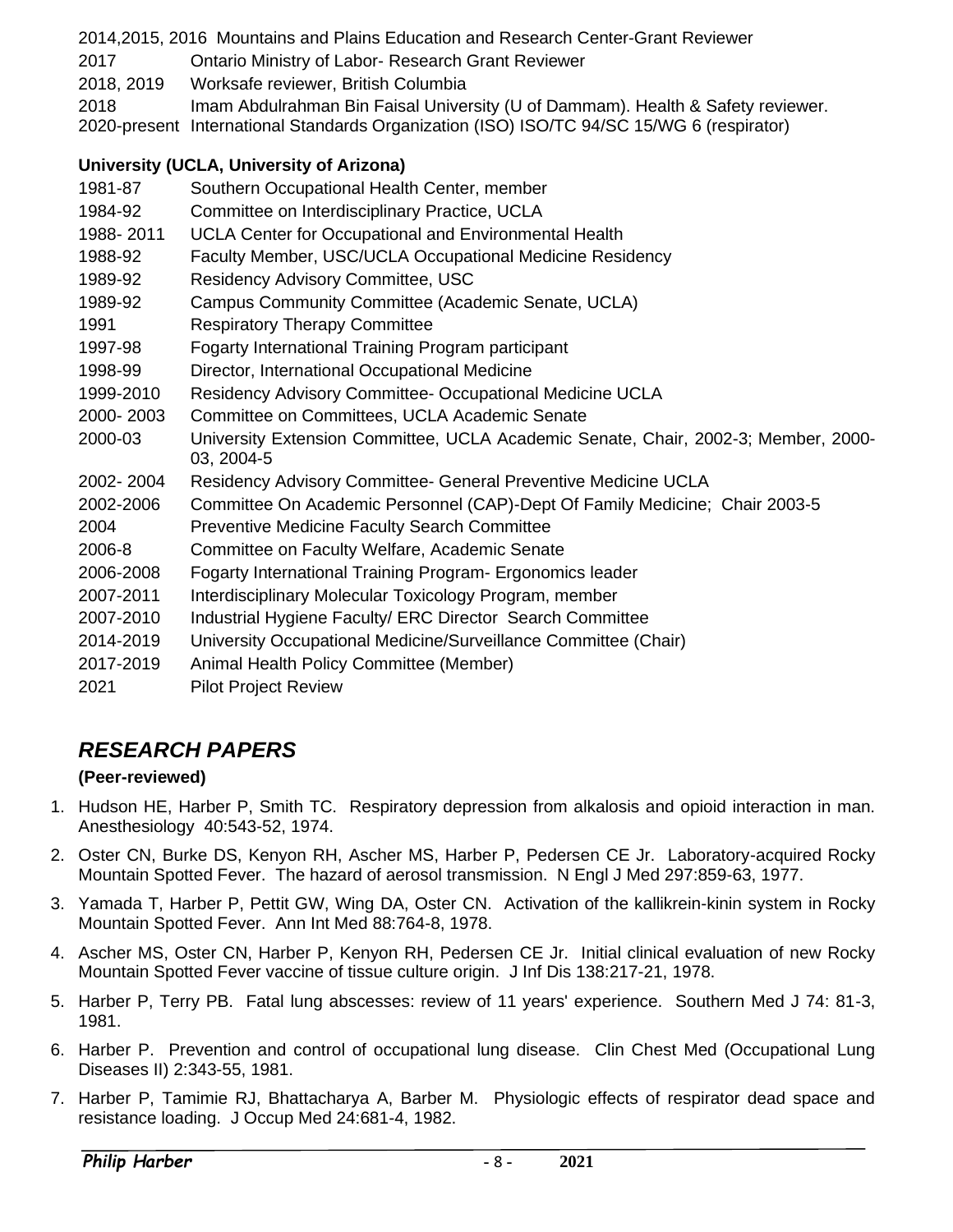| | |
|---|---|
| 2014,2015, 2016 | Mountains and Plains Education and Research Center-Grant Reviewer |
| 2017 | Ontario Ministry of Labor- Research Grant Reviewer |
| 2018, 2019 | Worksafe reviewer, British Columbia |
| 2018 | Imam Abdulrahman Bin Faisal University (U of Dammam). Health & Safety reviewer. |
| 2020-present | International Standards Organization (ISO) ISO/TC 94/SC 15/WG 6 (respirator) |

**University (UCLA, University of Arizona)**

| | |
|---|---|
| 1981-87 | Southern Occupational Health Center, member |
| 1984-92 | Committee on Interdisciplinary Practice, UCLA |
| 1988- 2011 | UCLA Center for Occupational and Environmental Health |
| 1988-92 | Faculty Member, USC/UCLA Occupational Medicine Residency |
| 1989-92 | Residency Advisory Committee, USC |
| 1989-92 | Campus Community Committee (Academic Senate, UCLA) |
| 1991 | Respiratory Therapy Committee |
| 1997-98 | Fogarty International Training Program participant |
| 1998-99 | Director, International Occupational Medicine |
| 1999-2010 | Residency Advisory Committee- Occupational Medicine UCLA |
| 2000- 2003 | Committee on Committees, UCLA Academic Senate |
| 2000-03 | University Extension Committee, UCLA Academic Senate, Chair, 2002-3; Member, 2000-03, 2004-5 |
| 2002- 2004 | Residency Advisory Committee- General Preventive Medicine UCLA |
| 2002-2006 | Committee On Academic Personnel (CAP)-Dept Of Family Medicine; Chair 2003-5 |
| 2004 | Preventive Medicine Faculty Search Committee |
| 2006-8 | Committee on Faculty Welfare, Academic Senate |
| 2006-2008 | Fogarty International Training Program- Ergonomics leader |
| 2007-2011 | Interdisciplinary Molecular Toxicology Program, member |
| 2007-2010 | Industrial Hygiene Faculty/ ERC Director Search Committee |
| 2014-2019 | University Occupational Medicine/Surveillance Committee (Chair) |
| 2017-2019 | Animal Health Policy Committee (Member) |
| 2021 | Pilot Project Review |

## *RESEARCH PAPERS*

**(Peer-reviewed)**

1. Hudson HE, Harber P, Smith TC. Respiratory depression from alkalosis and opioid interaction in man. Anesthesiology 40:543-52, 1974.
2. Oster CN, Burke DS, Kenyon RH, Ascher MS, Harber P, Pedersen CE Jr. Laboratory-acquired Rocky Mountain Spotted Fever. The hazard of aerosol transmission. N Engl J Med 297:859-63, 1977.
3. Yamada T, Harber P, Pettit GW, Wing DA, Oster CN. Activation of the kallikrein-kinin system in Rocky Mountain Spotted Fever. Ann Int Med 88:764-8, 1978.
4. Ascher MS, Oster CN, Harber P, Kenyon RH, Pedersen CE Jr. Initial clinical evaluation of new Rocky Mountain Spotted Fever vaccine of tissue culture origin. J Inf Dis 138:217-21, 1978.
5. Harber P, Terry PB. Fatal lung abscesses: review of 11 years' experience. Southern Med J 74: 81-3, 1981.
6. Harber P. Prevention and control of occupational lung disease. Clin Chest Med (Occupational Lung Diseases II) 2:343-55, 1981.
7. Harber P, Tamimie RJ, Bhattacharya A, Barber M. Physiologic effects of respirator dead space and resistance loading. J Occup Med 24:681-4, 1982.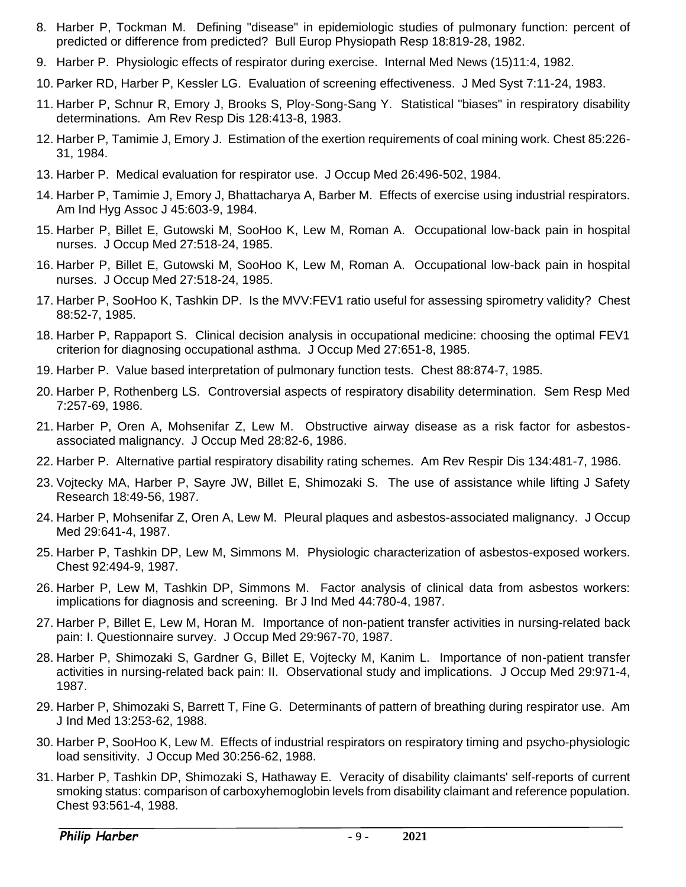8. Harber P, Tockman M. Defining "disease" in epidemiologic studies of pulmonary function: percent of predicted or difference from predicted? Bull Europ Physiopath Resp 18:819-28, 1982.
9. Harber P. Physiologic effects of respirator during exercise. Internal Med News (15)11:4, 1982.
10. Parker RD, Harber P, Kessler LG. Evaluation of screening effectiveness. J Med Syst 7:11-24, 1983.
11. Harber P, Schnur R, Emory J, Brooks S, Ploy-Song-Sang Y. Statistical "biases" in respiratory disability determinations. Am Rev Resp Dis 128:413-8, 1983.
12. Harber P, Tamimie J, Emory J. Estimation of the exertion requirements of coal mining work. Chest 85:226-31, 1984.
13. Harber P. Medical evaluation for respirator use. J Occup Med 26:496-502, 1984.
14. Harber P, Tamimie J, Emory J, Bhattacharya A, Barber M. Effects of exercise using industrial respirators. Am Ind Hyg Assoc J 45:603-9, 1984.
15. Harber P, Billet E, Gutowski M, SooHoo K, Lew M, Roman A. Occupational low-back pain in hospital nurses. J Occup Med 27:518-24, 1985.
16. Harber P, Billet E, Gutowski M, SooHoo K, Lew M, Roman A. Occupational low-back pain in hospital nurses. J Occup Med 27:518-24, 1985.
17. Harber P, SooHoo K, Tashkin DP. Is the MVV:FEV1 ratio useful for assessing spirometry validity? Chest 88:52-7, 1985.
18. Harber P, Rappaport S. Clinical decision analysis in occupational medicine: choosing the optimal FEV1 criterion for diagnosing occupational asthma. J Occup Med 27:651-8, 1985.
19. Harber P. Value based interpretation of pulmonary function tests. Chest 88:874-7, 1985.
20. Harber P, Rothenberg LS. Controversial aspects of respiratory disability determination. Sem Resp Med 7:257-69, 1986.
21. Harber P, Oren A, Mohsenifar Z, Lew M. Obstructive airway disease as a risk factor for asbestos-associated malignancy. J Occup Med 28:82-6, 1986.
22. Harber P. Alternative partial respiratory disability rating schemes. Am Rev Respir Dis 134:481-7, 1986.
23. Vojtecky MA, Harber P, Sayre JW, Billet E, Shimozaki S. The use of assistance while lifting J Safety Research 18:49-56, 1987.
24. Harber P, Mohsenifar Z, Oren A, Lew M. Pleural plaques and asbestos-associated malignancy. J Occup Med 29:641-4, 1987.
25. Harber P, Tashkin DP, Lew M, Simmons M. Physiologic characterization of asbestos-exposed workers. Chest 92:494-9, 1987.
26. Harber P, Lew M, Tashkin DP, Simmons M. Factor analysis of clinical data from asbestos workers: implications for diagnosis and screening. Br J Ind Med 44:780-4, 1987.
27. Harber P, Billet E, Lew M, Horan M. Importance of non-patient transfer activities in nursing-related back pain: I. Questionnaire survey. J Occup Med 29:967-70, 1987.
28. Harber P, Shimozaki S, Gardner G, Billet E, Vojtecky M, Kanim L. Importance of non-patient transfer activities in nursing-related back pain: II. Observational study and implications. J Occup Med 29:971-4, 1987.
29. Harber P, Shimozaki S, Barrett T, Fine G. Determinants of pattern of breathing during respirator use. Am J Ind Med 13:253-62, 1988.
30. Harber P, SooHoo K, Lew M. Effects of industrial respirators on respiratory timing and psycho-physiologic load sensitivity. J Occup Med 30:256-62, 1988.
31. Harber P, Tashkin DP, Shimozaki S, Hathaway E. Veracity of disability claimants' self-reports of current smoking status: comparison of carboxyhemoglobin levels from disability claimant and reference population. Chest 93:561-4, 1988.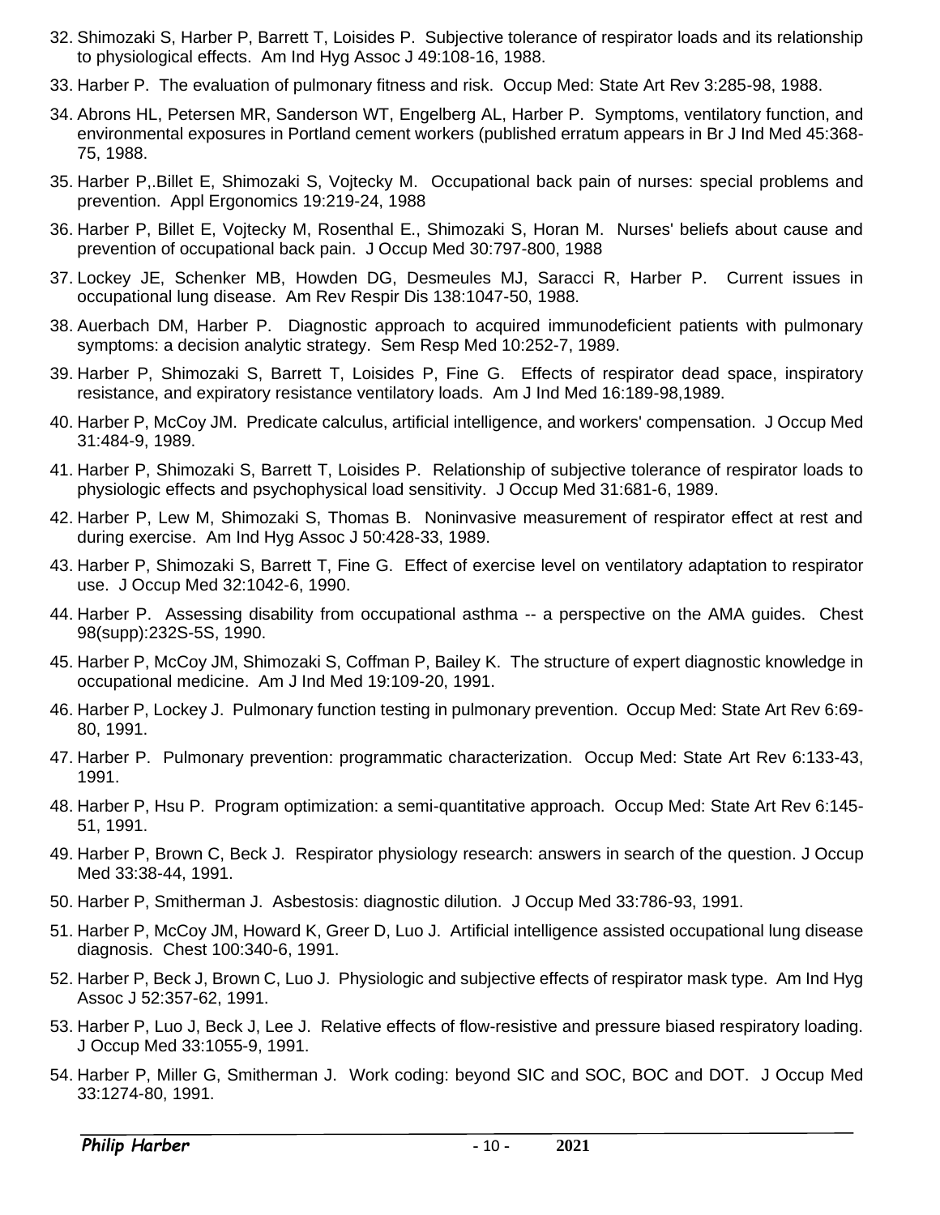32. Shimozaki S, Harber P, Barrett T, Loisides P. Subjective tolerance of respirator loads and its relationship to physiological effects. Am Ind Hyg Assoc J 49:108-16, 1988.
33. Harber P. The evaluation of pulmonary fitness and risk. Occup Med: State Art Rev 3:285-98, 1988.
34. Abrons HL, Petersen MR, Sanderson WT, Engelberg AL, Harber P. Symptoms, ventilatory function, and environmental exposures in Portland cement workers (published erratum appears in Br J Ind Med 45:368-75, 1988.
35. Harber P,.Billet E, Shimozaki S, Vojtecky M. Occupational back pain of nurses: special problems and prevention. Appl Ergonomics 19:219-24, 1988
36. Harber P, Billet E, Vojtecky M, Rosenthal E., Shimozaki S, Horan M. Nurses' beliefs about cause and prevention of occupational back pain. J Occup Med 30:797-800, 1988
37. Lockey JE, Schenker MB, Howden DG, Desmeules MJ, Saracci R, Harber P. Current issues in occupational lung disease. Am Rev Respir Dis 138:1047-50, 1988.
38. Auerbach DM, Harber P. Diagnostic approach to acquired immunodeficient patients with pulmonary symptoms: a decision analytic strategy. Sem Resp Med 10:252-7, 1989.
39. Harber P, Shimozaki S, Barrett T, Loisides P, Fine G. Effects of respirator dead space, inspiratory resistance, and expiratory resistance ventilatory loads. Am J Ind Med 16:189-98,1989.
40. Harber P, McCoy JM. Predicate calculus, artificial intelligence, and workers' compensation. J Occup Med 31:484-9, 1989.
41. Harber P, Shimozaki S, Barrett T, Loisides P. Relationship of subjective tolerance of respirator loads to physiologic effects and psychophysical load sensitivity. J Occup Med 31:681-6, 1989.
42. Harber P, Lew M, Shimozaki S, Thomas B. Noninvasive measurement of respirator effect at rest and during exercise. Am Ind Hyg Assoc J 50:428-33, 1989.
43. Harber P, Shimozaki S, Barrett T, Fine G. Effect of exercise level on ventilatory adaptation to respirator use. J Occup Med 32:1042-6, 1990.
44. Harber P. Assessing disability from occupational asthma -- a perspective on the AMA guides. Chest 98(supp):232S-5S, 1990.
45. Harber P, McCoy JM, Shimozaki S, Coffman P, Bailey K. The structure of expert diagnostic knowledge in occupational medicine. Am J Ind Med 19:109-20, 1991.
46. Harber P, Lockey J. Pulmonary function testing in pulmonary prevention. Occup Med: State Art Rev 6:69-80, 1991.
47. Harber P. Pulmonary prevention: programmatic characterization. Occup Med: State Art Rev 6:133-43, 1991.
48. Harber P, Hsu P. Program optimization: a semi-quantitative approach. Occup Med: State Art Rev 6:145-51, 1991.
49. Harber P, Brown C, Beck J. Respirator physiology research: answers in search of the question. J Occup Med 33:38-44, 1991.
50. Harber P, Smitherman J. Asbestosis: diagnostic dilution. J Occup Med 33:786-93, 1991.
51. Harber P, McCoy JM, Howard K, Greer D, Luo J. Artificial intelligence assisted occupational lung disease diagnosis. Chest 100:340-6, 1991.
52. Harber P, Beck J, Brown C, Luo J. Physiologic and subjective effects of respirator mask type. Am Ind Hyg Assoc J 52:357-62, 1991.
53. Harber P, Luo J, Beck J, Lee J. Relative effects of flow-resistive and pressure biased respiratory loading. J Occup Med 33:1055-9, 1991.
54. Harber P, Miller G, Smitherman J. Work coding: beyond SIC and SOC, BOC and DOT. J Occup Med 33:1274-80, 1991.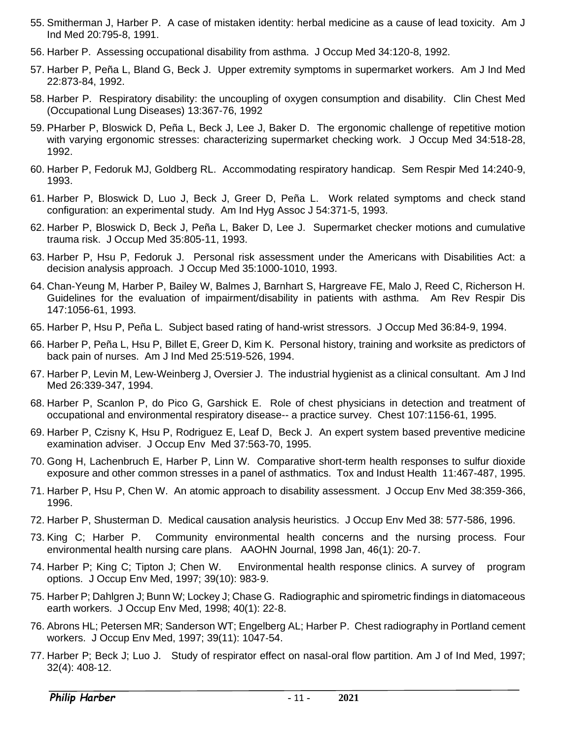55. Smitherman J, Harber P. A case of mistaken identity: herbal medicine as a cause of lead toxicity. Am J Ind Med 20:795-8, 1991.
56. Harber P. Assessing occupational disability from asthma. J Occup Med 34:120-8, 1992.
57. Harber P, Peña L, Bland G, Beck J. Upper extremity symptoms in supermarket workers. Am J Ind Med 22:873-84, 1992.
58. Harber P. Respiratory disability: the uncoupling of oxygen consumption and disability. Clin Chest Med (Occupational Lung Diseases) 13:367-76, 1992
59. PHarber P, Bloswick D, Peña L, Beck J, Lee J, Baker D. The ergonomic challenge of repetitive motion with varying ergonomic stresses: characterizing supermarket checking work. J Occup Med 34:518-28, 1992.
60. Harber P, Fedoruk MJ, Goldberg RL. Accommodating respiratory handicap. Sem Respir Med 14:240-9, 1993.
61. Harber P, Bloswick D, Luo J, Beck J, Greer D, Peña L. Work related symptoms and check stand configuration: an experimental study. Am Ind Hyg Assoc J 54:371-5, 1993.
62. Harber P, Bloswick D, Beck J, Peña L, Baker D, Lee J. Supermarket checker motions and cumulative trauma risk. J Occup Med 35:805-11, 1993.
63. Harber P, Hsu P, Fedoruk J. Personal risk assessment under the Americans with Disabilities Act: a decision analysis approach. J Occup Med 35:1000-1010, 1993.
64. Chan-Yeung M, Harber P, Bailey W, Balmes J, Barnhart S, Hargreave FE, Malo J, Reed C, Richerson H. Guidelines for the evaluation of impairment/disability in patients with asthma. Am Rev Respir Dis 147:1056-61, 1993.
65. Harber P, Hsu P, Peña L. Subject based rating of hand-wrist stressors. J Occup Med 36:84-9, 1994.
66. Harber P, Peña L, Hsu P, Billet E, Greer D, Kim K. Personal history, training and worksite as predictors of back pain of nurses. Am J Ind Med 25:519-526, 1994.
67. Harber P, Levin M, Lew-Weinberg J, Oversier J. The industrial hygienist as a clinical consultant. Am J Ind Med 26:339-347, 1994.
68. Harber P, Scanlon P, do Pico G, Garshick E. Role of chest physicians in detection and treatment of occupational and environmental respiratory disease-- a practice survey. Chest 107:1156-61, 1995.
69. Harber P, Czisny K, Hsu P, Rodriguez E, Leaf D, Beck J. An expert system based preventive medicine examination adviser. J Occup Env Med 37:563-70, 1995.
70. Gong H, Lachenbruch E, Harber P, Linn W. Comparative short-term health responses to sulfur dioxide exposure and other common stresses in a panel of asthmatics. Tox and Indust Health 11:467-487, 1995.
71. Harber P, Hsu P, Chen W. An atomic approach to disability assessment. J Occup Env Med 38:359-366, 1996.
72. Harber P, Shusterman D. Medical causation analysis heuristics. J Occup Env Med 38: 577-586, 1996.
73. King C; Harber P. Community environmental health concerns and the nursing process. Four environmental health nursing care plans. AAOHN Journal, 1998 Jan, 46(1): 20-7.
74. Harber P; King C; Tipton J; Chen W. Environmental health response clinics. A survey of program options. J Occup Env Med, 1997; 39(10): 983-9.
75. Harber P; Dahlgren J; Bunn W; Lockey J; Chase G. Radiographic and spirometric findings in diatomaceous earth workers. J Occup Env Med, 1998; 40(1): 22-8.
76. Abrons HL; Petersen MR; Sanderson WT; Engelberg AL; Harber P. Chest radiography in Portland cement workers. J Occup Env Med, 1997; 39(11): 1047-54.
77. Harber P; Beck J; Luo J. Study of respirator effect on nasal-oral flow partition. Am J of Ind Med, 1997; 32(4): 408-12.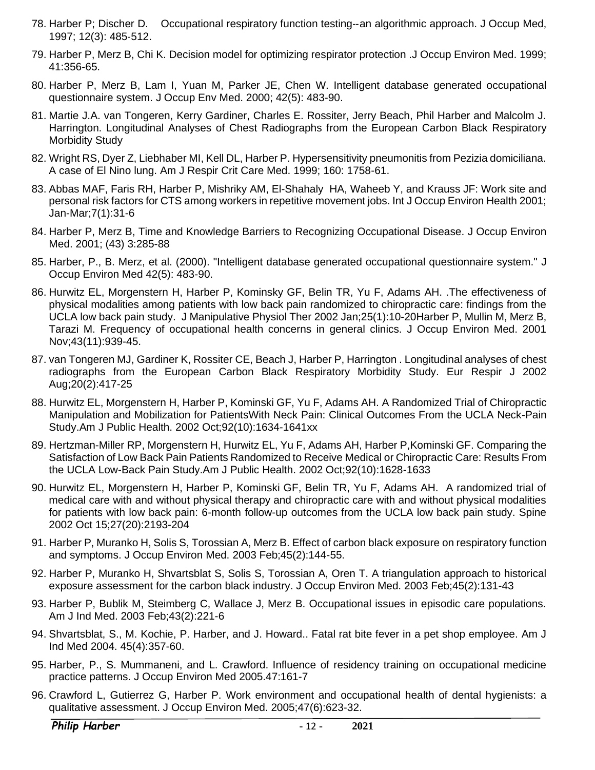78. Harber P; Discher D. Occupational respiratory function testing--an algorithmic approach. J Occup Med, 1997; 12(3): 485-512.

79. Harber P, Merz B, Chi K. Decision model for optimizing respirator protection .J Occup Environ Med. 1999; 41:356-65.

80. Harber P, Merz B, Lam I, Yuan M, Parker JE, Chen W. Intelligent database generated occupational questionnaire system. J Occup Env Med. 2000; 42(5): 483-90.

81. Martie J.A. van Tongeren, Kerry Gardiner, Charles E. Rossiter, Jerry Beach, Phil Harber and Malcolm J. Harrington. Longitudinal Analyses of Chest Radiographs from the European Carbon Black Respiratory Morbidity Study

82. Wright RS, Dyer Z, Liebhaber MI, Kell DL, Harber P. Hypersensitivity pneumonitis from Pezizia domiciliana. A case of El Nino lung. Am J Respir Crit Care Med. 1999; 160: 1758-61.

83. Abbas MAF, Faris RH, Harber P, Mishriky AM, El-Shahaly HA, Waheeb Y, and Krauss JF: Work site and personal risk factors for CTS among workers in repetitive movement jobs. Int J Occup Environ Health 2001; Jan-Mar;7(1):31-6

84. Harber P, Merz B, Time and Knowledge Barriers to Recognizing Occupational Disease. J Occup Environ Med. 2001; (43) 3:285-88

85. Harber, P., B. Merz, et al. (2000). "Intelligent database generated occupational questionnaire system." J Occup Environ Med 42(5): 483-90.

86. Hurwitz EL, Morgenstern H, Harber P, Kominsky GF, Belin TR, Yu F, Adams AH. .The effectiveness of physical modalities among patients with low back pain randomized to chiropractic care: findings from the UCLA low back pain study. J Manipulative Physiol Ther 2002 Jan;25(1):10-20Harber P, Mullin M, Merz B, Tarazi M. Frequency of occupational health concerns in general clinics. J Occup Environ Med. 2001 Nov;43(11):939-45.

87. van Tongeren MJ, Gardiner K, Rossiter CE, Beach J, Harber P, Harrington . Longitudinal analyses of chest radiographs from the European Carbon Black Respiratory Morbidity Study. Eur Respir J 2002 Aug;20(2):417-25

88. Hurwitz EL, Morgenstern H, Harber P, Kominski GF, Yu F, Adams AH. A Randomized Trial of Chiropractic Manipulation and Mobilization for PatientsWith Neck Pain: Clinical Outcomes From the UCLA Neck-Pain Study.Am J Public Health. 2002 Oct;92(10):1634-1641xx

89. Hertzman-Miller RP, Morgenstern H, Hurwitz EL, Yu F, Adams AH, Harber P,Kominski GF. Comparing the Satisfaction of Low Back Pain Patients Randomized to Receive Medical or Chiropractic Care: Results From the UCLA Low-Back Pain Study.Am J Public Health. 2002 Oct;92(10):1628-1633

90. Hurwitz EL, Morgenstern H, Harber P, Kominski GF, Belin TR, Yu F, Adams AH. A randomized trial of medical care with and without physical therapy and chiropractic care with and without physical modalities for patients with low back pain: 6-month follow-up outcomes from the UCLA low back pain study. Spine 2002 Oct 15;27(20):2193-204

91. Harber P, Muranko H, Solis S, Torossian A, Merz B. Effect of carbon black exposure on respiratory function and symptoms. J Occup Environ Med. 2003 Feb;45(2):144-55.

92. Harber P, Muranko H, Shvartsblat S, Solis S, Torossian A, Oren T. A triangulation approach to historical exposure assessment for the carbon black industry. J Occup Environ Med. 2003 Feb;45(2):131-43

93. Harber P, Bublik M, Steimberg C, Wallace J, Merz B. Occupational issues in episodic care populations. Am J Ind Med. 2003 Feb;43(2):221-6

94. Shvartsblat, S., M. Kochie, P. Harber, and J. Howard.. Fatal rat bite fever in a pet shop employee. Am J Ind Med 2004. 45(4):357-60.

95. Harber, P., S. Mummaneni, and L. Crawford. Influence of residency training on occupational medicine practice patterns. J Occup Environ Med 2005.47:161-7

96. Crawford L, Gutierrez G, Harber P. Work environment and occupational health of dental hygienists: a qualitative assessment. J Occup Environ Med. 2005;47(6):623-32.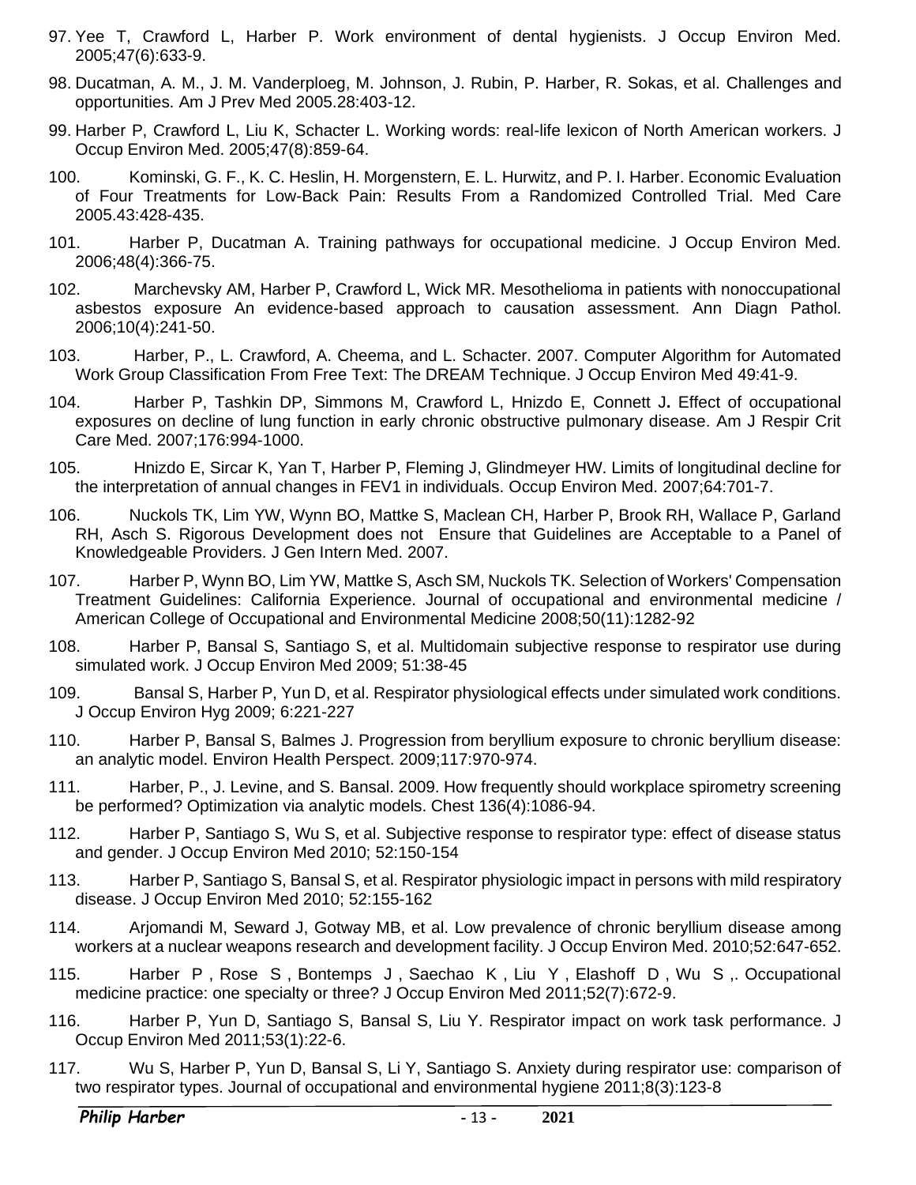97. Yee T, Crawford L, Harber P. Work environment of dental hygienists. J Occup Environ Med. 2005;47(6):633-9.

98. Ducatman, A. M., J. M. Vanderploeg, M. Johnson, J. Rubin, P. Harber, R. Sokas, et al. Challenges and opportunities. Am J Prev Med 2005.28:403-12.

99. Harber P, Crawford L, Liu K, Schacter L. Working words: real-life lexicon of North American workers. J Occup Environ Med. 2005;47(8):859-64.

100. Kominski, G. F., K. C. Heslin, H. Morgenstern, E. L. Hurwitz, and P. I. Harber. Economic Evaluation of Four Treatments for Low-Back Pain: Results From a Randomized Controlled Trial. Med Care 2005.43:428-435.

101. Harber P, Ducatman A. Training pathways for occupational medicine. J Occup Environ Med. 2006;48(4):366-75.

102. Marchevsky AM, Harber P, Crawford L, Wick MR. Mesothelioma in patients with nonoccupational asbestos exposure An evidence-based approach to causation assessment. Ann Diagn Pathol. 2006;10(4):241-50.

103. Harber, P., L. Crawford, A. Cheema, and L. Schacter. 2007. Computer Algorithm for Automated Work Group Classification From Free Text: The DREAM Technique. J Occup Environ Med 49:41-9.

104. Harber P, Tashkin DP, Simmons M, Crawford L, Hnizdo E, Connett J**.** Effect of occupational exposures on decline of lung function in early chronic obstructive pulmonary disease. Am J Respir Crit Care Med. 2007;176:994-1000.

105. Hnizdo E, Sircar K, Yan T, Harber P, Fleming J, Glindmeyer HW. Limits of longitudinal decline for the interpretation of annual changes in FEV1 in individuals. Occup Environ Med. 2007;64:701-7.

106. Nuckols TK, Lim YW, Wynn BO, Mattke S, Maclean CH, Harber P, Brook RH, Wallace P, Garland RH, Asch S. Rigorous Development does not Ensure that Guidelines are Acceptable to a Panel of Knowledgeable Providers. J Gen Intern Med. 2007.

107. Harber P, Wynn BO, Lim YW, Mattke S, Asch SM, Nuckols TK. Selection of Workers' Compensation Treatment Guidelines: California Experience. Journal of occupational and environmental medicine / American College of Occupational and Environmental Medicine 2008;50(11):1282-92

108. Harber P, Bansal S, Santiago S, et al. Multidomain subjective response to respirator use during simulated work. J Occup Environ Med 2009; 51:38-45

109. Bansal S, Harber P, Yun D, et al. Respirator physiological effects under simulated work conditions. J Occup Environ Hyg 2009; 6:221-227

110. Harber P, Bansal S, Balmes J. Progression from beryllium exposure to chronic beryllium disease: an analytic model. Environ Health Perspect. 2009;117:970-974.

111. Harber, P., J. Levine, and S. Bansal. 2009. How frequently should workplace spirometry screening be performed? Optimization via analytic models. Chest 136(4):1086-94.

112. Harber P, Santiago S, Wu S, et al. Subjective response to respirator type: effect of disease status and gender. J Occup Environ Med 2010; 52:150-154

113. Harber P, Santiago S, Bansal S, et al. Respirator physiologic impact in persons with mild respiratory disease. J Occup Environ Med 2010; 52:155-162

114. Arjomandi M, Seward J, Gotway MB, et al. Low prevalence of chronic beryllium disease among workers at a nuclear weapons research and development facility. J Occup Environ Med. 2010;52:647-652.

115. Harber P , Rose S , Bontemps J , Saechao K , Liu Y , Elashoff D , Wu S ,. Occupational medicine practice: one specialty or three? J Occup Environ Med 2011;52(7):672-9.

116. Harber P, Yun D, Santiago S, Bansal S, Liu Y. Respirator impact on work task performance. J Occup Environ Med 2011;53(1):22-6.

117. Wu S, Harber P, Yun D, Bansal S, Li Y, Santiago S. Anxiety during respirator use: comparison of two respirator types. Journal of occupational and environmental hygiene 2011;8(3):123-8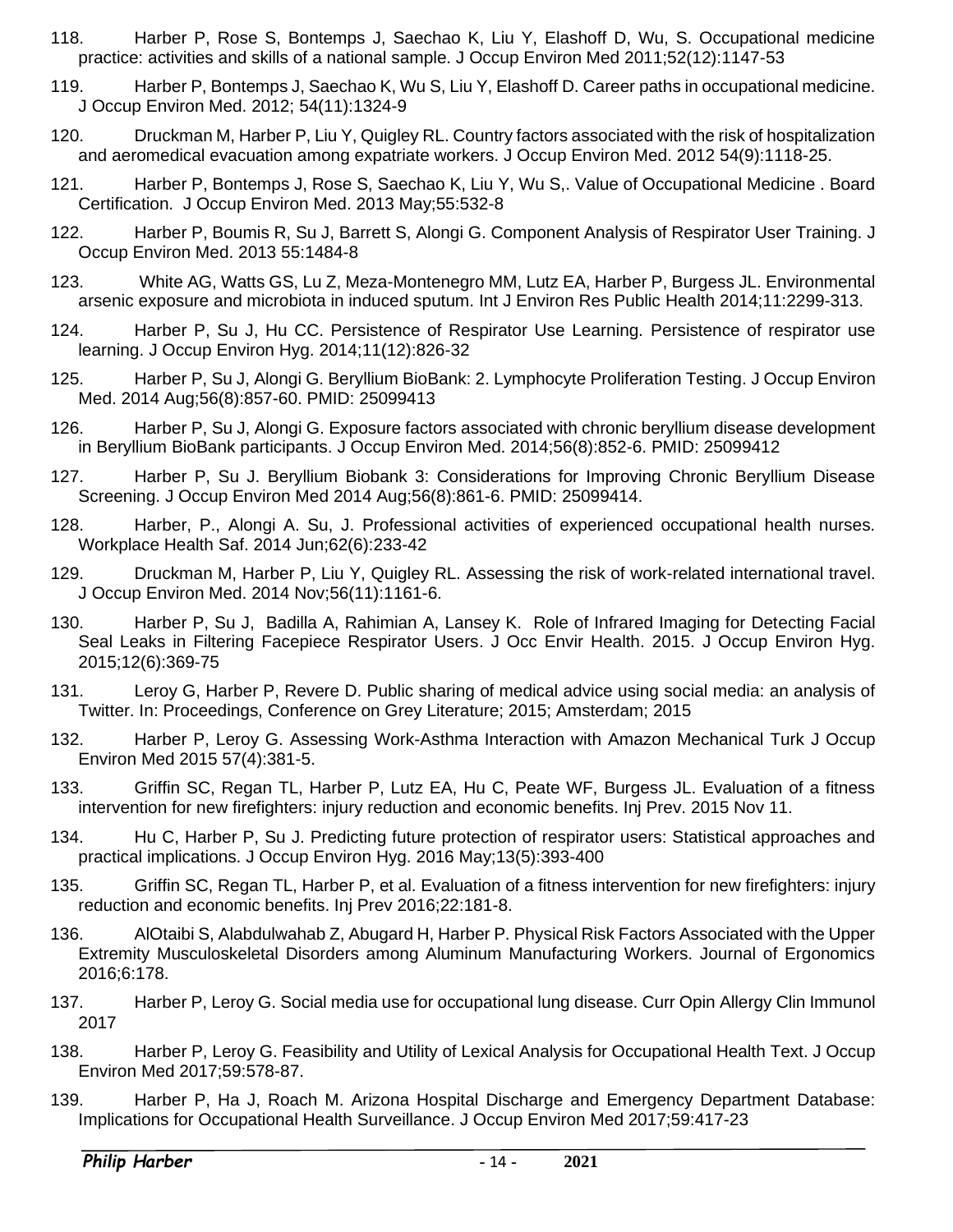118. Harber P, Rose S, Bontemps J, Saechao K, Liu Y, Elashoff D, Wu, S. Occupational medicine practice: activities and skills of a national sample. J Occup Environ Med 2011;52(12):1147-53

119. Harber P, Bontemps J, Saechao K, Wu S, Liu Y, Elashoff D. Career paths in occupational medicine. J Occup Environ Med. 2012; 54(11):1324-9

120. Druckman M, Harber P, Liu Y, Quigley RL. Country factors associated with the risk of hospitalization and aeromedical evacuation among expatriate workers. J Occup Environ Med. 2012 54(9):1118-25.

121. Harber P, Bontemps J, Rose S, Saechao K, Liu Y, Wu S,. Value of Occupational Medicine . Board Certification. J Occup Environ Med. 2013 May;55:532-8

122. Harber P, Boumis R, Su J, Barrett S, Alongi G. Component Analysis of Respirator User Training. J Occup Environ Med. 2013 55:1484-8

123. White AG, Watts GS, Lu Z, Meza-Montenegro MM, Lutz EA, Harber P, Burgess JL. Environmental arsenic exposure and microbiota in induced sputum. Int J Environ Res Public Health 2014;11:2299-313.

124. Harber P, Su J, Hu CC. Persistence of Respirator Use Learning. Persistence of respirator use learning. J Occup Environ Hyg. 2014;11(12):826-32

125. Harber P, Su J, Alongi G. Beryllium BioBank: 2. Lymphocyte Proliferation Testing. J Occup Environ Med. 2014 Aug;56(8):857-60. PMID: 25099413

126. Harber P, Su J, Alongi G. Exposure factors associated with chronic beryllium disease development in Beryllium BioBank participants. J Occup Environ Med. 2014;56(8):852-6. PMID: 25099412

127. Harber P, Su J. Beryllium Biobank 3: Considerations for Improving Chronic Beryllium Disease Screening. J Occup Environ Med 2014 Aug;56(8):861-6. PMID: 25099414.

128. Harber, P., Alongi A. Su, J. Professional activities of experienced occupational health nurses. Workplace Health Saf. 2014 Jun;62(6):233-42

129. Druckman M, Harber P, Liu Y, Quigley RL. Assessing the risk of work-related international travel. J Occup Environ Med. 2014 Nov;56(11):1161-6.

130. Harber P, Su J, Badilla A, Rahimian A, Lansey K. Role of Infrared Imaging for Detecting Facial Seal Leaks in Filtering Facepiece Respirator Users. J Occ Envir Health. 2015. J Occup Environ Hyg. 2015;12(6):369-75

131. Leroy G, Harber P, Revere D. Public sharing of medical advice using social media: an analysis of Twitter. In: Proceedings, Conference on Grey Literature; 2015; Amsterdam; 2015

132. Harber P, Leroy G. Assessing Work-Asthma Interaction with Amazon Mechanical Turk J Occup Environ Med 2015 57(4):381-5.

133. Griffin SC, Regan TL, Harber P, Lutz EA, Hu C, Peate WF, Burgess JL. Evaluation of a fitness intervention for new firefighters: injury reduction and economic benefits. Inj Prev. 2015 Nov 11.

134. Hu C, Harber P, Su J. Predicting future protection of respirator users: Statistical approaches and practical implications. J Occup Environ Hyg. 2016 May;13(5):393-400

135. Griffin SC, Regan TL, Harber P, et al. Evaluation of a fitness intervention for new firefighters: injury reduction and economic benefits. Inj Prev 2016;22:181-8.

136. AlOtaibi S, Alabdulwahab Z, Abugard H, Harber P. Physical Risk Factors Associated with the Upper Extremity Musculoskeletal Disorders among Aluminum Manufacturing Workers. Journal of Ergonomics 2016;6:178.

137. Harber P, Leroy G. Social media use for occupational lung disease. Curr Opin Allergy Clin Immunol 2017

138. Harber P, Leroy G. Feasibility and Utility of Lexical Analysis for Occupational Health Text. J Occup Environ Med 2017;59:578-87.

139. Harber P, Ha J, Roach M. Arizona Hospital Discharge and Emergency Department Database: Implications for Occupational Health Surveillance. J Occup Environ Med 2017;59:417-23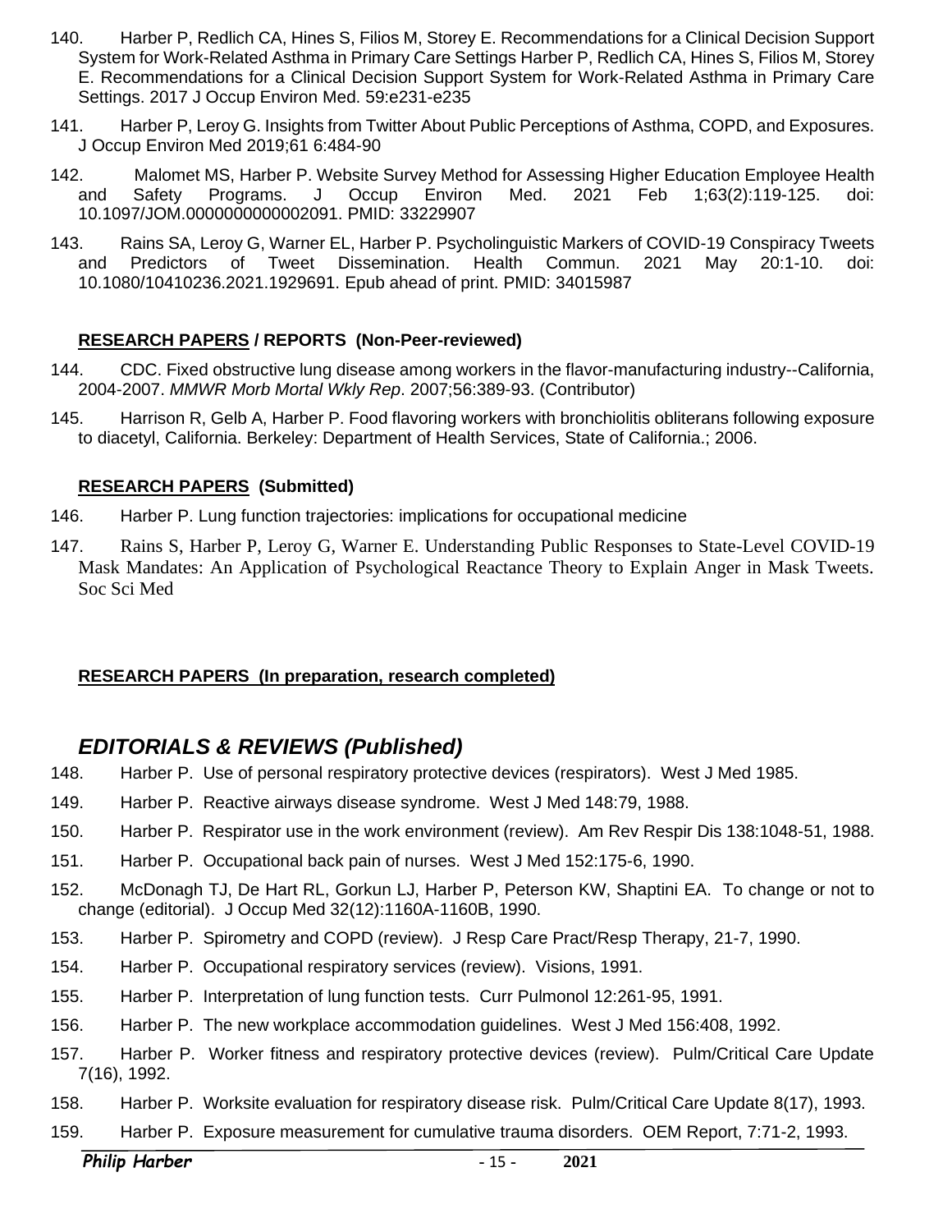140. Harber P, Redlich CA, Hines S, Filios M, Storey E. Recommendations for a Clinical Decision Support System for Work-Related Asthma in Primary Care Settings Harber P, Redlich CA, Hines S, Filios M, Storey E. Recommendations for a Clinical Decision Support System for Work-Related Asthma in Primary Care Settings. 2017 J Occup Environ Med. 59:e231-e235

141. Harber P, Leroy G. Insights from Twitter About Public Perceptions of Asthma, COPD, and Exposures. J Occup Environ Med 2019;61 6:484-90

142. Malomet MS, Harber P. Website Survey Method for Assessing Higher Education Employee Health and Safety Programs. J Occup Environ Med. 2021 Feb 1;63(2):119-125. doi: 10.1097/JOM.0000000000002091. PMID: 33229907

143. Rains SA, Leroy G, Warner EL, Harber P. Psycholinguistic Markers of COVID-19 Conspiracy Tweets and Predictors of Tweet Dissemination. Health Commun. 2021 May 20:1-10. doi: 10.1080/10410236.2021.1929691. Epub ahead of print. PMID: 34015987

**RESEARCH PAPERS / REPORTS (Non-Peer-reviewed)**

144. CDC. Fixed obstructive lung disease among workers in the flavor-manufacturing industry--California, 2004-2007. *MMWR Morb Mortal Wkly Rep*. 2007;56:389-93. (Contributor)

145. Harrison R, Gelb A, Harber P. Food flavoring workers with bronchiolitis obliterans following exposure to diacetyl, California. Berkeley: Department of Health Services, State of California.; 2006.

**RESEARCH PAPERS (Submitted)**

146. Harber P. Lung function trajectories: implications for occupational medicine

147. Rains S, Harber P, Leroy G, Warner E. Understanding Public Responses to State-Level COVID-19 Mask Mandates: An Application of Psychological Reactance Theory to Explain Anger in Mask Tweets. Soc Sci Med

**RESEARCH PAPERS (In preparation, research completed)**

## *EDITORIALS & REVIEWS (Published)*

148. Harber P. Use of personal respiratory protective devices (respirators). West J Med 1985.

149. Harber P. Reactive airways disease syndrome. West J Med 148:79, 1988.

150. Harber P. Respirator use in the work environment (review). Am Rev Respir Dis 138:1048-51, 1988.

151. Harber P. Occupational back pain of nurses. West J Med 152:175-6, 1990.

152. McDonagh TJ, De Hart RL, Gorkun LJ, Harber P, Peterson KW, Shaptini EA. To change or not to change (editorial). J Occup Med 32(12):1160A-1160B, 1990.

153. Harber P. Spirometry and COPD (review). J Resp Care Pract/Resp Therapy, 21-7, 1990.

154. Harber P. Occupational respiratory services (review). Visions, 1991.

155. Harber P. Interpretation of lung function tests. Curr Pulmonol 12:261-95, 1991.

156. Harber P. The new workplace accommodation guidelines. West J Med 156:408, 1992.

157. Harber P. Worker fitness and respiratory protective devices (review). Pulm/Critical Care Update 7(16), 1992.

158. Harber P. Worksite evaluation for respiratory disease risk. Pulm/Critical Care Update 8(17), 1993.

159. Harber P. Exposure measurement for cumulative trauma disorders. OEM Report, 7:71-2, 1993.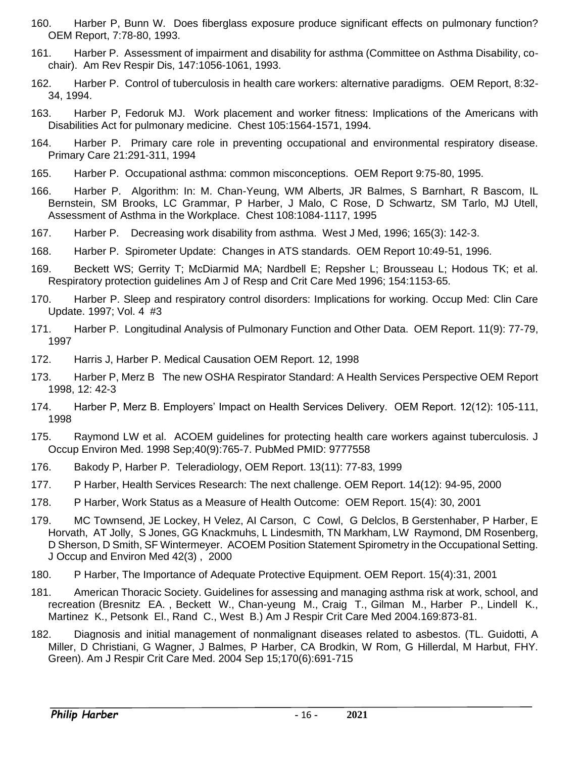160. Harber P, Bunn W. Does fiberglass exposure produce significant effects on pulmonary function? OEM Report, 7:78-80, 1993.

161. Harber P. Assessment of impairment and disability for asthma (Committee on Asthma Disability, co-chair). Am Rev Respir Dis, 147:1056-1061, 1993.

162. Harber P. Control of tuberculosis in health care workers: alternative paradigms. OEM Report, 8:32-34, 1994.

163. Harber P, Fedoruk MJ. Work placement and worker fitness: Implications of the Americans with Disabilities Act for pulmonary medicine. Chest 105:1564-1571, 1994.

164. Harber P. Primary care role in preventing occupational and environmental respiratory disease. Primary Care 21:291-311, 1994

165. Harber P. Occupational asthma: common misconceptions. OEM Report 9:75-80, 1995.

166. Harber P. Algorithm: In: M. Chan-Yeung, WM Alberts, JR Balmes, S Barnhart, R Bascom, IL Bernstein, SM Brooks, LC Grammar, P Harber, J Malo, C Rose, D Schwartz, SM Tarlo, MJ Utell, Assessment of Asthma in the Workplace. Chest 108:1084-1117, 1995

167. Harber P. Decreasing work disability from asthma. West J Med, 1996; 165(3): 142-3.

168. Harber P. Spirometer Update: Changes in ATS standards. OEM Report 10:49-51, 1996.

169. Beckett WS; Gerrity T; McDiarmid MA; Nardbell E; Repsher L; Brousseau L; Hodous TK; et al. Respiratory protection guidelines Am J of Resp and Crit Care Med 1996; 154:1153-65.

170. Harber P. Sleep and respiratory control disorders: Implications for working. Occup Med: Clin Care Update. 1997; Vol. 4 #3

171. Harber P. Longitudinal Analysis of Pulmonary Function and Other Data. OEM Report. 11(9): 77-79, 1997

172. Harris J, Harber P. Medical Causation OEM Report. 12, 1998

173. Harber P, Merz B The new OSHA Respirator Standard: A Health Services Perspective OEM Report 1998, 12: 42-3

174. Harber P, Merz B. Employers' Impact on Health Services Delivery. OEM Report. 12(12): 105-111, 1998

175. Raymond LW et al. ACOEM guidelines for protecting health care workers against tuberculosis. J Occup Environ Med. 1998 Sep;40(9):765-7. PubMed PMID: 9777558

176. Bakody P, Harber P. Teleradiology, OEM Report. 13(11): 77-83, 1999

177. P Harber, Health Services Research: The next challenge. OEM Report. 14(12): 94-95, 2000

178. P Harber, Work Status as a Measure of Health Outcome: OEM Report. 15(4): 30, 2001

179. MC Townsend, JE Lockey, H Velez, AI Carson, C Cowl, G Delclos, B Gerstenhaber, P Harber, E Horvath, AT Jolly, S Jones, GG Knackmuhs, L Lindesmith, TN Markham, LW Raymond, DM Rosenberg, D Sherson, D Smith, SF Wintermeyer. ACOEM Position Statement Spirometry in the Occupational Setting. J Occup and Environ Med 42(3) , 2000

180. P Harber, The Importance of Adequate Protective Equipment. OEM Report. 15(4):31, 2001

181. American Thoracic Society. Guidelines for assessing and managing asthma risk at work, school, and recreation (Bresnitz EA. , Beckett W., Chan-yeung M., Craig T., Gilman M., Harber P., Lindell K., Martinez K., Petsonk El., Rand C., West B.) Am J Respir Crit Care Med 2004.169:873-81.

182. Diagnosis and initial management of nonmalignant diseases related to asbestos. (TL. Guidotti, A Miller, D Christiani, G Wagner, J Balmes, P Harber, CA Brodkin, W Rom, G Hillerdal, M Harbut, FHY. Green). Am J Respir Crit Care Med. 2004 Sep 15;170(6):691-715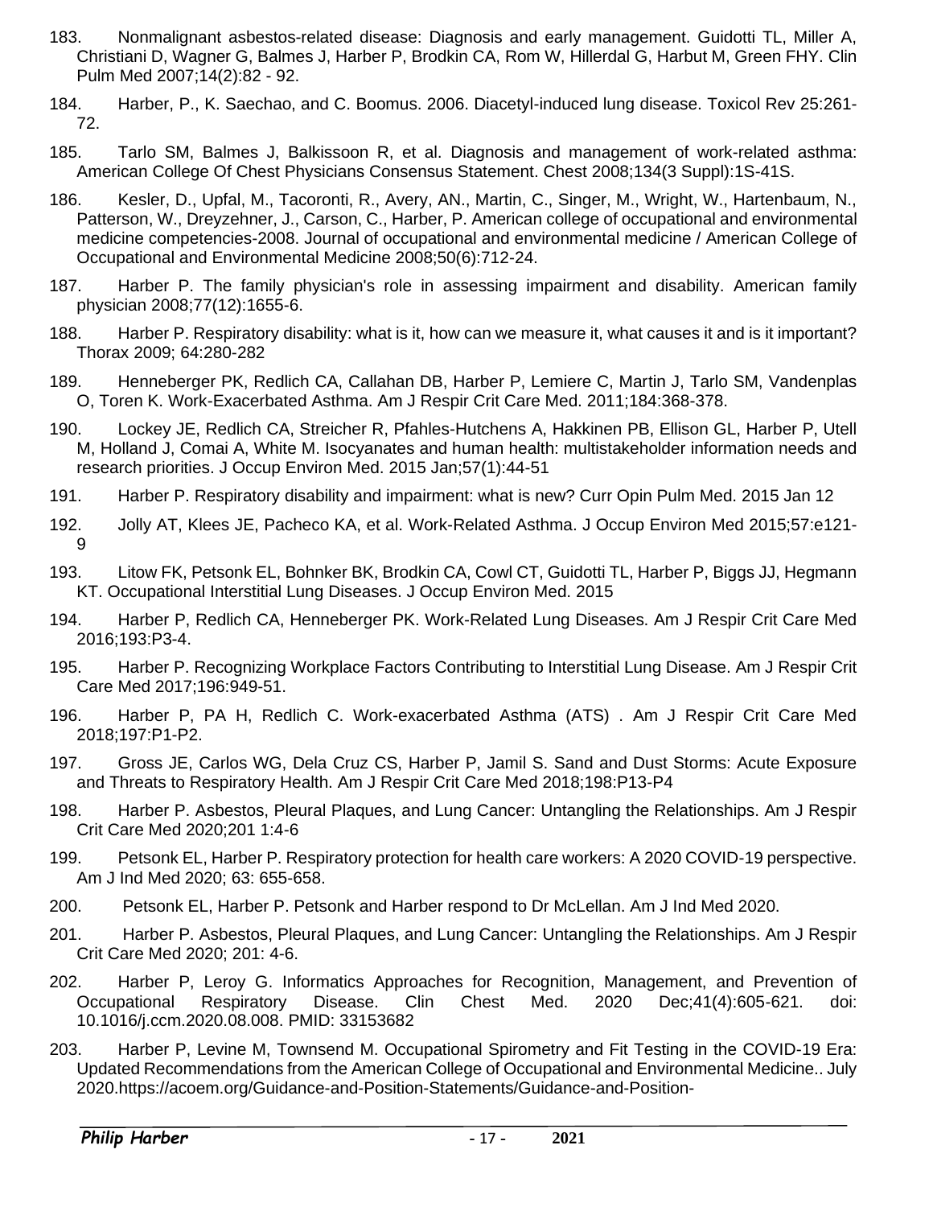183. Nonmalignant asbestos-related disease: Diagnosis and early management. Guidotti TL, Miller A, Christiani D, Wagner G, Balmes J, Harber P, Brodkin CA, Rom W, Hillerdal G, Harbut M, Green FHY. Clin Pulm Med 2007;14(2):82 - 92.

184. Harber, P., K. Saechao, and C. Boomus. 2006. Diacetyl-induced lung disease. Toxicol Rev 25:261-72.

185. Tarlo SM, Balmes J, Balkissoon R, et al. Diagnosis and management of work-related asthma: American College Of Chest Physicians Consensus Statement. Chest 2008;134(3 Suppl):1S-41S.

186. Kesler, D., Upfal, M., Tacoronti, R., Avery, AN., Martin, C., Singer, M., Wright, W., Hartenbaum, N., Patterson, W., Dreyzehner, J., Carson, C., Harber, P. American college of occupational and environmental medicine competencies-2008. Journal of occupational and environmental medicine / American College of Occupational and Environmental Medicine 2008;50(6):712-24.

187. Harber P. The family physician's role in assessing impairment and disability. American family physician 2008;77(12):1655-6.

188. Harber P. Respiratory disability: what is it, how can we measure it, what causes it and is it important? Thorax 2009; 64:280-282

189. Henneberger PK, Redlich CA, Callahan DB, Harber P, Lemiere C, Martin J, Tarlo SM, Vandenplas O, Toren K. Work-Exacerbated Asthma. Am J Respir Crit Care Med. 2011;184:368-378.

190. Lockey JE, Redlich CA, Streicher R, Pfahles-Hutchens A, Hakkinen PB, Ellison GL, Harber P, Utell M, Holland J, Comai A, White M. Isocyanates and human health: multistakeholder information needs and research priorities. J Occup Environ Med. 2015 Jan;57(1):44-51

191. Harber P. Respiratory disability and impairment: what is new? Curr Opin Pulm Med. 2015 Jan 12

192. Jolly AT, Klees JE, Pacheco KA, et al. Work-Related Asthma. J Occup Environ Med 2015;57:e121-9

193. Litow FK, Petsonk EL, Bohnker BK, Brodkin CA, Cowl CT, Guidotti TL, Harber P, Biggs JJ, Hegmann KT. Occupational Interstitial Lung Diseases. J Occup Environ Med. 2015

194. Harber P, Redlich CA, Henneberger PK. Work-Related Lung Diseases. Am J Respir Crit Care Med 2016;193:P3-4.

195. Harber P. Recognizing Workplace Factors Contributing to Interstitial Lung Disease. Am J Respir Crit Care Med 2017;196:949-51.

196. Harber P, PA H, Redlich C. Work-exacerbated Asthma (ATS) . Am J Respir Crit Care Med 2018;197:P1-P2.

197. Gross JE, Carlos WG, Dela Cruz CS, Harber P, Jamil S. Sand and Dust Storms: Acute Exposure and Threats to Respiratory Health. Am J Respir Crit Care Med 2018;198:P13-P4

198. Harber P. Asbestos, Pleural Plaques, and Lung Cancer: Untangling the Relationships. Am J Respir Crit Care Med 2020;201 1:4-6

199. Petsonk EL, Harber P. Respiratory protection for health care workers: A 2020 COVID-19 perspective. Am J Ind Med 2020; 63: 655-658.

200. Petsonk EL, Harber P. Petsonk and Harber respond to Dr McLellan. Am J Ind Med 2020.

201. Harber P. Asbestos, Pleural Plaques, and Lung Cancer: Untangling the Relationships. Am J Respir Crit Care Med 2020; 201: 4-6.

202. Harber P, Leroy G. Informatics Approaches for Recognition, Management, and Prevention of Occupational Respiratory Disease. Clin Chest Med. 2020 Dec;41(4):605-621. doi: 10.1016/j.ccm.2020.08.008. PMID: 33153682

203. Harber P, Levine M, Townsend M. Occupational Spirometry and Fit Testing in the COVID-19 Era: Updated Recommendations from the American College of Occupational and Environmental Medicine.. July 2020.https://acoem.org/Guidance-and-Position-Statements/Guidance-and-Position-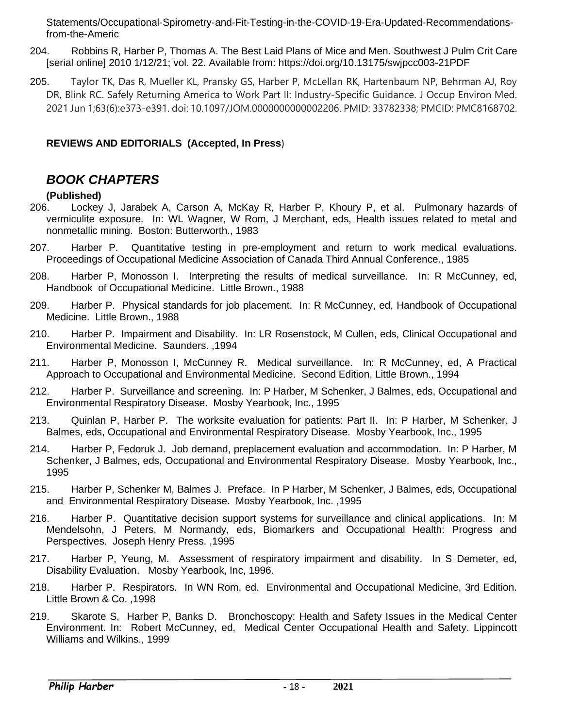Statements/Occupational-Spirometry-and-Fit-Testing-in-the-COVID-19-Era-Updated-Recommendations-from-the-Americ

204. Robbins R, Harber P, Thomas A. The Best Laid Plans of Mice and Men. Southwest J Pulm Crit Care [serial online] 2010 1/12/21; vol. 22. Available from: https://doi.org/10.13175/swjpcc003-21PDF

205. Taylor TK, Das R, Mueller KL, Pransky GS, Harber P, McLellan RK, Hartenbaum NP, Behrman AJ, Roy DR, Blink RC. Safely Returning America to Work Part II: Industry-Specific Guidance. J Occup Environ Med. 2021 Jun 1;63(6):e373-e391. doi: 10.1097/JOM.0000000000002206. PMID: 33782338; PMCID: PMC8168702.

**REVIEWS AND EDITORIALS (Accepted, In Press**)

## *BOOK CHAPTERS*

**(Published)**

206. Lockey J, Jarabek A, Carson A, McKay R, Harber P, Khoury P, et al. Pulmonary hazards of vermiculite exposure. In: WL Wagner, W Rom, J Merchant, eds, Health issues related to metal and nonmetallic mining. Boston: Butterworth., 1983

207. Harber P. Quantitative testing in pre-employment and return to work medical evaluations. Proceedings of Occupational Medicine Association of Canada Third Annual Conference., 1985

208. Harber P, Monosson I. Interpreting the results of medical surveillance. In: R McCunney, ed, Handbook of Occupational Medicine. Little Brown., 1988

209. Harber P. Physical standards for job placement. In: R McCunney, ed, Handbook of Occupational Medicine. Little Brown., 1988

210. Harber P. Impairment and Disability. In: LR Rosenstock, M Cullen, eds, Clinical Occupational and Environmental Medicine. Saunders. ,1994

211. Harber P, Monosson I, McCunney R. Medical surveillance. In: R McCunney, ed, A Practical Approach to Occupational and Environmental Medicine. Second Edition, Little Brown., 1994

212. Harber P. Surveillance and screening. In: P Harber, M Schenker, J Balmes, eds, Occupational and Environmental Respiratory Disease. Mosby Yearbook, Inc., 1995

213. Quinlan P, Harber P. The worksite evaluation for patients: Part II. In: P Harber, M Schenker, J Balmes, eds, Occupational and Environmental Respiratory Disease. Mosby Yearbook, Inc., 1995

214. Harber P, Fedoruk J. Job demand, preplacement evaluation and accommodation. In: P Harber, M Schenker, J Balmes, eds, Occupational and Environmental Respiratory Disease. Mosby Yearbook, Inc., 1995

215. Harber P, Schenker M, Balmes J. Preface. In P Harber, M Schenker, J Balmes, eds, Occupational and Environmental Respiratory Disease. Mosby Yearbook, Inc. ,1995

216. Harber P. Quantitative decision support systems for surveillance and clinical applications. In: M Mendelsohn, J Peters, M Normandy, eds, Biomarkers and Occupational Health: Progress and Perspectives. Joseph Henry Press. ,1995

217. Harber P, Yeung, M. Assessment of respiratory impairment and disability. In S Demeter, ed, Disability Evaluation. Mosby Yearbook, Inc, 1996.

218. Harber P. Respirators. In WN Rom, ed. Environmental and Occupational Medicine, 3rd Edition. Little Brown & Co. ,1998

219. Skarote S, Harber P, Banks D. Bronchoscopy: Health and Safety Issues in the Medical Center Environment. In: Robert McCunney, ed, Medical Center Occupational Health and Safety. Lippincott Williams and Wilkins., 1999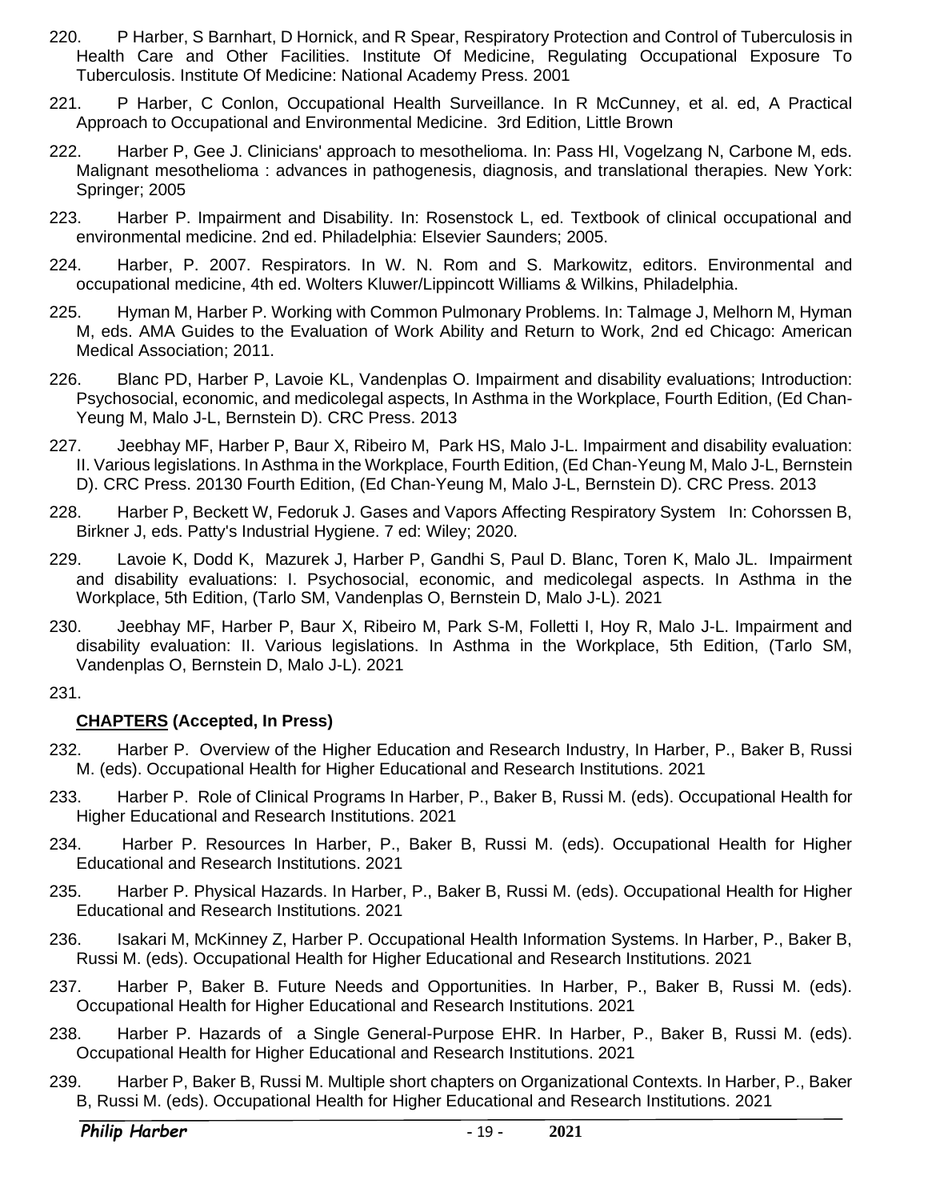220. P Harber, S Barnhart, D Hornick, and R Spear, Respiratory Protection and Control of Tuberculosis in Health Care and Other Facilities. Institute Of Medicine, Regulating Occupational Exposure To Tuberculosis. Institute Of Medicine: National Academy Press. 2001

221. P Harber, C Conlon, Occupational Health Surveillance. In R McCunney, et al. ed, A Practical Approach to Occupational and Environmental Medicine. 3rd Edition, Little Brown

222. Harber P, Gee J. Clinicians' approach to mesothelioma. In: Pass HI, Vogelzang N, Carbone M, eds. Malignant mesothelioma : advances in pathogenesis, diagnosis, and translational therapies. New York: Springer; 2005

223. Harber P. Impairment and Disability. In: Rosenstock L, ed. Textbook of clinical occupational and environmental medicine. 2nd ed. Philadelphia: Elsevier Saunders; 2005.

224. Harber, P. 2007. Respirators. In W. N. Rom and S. Markowitz, editors. Environmental and occupational medicine, 4th ed. Wolters Kluwer/Lippincott Williams & Wilkins, Philadelphia.

225. Hyman M, Harber P. Working with Common Pulmonary Problems. In: Talmage J, Melhorn M, Hyman M, eds. AMA Guides to the Evaluation of Work Ability and Return to Work, 2nd ed Chicago: American Medical Association; 2011.

226. Blanc PD, Harber P, Lavoie KL, Vandenplas O. Impairment and disability evaluations; Introduction: Psychosocial, economic, and medicolegal aspects, In Asthma in the Workplace, Fourth Edition, (Ed Chan-Yeung M, Malo J-L, Bernstein D). CRC Press. 2013

227. Jeebhay MF, Harber P, Baur X, Ribeiro M, Park HS, Malo J-L. Impairment and disability evaluation: II. Various legislations. In Asthma in the Workplace, Fourth Edition, (Ed Chan-Yeung M, Malo J-L, Bernstein D). CRC Press. 20130 Fourth Edition, (Ed Chan-Yeung M, Malo J-L, Bernstein D). CRC Press. 2013

228. Harber P, Beckett W, Fedoruk J. Gases and Vapors Affecting Respiratory System In: Cohorssen B, Birkner J, eds. Patty's Industrial Hygiene. 7 ed: Wiley; 2020.

229. Lavoie K, Dodd K, Mazurek J, Harber P, Gandhi S, Paul D. Blanc, Toren K, Malo JL. Impairment and disability evaluations: I. Psychosocial, economic, and medicolegal aspects. In Asthma in the Workplace, 5th Edition, (Tarlo SM, Vandenplas O, Bernstein D, Malo J-L). 2021

230. Jeebhay MF, Harber P, Baur X, Ribeiro M, Park S-M, Folletti I, Hoy R, Malo J-L. Impairment and disability evaluation: II. Various legislations. In Asthma in the Workplace, 5th Edition, (Tarlo SM, Vandenplas O, Bernstein D, Malo J-L). 2021

231.

**<u>CHAPTERS</u> (Accepted, In Press)**

232. Harber P. Overview of the Higher Education and Research Industry, In Harber, P., Baker B, Russi M. (eds). Occupational Health for Higher Educational and Research Institutions. 2021

233. Harber P. Role of Clinical Programs In Harber, P., Baker B, Russi M. (eds). Occupational Health for Higher Educational and Research Institutions. 2021

234. Harber P. Resources In Harber, P., Baker B, Russi M. (eds). Occupational Health for Higher Educational and Research Institutions. 2021

235. Harber P. Physical Hazards. In Harber, P., Baker B, Russi M. (eds). Occupational Health for Higher Educational and Research Institutions. 2021

236. Isakari M, McKinney Z, Harber P. Occupational Health Information Systems. In Harber, P., Baker B, Russi M. (eds). Occupational Health for Higher Educational and Research Institutions. 2021

237. Harber P, Baker B. Future Needs and Opportunities. In Harber, P., Baker B, Russi M. (eds). Occupational Health for Higher Educational and Research Institutions. 2021

238. Harber P. Hazards of a Single General-Purpose EHR. In Harber, P., Baker B, Russi M. (eds). Occupational Health for Higher Educational and Research Institutions. 2021

239. Harber P, Baker B, Russi M. Multiple short chapters on Organizational Contexts. In Harber, P., Baker B, Russi M. (eds). Occupational Health for Higher Educational and Research Institutions. 2021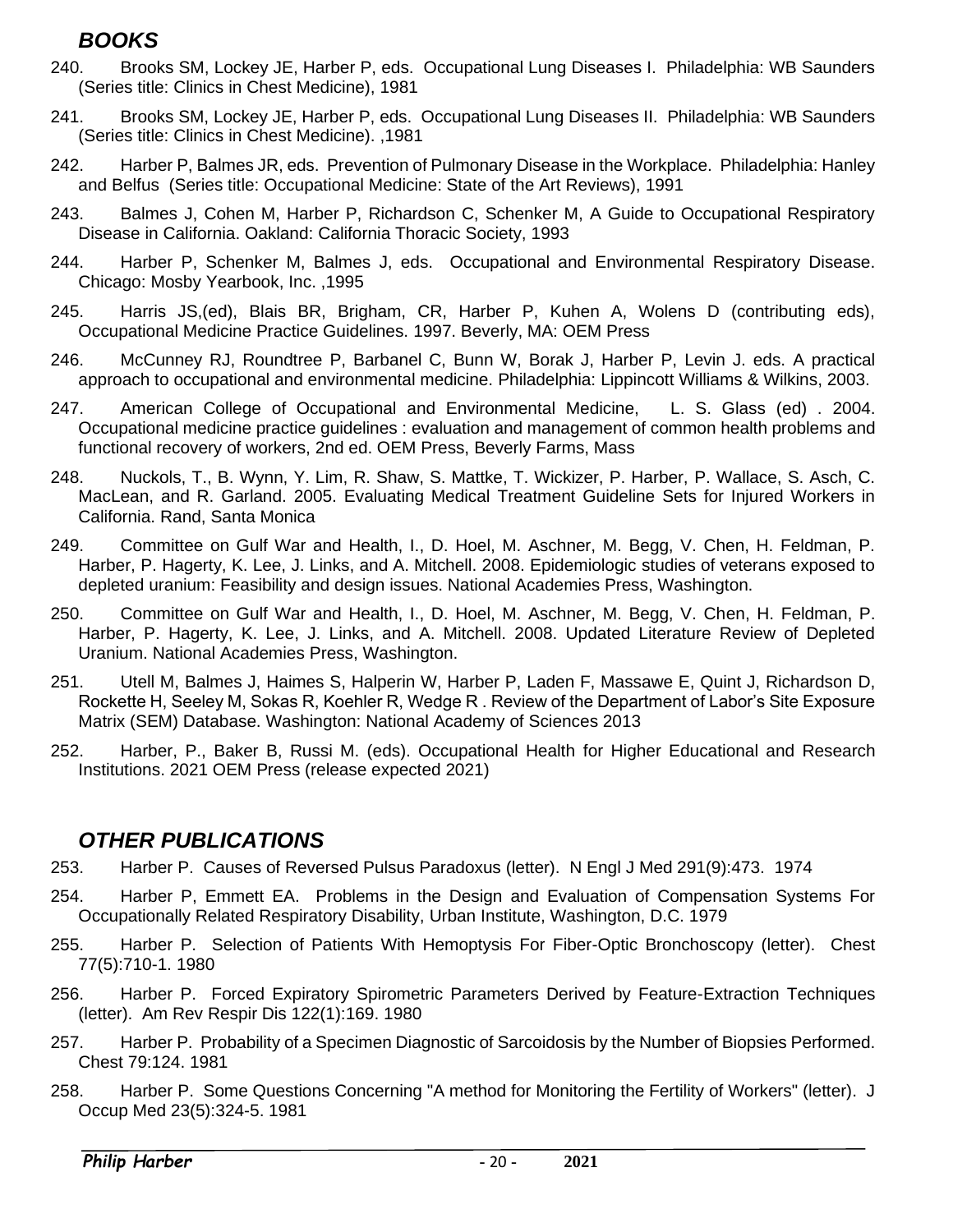## *BOOKS*

240. Brooks SM, Lockey JE, Harber P, eds. Occupational Lung Diseases I. Philadelphia: WB Saunders (Series title: Clinics in Chest Medicine), 1981

241. Brooks SM, Lockey JE, Harber P, eds. Occupational Lung Diseases II. Philadelphia: WB Saunders (Series title: Clinics in Chest Medicine). ,1981

242. Harber P, Balmes JR, eds. Prevention of Pulmonary Disease in the Workplace. Philadelphia: Hanley and Belfus (Series title: Occupational Medicine: State of the Art Reviews), 1991

243. Balmes J, Cohen M, Harber P, Richardson C, Schenker M, A Guide to Occupational Respiratory Disease in California. Oakland: California Thoracic Society, 1993

244. Harber P, Schenker M, Balmes J, eds. Occupational and Environmental Respiratory Disease. Chicago: Mosby Yearbook, Inc. ,1995

245. Harris JS,(ed), Blais BR, Brigham, CR, Harber P, Kuhen A, Wolens D (contributing eds), Occupational Medicine Practice Guidelines. 1997. Beverly, MA: OEM Press

246. McCunney RJ, Roundtree P, Barbanel C, Bunn W, Borak J, Harber P, Levin J. eds. A practical approach to occupational and environmental medicine. Philadelphia: Lippincott Williams & Wilkins, 2003.

247. American College of Occupational and Environmental Medicine, L. S. Glass (ed) . 2004. Occupational medicine practice guidelines : evaluation and management of common health problems and functional recovery of workers, 2nd ed. OEM Press, Beverly Farms, Mass

248. Nuckols, T., B. Wynn, Y. Lim, R. Shaw, S. Mattke, T. Wickizer, P. Harber, P. Wallace, S. Asch, C. MacLean, and R. Garland. 2005. Evaluating Medical Treatment Guideline Sets for Injured Workers in California. Rand, Santa Monica

249. Committee on Gulf War and Health, I., D. Hoel, M. Aschner, M. Begg, V. Chen, H. Feldman, P. Harber, P. Hagerty, K. Lee, J. Links, and A. Mitchell. 2008. Epidemiologic studies of veterans exposed to depleted uranium: Feasibility and design issues. National Academies Press, Washington.

250. Committee on Gulf War and Health, I., D. Hoel, M. Aschner, M. Begg, V. Chen, H. Feldman, P. Harber, P. Hagerty, K. Lee, J. Links, and A. Mitchell. 2008. Updated Literature Review of Depleted Uranium. National Academies Press, Washington.

251. Utell M, Balmes J, Haimes S, Halperin W, Harber P, Laden F, Massawe E, Quint J, Richardson D, Rockette H, Seeley M, Sokas R, Koehler R, Wedge R . Review of the Department of Labor's Site Exposure Matrix (SEM) Database. Washington: National Academy of Sciences 2013

252. Harber, P., Baker B, Russi M. (eds). Occupational Health for Higher Educational and Research Institutions. 2021 OEM Press (release expected 2021)

## *OTHER PUBLICATIONS*

253. Harber P. Causes of Reversed Pulsus Paradoxus (letter). N Engl J Med 291(9):473. 1974

254. Harber P, Emmett EA. Problems in the Design and Evaluation of Compensation Systems For Occupationally Related Respiratory Disability, Urban Institute, Washington, D.C. 1979

255. Harber P. Selection of Patients With Hemoptysis For Fiber-Optic Bronchoscopy (letter). Chest 77(5):710-1. 1980

256. Harber P. Forced Expiratory Spirometric Parameters Derived by Feature-Extraction Techniques (letter). Am Rev Respir Dis 122(1):169. 1980

257. Harber P. Probability of a Specimen Diagnostic of Sarcoidosis by the Number of Biopsies Performed. Chest 79:124. 1981

258. Harber P. Some Questions Concerning "A method for Monitoring the Fertility of Workers" (letter). J Occup Med 23(5):324-5. 1981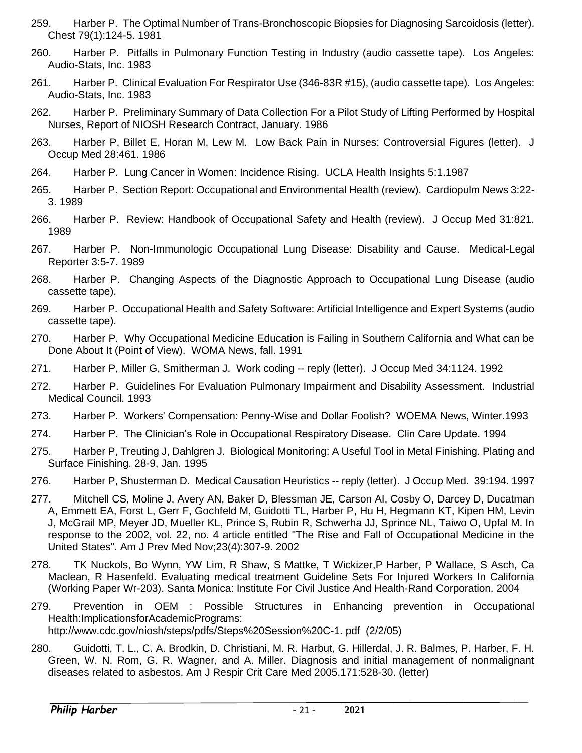259. Harber P. The Optimal Number of Trans-Bronchoscopic Biopsies for Diagnosing Sarcoidosis (letter). Chest 79(1):124-5. 1981

260. Harber P. Pitfalls in Pulmonary Function Testing in Industry (audio cassette tape). Los Angeles: Audio-Stats, Inc. 1983

261. Harber P. Clinical Evaluation For Respirator Use (346-83R #15), (audio cassette tape). Los Angeles: Audio-Stats, Inc. 1983

262. Harber P. Preliminary Summary of Data Collection For a Pilot Study of Lifting Performed by Hospital Nurses, Report of NIOSH Research Contract, January. 1986

263. Harber P, Billet E, Horan M, Lew M. Low Back Pain in Nurses: Controversial Figures (letter). J Occup Med 28:461. 1986

264. Harber P. Lung Cancer in Women: Incidence Rising. UCLA Health Insights 5:1.1987

265. Harber P. Section Report: Occupational and Environmental Health (review). Cardiopulm News 3:22-3. 1989

266. Harber P. Review: Handbook of Occupational Safety and Health (review). J Occup Med 31:821. 1989

267. Harber P. Non-Immunologic Occupational Lung Disease: Disability and Cause. Medical-Legal Reporter 3:5-7. 1989

268. Harber P. Changing Aspects of the Diagnostic Approach to Occupational Lung Disease (audio cassette tape).

269. Harber P. Occupational Health and Safety Software: Artificial Intelligence and Expert Systems (audio cassette tape).

270. Harber P. Why Occupational Medicine Education is Failing in Southern California and What can be Done About It (Point of View). WOMA News, fall. 1991

271. Harber P, Miller G, Smitherman J. Work coding -- reply (letter). J Occup Med 34:1124. 1992

272. Harber P. Guidelines For Evaluation Pulmonary Impairment and Disability Assessment. Industrial Medical Council. 1993

273. Harber P. Workers' Compensation: Penny-Wise and Dollar Foolish? WOEMA News, Winter.1993

274. Harber P. The Clinician's Role in Occupational Respiratory Disease. Clin Care Update. 1994

275. Harber P, Treuting J, Dahlgren J. Biological Monitoring: A Useful Tool in Metal Finishing. Plating and Surface Finishing. 28-9, Jan. 1995

276. Harber P, Shusterman D. Medical Causation Heuristics -- reply (letter). J Occup Med. 39:194. 1997

277. Mitchell CS, Moline J, Avery AN, Baker D, Blessman JE, Carson AI, Cosby O, Darcey D, Ducatman A, Emmett EA, Forst L, Gerr F, Gochfeld M, Guidotti TL, Harber P, Hu H, Hegmann KT, Kipen HM, Levin J, McGrail MP, Meyer JD, Mueller KL, Prince S, Rubin R, Schwerha JJ, Sprince NL, Taiwo O, Upfal M. In response to the 2002, vol. 22, no. 4 article entitled "The Rise and Fall of Occupational Medicine in the United States". Am J Prev Med Nov;23(4):307-9. 2002

278. TK Nuckols, Bo Wynn, YW Lim, R Shaw, S Mattke, T Wickizer,P Harber, P Wallace, S Asch, Ca Maclean, R Hasenfeld. Evaluating medical treatment Guideline Sets For Injured Workers In California (Working Paper Wr-203). Santa Monica: Institute For Civil Justice And Health-Rand Corporation. 2004

279. Prevention in OEM : Possible Structures in Enhancing prevention in Occupational Health:ImplicationsforAcademicPrograms: http://www.cdc.gov/niosh/steps/pdfs/Steps%20Session%20C-1. pdf (2/2/05)

280. Guidotti, T. L., C. A. Brodkin, D. Christiani, M. R. Harbut, G. Hillerdal, J. R. Balmes, P. Harber, F. H. Green, W. N. Rom, G. R. Wagner, and A. Miller. Diagnosis and initial management of nonmalignant diseases related to asbestos. Am J Respir Crit Care Med 2005.171:528-30. (letter)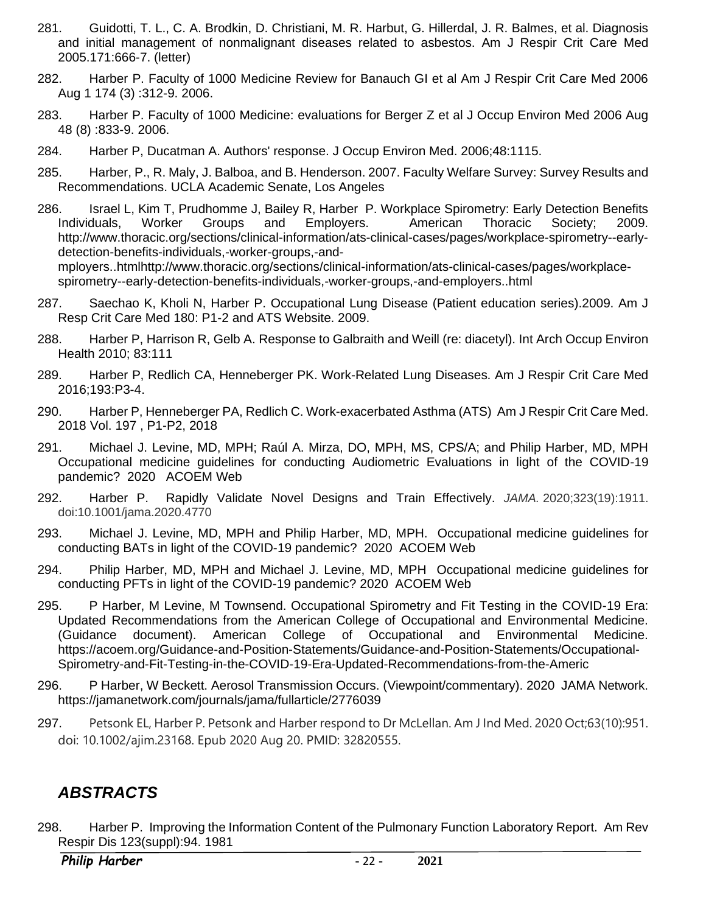281. Guidotti, T. L., C. A. Brodkin, D. Christiani, M. R. Harbut, G. Hillerdal, J. R. Balmes, et al. Diagnosis and initial management of nonmalignant diseases related to asbestos. Am J Respir Crit Care Med 2005.171:666-7. (letter)

282. Harber P. Faculty of 1000 Medicine Review for Banauch GI et al Am J Respir Crit Care Med 2006 Aug 1 174 (3) :312-9. 2006.

283. Harber P. Faculty of 1000 Medicine: evaluations for Berger Z et al J Occup Environ Med 2006 Aug 48 (8) :833-9. 2006.

284. Harber P, Ducatman A. Authors' response. J Occup Environ Med. 2006;48:1115.

285. Harber, P., R. Maly, J. Balboa, and B. Henderson. 2007. Faculty Welfare Survey: Survey Results and Recommendations. UCLA Academic Senate, Los Angeles

286. Israel L, Kim T, Prudhomme J, Bailey R, Harber P. Workplace Spirometry: Early Detection Benefits Individuals, Worker Groups and Employers. American Thoracic Society; 2009. http://www.thoracic.org/sections/clinical-information/ats-clinical-cases/pages/workplace-spirometry--early-detection-benefits-individuals,-worker-groups,-and-mployers..htmlhttp://www.thoracic.org/sections/clinical-information/ats-clinical-cases/pages/workplace-spirometry--early-detection-benefits-individuals,-worker-groups,-and-employers..html

287. Saechao K, Kholi N, Harber P. Occupational Lung Disease (Patient education series).2009. Am J Resp Crit Care Med 180: P1-2 and ATS Website. 2009.

288. Harber P, Harrison R, Gelb A. Response to Galbraith and Weill (re: diacetyl). Int Arch Occup Environ Health 2010; 83:111

289. Harber P, Redlich CA, Henneberger PK. Work-Related Lung Diseases. Am J Respir Crit Care Med 2016;193:P3-4.

290. Harber P, Henneberger PA, Redlich C. Work-exacerbated Asthma (ATS) Am J Respir Crit Care Med. 2018 Vol. 197 , P1-P2, 2018

291. Michael J. Levine, MD, MPH; Raúl A. Mirza, DO, MPH, MS, CPS/A; and Philip Harber, MD, MPH Occupational medicine guidelines for conducting Audiometric Evaluations in light of the COVID-19 pandemic? 2020 ACOEM Web

292. Harber P. Rapidly Validate Novel Designs and Train Effectively. *JAMA.* 2020;323(19):1911. doi:10.1001/jama.2020.4770

293. Michael J. Levine, MD, MPH and Philip Harber, MD, MPH. Occupational medicine guidelines for conducting BATs in light of the COVID-19 pandemic? 2020 ACOEM Web

294. Philip Harber, MD, MPH and Michael J. Levine, MD, MPH Occupational medicine guidelines for conducting PFTs in light of the COVID-19 pandemic? 2020 ACOEM Web

295. P Harber, M Levine, M Townsend. Occupational Spirometry and Fit Testing in the COVID-19 Era: Updated Recommendations from the American College of Occupational and Environmental Medicine. (Guidance document). American College of Occupational and Environmental Medicine. https://acoem.org/Guidance-and-Position-Statements/Guidance-and-Position-Statements/Occupational-Spirometry-and-Fit-Testing-in-the-COVID-19-Era-Updated-Recommendations-from-the-Americ

296. P Harber, W Beckett. Aerosol Transmission Occurs. (Viewpoint/commentary). 2020 JAMA Network. https://jamanetwork.com/journals/jama/fullarticle/2776039

297. Petsonk EL, Harber P. Petsonk and Harber respond to Dr McLellan. Am J Ind Med. 2020 Oct;63(10):951. doi: 10.1002/ajim.23168. Epub 2020 Aug 20. PMID: 32820555.

## *ABSTRACTS*

298. Harber P. Improving the Information Content of the Pulmonary Function Laboratory Report. Am Rev Respir Dis 123(suppl):94. 1981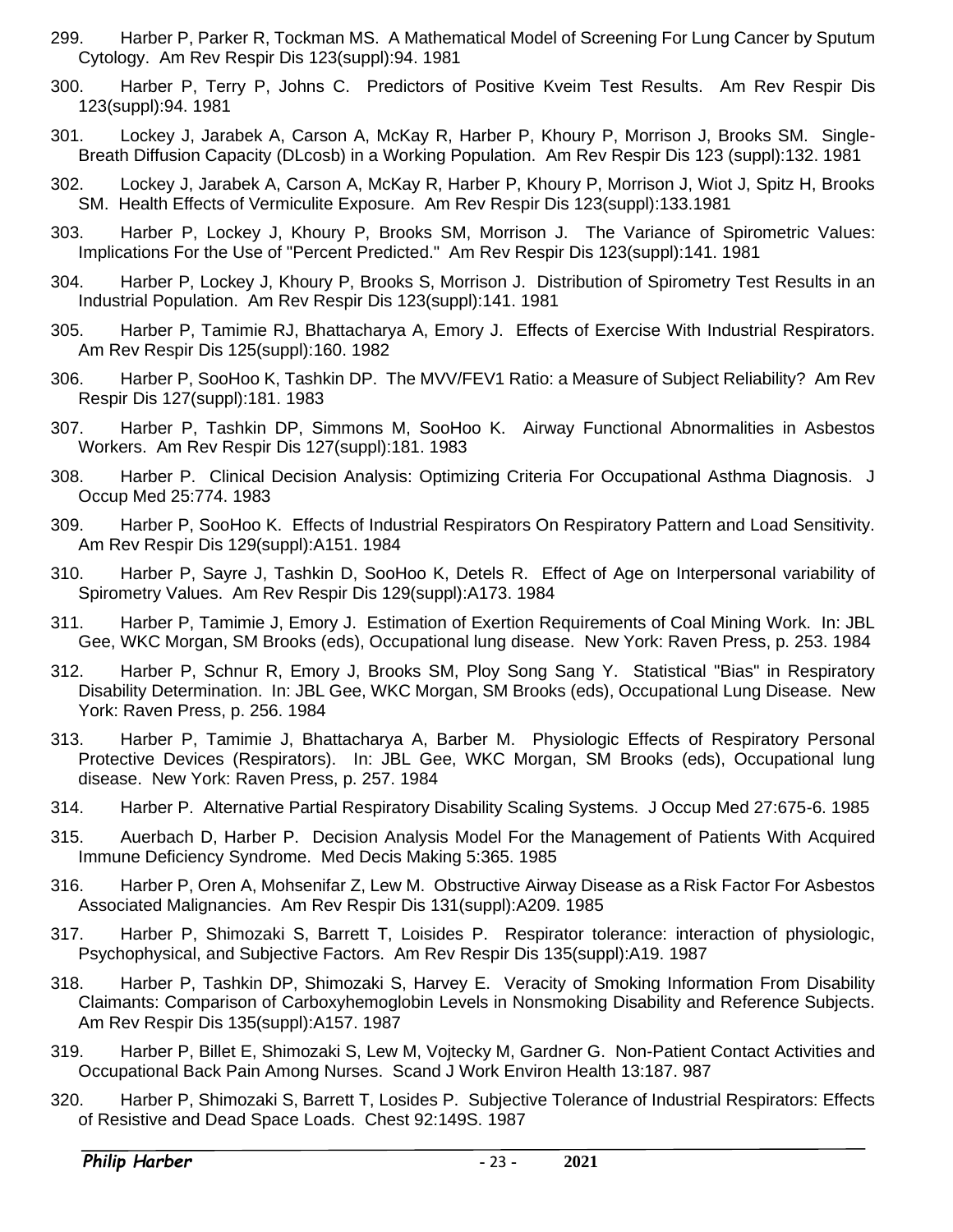299. Harber P, Parker R, Tockman MS. A Mathematical Model of Screening For Lung Cancer by Sputum Cytology. Am Rev Respir Dis 123(suppl):94. 1981

300. Harber P, Terry P, Johns C. Predictors of Positive Kveim Test Results. Am Rev Respir Dis 123(suppl):94. 1981

301. Lockey J, Jarabek A, Carson A, McKay R, Harber P, Khoury P, Morrison J, Brooks SM. Single-Breath Diffusion Capacity (DLcosb) in a Working Population. Am Rev Respir Dis 123 (suppl):132. 1981

302. Lockey J, Jarabek A, Carson A, McKay R, Harber P, Khoury P, Morrison J, Wiot J, Spitz H, Brooks SM. Health Effects of Vermiculite Exposure. Am Rev Respir Dis 123(suppl):133.1981

303. Harber P, Lockey J, Khoury P, Brooks SM, Morrison J. The Variance of Spirometric Values: Implications For the Use of "Percent Predicted." Am Rev Respir Dis 123(suppl):141. 1981

304. Harber P, Lockey J, Khoury P, Brooks S, Morrison J. Distribution of Spirometry Test Results in an Industrial Population. Am Rev Respir Dis 123(suppl):141. 1981

305. Harber P, Tamimie RJ, Bhattacharya A, Emory J. Effects of Exercise With Industrial Respirators. Am Rev Respir Dis 125(suppl):160. 1982

306. Harber P, SooHoo K, Tashkin DP. The MVV/FEV1 Ratio: a Measure of Subject Reliability? Am Rev Respir Dis 127(suppl):181. 1983

307. Harber P, Tashkin DP, Simmons M, SooHoo K. Airway Functional Abnormalities in Asbestos Workers. Am Rev Respir Dis 127(suppl):181. 1983

308. Harber P. Clinical Decision Analysis: Optimizing Criteria For Occupational Asthma Diagnosis. J Occup Med 25:774. 1983

309. Harber P, SooHoo K. Effects of Industrial Respirators On Respiratory Pattern and Load Sensitivity. Am Rev Respir Dis 129(suppl):A151. 1984

310. Harber P, Sayre J, Tashkin D, SooHoo K, Detels R. Effect of Age on Interpersonal variability of Spirometry Values. Am Rev Respir Dis 129(suppl):A173. 1984

311. Harber P, Tamimie J, Emory J. Estimation of Exertion Requirements of Coal Mining Work. In: JBL Gee, WKC Morgan, SM Brooks (eds), Occupational lung disease. New York: Raven Press, p. 253. 1984

312. Harber P, Schnur R, Emory J, Brooks SM, Ploy Song Sang Y. Statistical "Bias" in Respiratory Disability Determination. In: JBL Gee, WKC Morgan, SM Brooks (eds), Occupational Lung Disease. New York: Raven Press, p. 256. 1984

313. Harber P, Tamimie J, Bhattacharya A, Barber M. Physiologic Effects of Respiratory Personal Protective Devices (Respirators). In: JBL Gee, WKC Morgan, SM Brooks (eds), Occupational lung disease. New York: Raven Press, p. 257. 1984

314. Harber P. Alternative Partial Respiratory Disability Scaling Systems. J Occup Med 27:675-6. 1985

315. Auerbach D, Harber P. Decision Analysis Model For the Management of Patients With Acquired Immune Deficiency Syndrome. Med Decis Making 5:365. 1985

316. Harber P, Oren A, Mohsenifar Z, Lew M. Obstructive Airway Disease as a Risk Factor For Asbestos Associated Malignancies. Am Rev Respir Dis 131(suppl):A209. 1985

317. Harber P, Shimozaki S, Barrett T, Loisides P. Respirator tolerance: interaction of physiologic, Psychophysical, and Subjective Factors. Am Rev Respir Dis 135(suppl):A19. 1987

318. Harber P, Tashkin DP, Shimozaki S, Harvey E. Veracity of Smoking Information From Disability Claimants: Comparison of Carboxyhemoglobin Levels in Nonsmoking Disability and Reference Subjects. Am Rev Respir Dis 135(suppl):A157. 1987

319. Harber P, Billet E, Shimozaki S, Lew M, Vojtecky M, Gardner G. Non-Patient Contact Activities and Occupational Back Pain Among Nurses. Scand J Work Environ Health 13:187. 987

320. Harber P, Shimozaki S, Barrett T, Losides P. Subjective Tolerance of Industrial Respirators: Effects of Resistive and Dead Space Loads. Chest 92:149S. 1987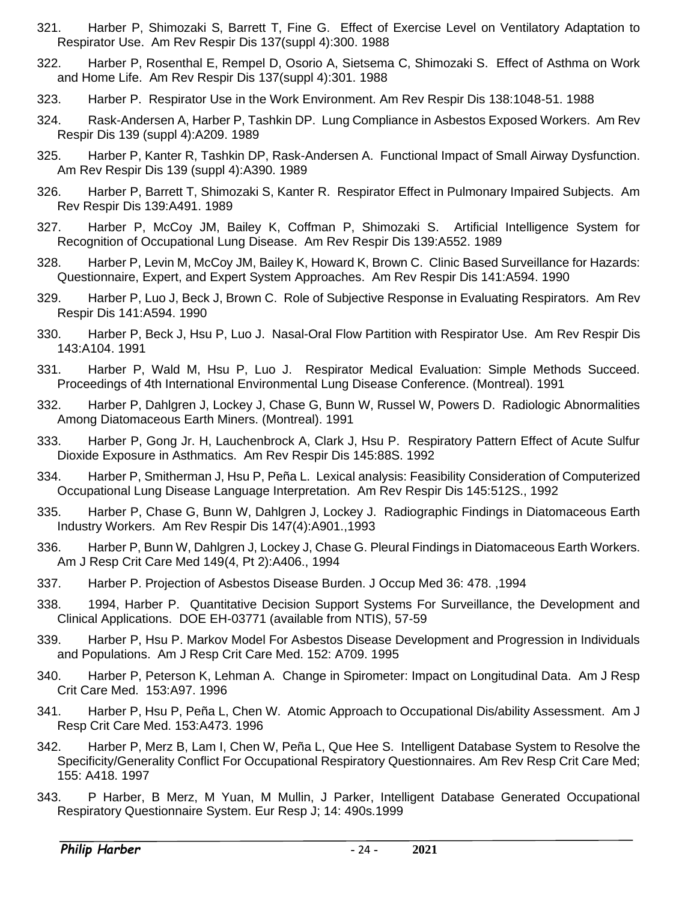321. Harber P, Shimozaki S, Barrett T, Fine G. Effect of Exercise Level on Ventilatory Adaptation to Respirator Use. Am Rev Respir Dis 137(suppl 4):300. 1988

322. Harber P, Rosenthal E, Rempel D, Osorio A, Sietsema C, Shimozaki S. Effect of Asthma on Work and Home Life. Am Rev Respir Dis 137(suppl 4):301. 1988

323. Harber P. Respirator Use in the Work Environment. Am Rev Respir Dis 138:1048-51. 1988

324. Rask-Andersen A, Harber P, Tashkin DP. Lung Compliance in Asbestos Exposed Workers. Am Rev Respir Dis 139 (suppl 4):A209. 1989

325. Harber P, Kanter R, Tashkin DP, Rask-Andersen A. Functional Impact of Small Airway Dysfunction. Am Rev Respir Dis 139 (suppl 4):A390. 1989

326. Harber P, Barrett T, Shimozaki S, Kanter R. Respirator Effect in Pulmonary Impaired Subjects. Am Rev Respir Dis 139:A491. 1989

327. Harber P, McCoy JM, Bailey K, Coffman P, Shimozaki S. Artificial Intelligence System for Recognition of Occupational Lung Disease. Am Rev Respir Dis 139:A552. 1989

328. Harber P, Levin M, McCoy JM, Bailey K, Howard K, Brown C. Clinic Based Surveillance for Hazards: Questionnaire, Expert, and Expert System Approaches. Am Rev Respir Dis 141:A594. 1990

329. Harber P, Luo J, Beck J, Brown C. Role of Subjective Response in Evaluating Respirators. Am Rev Respir Dis 141:A594. 1990

330. Harber P, Beck J, Hsu P, Luo J. Nasal-Oral Flow Partition with Respirator Use. Am Rev Respir Dis 143:A104. 1991

331. Harber P, Wald M, Hsu P, Luo J. Respirator Medical Evaluation: Simple Methods Succeed. Proceedings of 4th International Environmental Lung Disease Conference. (Montreal). 1991

332. Harber P, Dahlgren J, Lockey J, Chase G, Bunn W, Russel W, Powers D. Radiologic Abnormalities Among Diatomaceous Earth Miners. (Montreal). 1991

333. Harber P, Gong Jr. H, Lauchenbrock A, Clark J, Hsu P. Respiratory Pattern Effect of Acute Sulfur Dioxide Exposure in Asthmatics. Am Rev Respir Dis 145:88S. 1992

334. Harber P, Smitherman J, Hsu P, Peña L. Lexical analysis: Feasibility Consideration of Computerized Occupational Lung Disease Language Interpretation. Am Rev Respir Dis 145:512S., 1992

335. Harber P, Chase G, Bunn W, Dahlgren J, Lockey J. Radiographic Findings in Diatomaceous Earth Industry Workers. Am Rev Respir Dis 147(4):A901.,1993

336. Harber P, Bunn W, Dahlgren J, Lockey J, Chase G. Pleural Findings in Diatomaceous Earth Workers. Am J Resp Crit Care Med 149(4, Pt 2):A406., 1994

337. Harber P. Projection of Asbestos Disease Burden. J Occup Med 36: 478. ,1994

338. 1994, Harber P. Quantitative Decision Support Systems For Surveillance, the Development and Clinical Applications. DOE EH-03771 (available from NTIS), 57-59

339. Harber P, Hsu P. Markov Model For Asbestos Disease Development and Progression in Individuals and Populations. Am J Resp Crit Care Med. 152: A709. 1995

340. Harber P, Peterson K, Lehman A. Change in Spirometer: Impact on Longitudinal Data. Am J Resp Crit Care Med. 153:A97. 1996

341. Harber P, Hsu P, Peña L, Chen W. Atomic Approach to Occupational Dis/ability Assessment. Am J Resp Crit Care Med. 153:A473. 1996

342. Harber P, Merz B, Lam I, Chen W, Peña L, Que Hee S. Intelligent Database System to Resolve the Specificity/Generality Conflict For Occupational Respiratory Questionnaires. Am Rev Resp Crit Care Med; 155: A418. 1997

343. P Harber, B Merz, M Yuan, M Mullin, J Parker, Intelligent Database Generated Occupational Respiratory Questionnaire System. Eur Resp J; 14: 490s.1999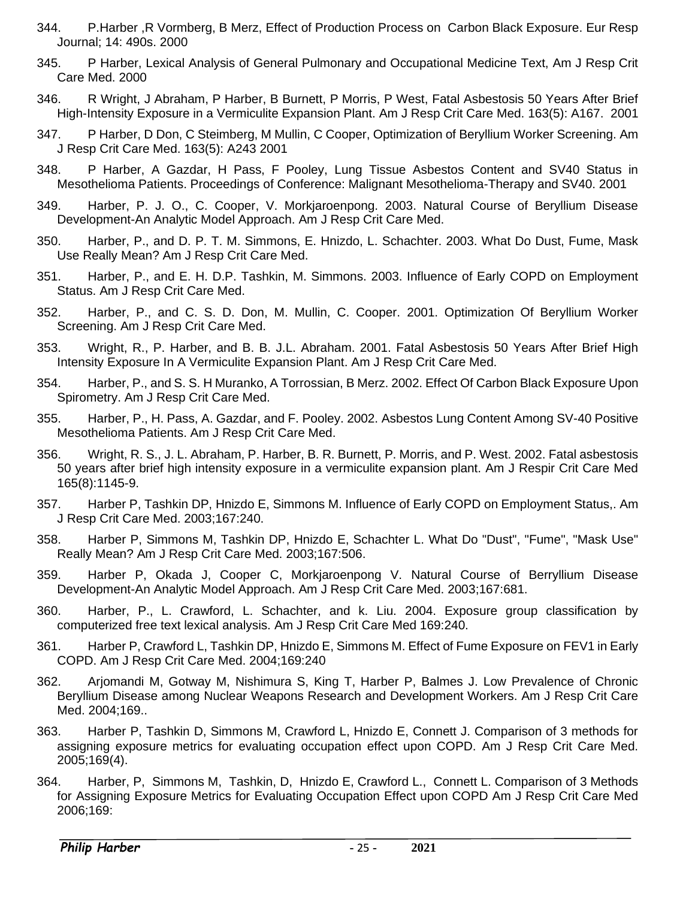344. P.Harber ,R Vormberg, B Merz, Effect of Production Process on Carbon Black Exposure. Eur Resp Journal; 14: 490s. 2000

345. P Harber, Lexical Analysis of General Pulmonary and Occupational Medicine Text, Am J Resp Crit Care Med. 2000

346. R Wright, J Abraham, P Harber, B Burnett, P Morris, P West, Fatal Asbestosis 50 Years After Brief High-Intensity Exposure in a Vermiculite Expansion Plant. Am J Resp Crit Care Med. 163(5): A167. 2001

347. P Harber, D Don, C Steimberg, M Mullin, C Cooper, Optimization of Beryllium Worker Screening. Am J Resp Crit Care Med. 163(5): A243 2001

348. P Harber, A Gazdar, H Pass, F Pooley, Lung Tissue Asbestos Content and SV40 Status in Mesothelioma Patients. Proceedings of Conference: Malignant Mesothelioma-Therapy and SV40. 2001

349. Harber, P. J. O., C. Cooper, V. Morkjaroenpong. 2003. Natural Course of Beryllium Disease Development-An Analytic Model Approach. Am J Resp Crit Care Med.

350. Harber, P., and D. P. T. M. Simmons, E. Hnizdo, L. Schachter. 2003. What Do Dust, Fume, Mask Use Really Mean? Am J Resp Crit Care Med.

351. Harber, P., and E. H. D.P. Tashkin, M. Simmons. 2003. Influence of Early COPD on Employment Status. Am J Resp Crit Care Med.

352. Harber, P., and C. S. D. Don, M. Mullin, C. Cooper. 2001. Optimization Of Beryllium Worker Screening. Am J Resp Crit Care Med.

353. Wright, R., P. Harber, and B. B. J.L. Abraham. 2001. Fatal Asbestosis 50 Years After Brief High Intensity Exposure In A Vermiculite Expansion Plant. Am J Resp Crit Care Med.

354. Harber, P., and S. S. H Muranko, A Torrossian, B Merz. 2002. Effect Of Carbon Black Exposure Upon Spirometry. Am J Resp Crit Care Med.

355. Harber, P., H. Pass, A. Gazdar, and F. Pooley. 2002. Asbestos Lung Content Among SV-40 Positive Mesothelioma Patients. Am J Resp Crit Care Med.

356. Wright, R. S., J. L. Abraham, P. Harber, B. R. Burnett, P. Morris, and P. West. 2002. Fatal asbestosis 50 years after brief high intensity exposure in a vermiculite expansion plant. Am J Respir Crit Care Med 165(8):1145-9.

357. Harber P, Tashkin DP, Hnizdo E, Simmons M. Influence of Early COPD on Employment Status,. Am J Resp Crit Care Med. 2003;167:240.

358. Harber P, Simmons M, Tashkin DP, Hnizdo E, Schachter L. What Do "Dust", "Fume", "Mask Use" Really Mean? Am J Resp Crit Care Med. 2003;167:506.

359. Harber P, Okada J, Cooper C, Morkjaroenpong V. Natural Course of Berryllium Disease Development-An Analytic Model Approach. Am J Resp Crit Care Med. 2003;167:681.

360. Harber, P., L. Crawford, L. Schachter, and k. Liu. 2004. Exposure group classification by computerized free text lexical analysis. Am J Resp Crit Care Med 169:240.

361. Harber P, Crawford L, Tashkin DP, Hnizdo E, Simmons M. Effect of Fume Exposure on FEV1 in Early COPD. Am J Resp Crit Care Med. 2004;169:240

362. Arjomandi M, Gotway M, Nishimura S, King T, Harber P, Balmes J. Low Prevalence of Chronic Beryllium Disease among Nuclear Weapons Research and Development Workers. Am J Resp Crit Care Med. 2004;169..

363. Harber P, Tashkin D, Simmons M, Crawford L, Hnizdo E, Connett J. Comparison of 3 methods for assigning exposure metrics for evaluating occupation effect upon COPD. Am J Resp Crit Care Med. 2005;169(4).

364. Harber, P, Simmons M, Tashkin, D, Hnizdo E, Crawford L., Connett L. Comparison of 3 Methods for Assigning Exposure Metrics for Evaluating Occupation Effect upon COPD Am J Resp Crit Care Med 2006;169: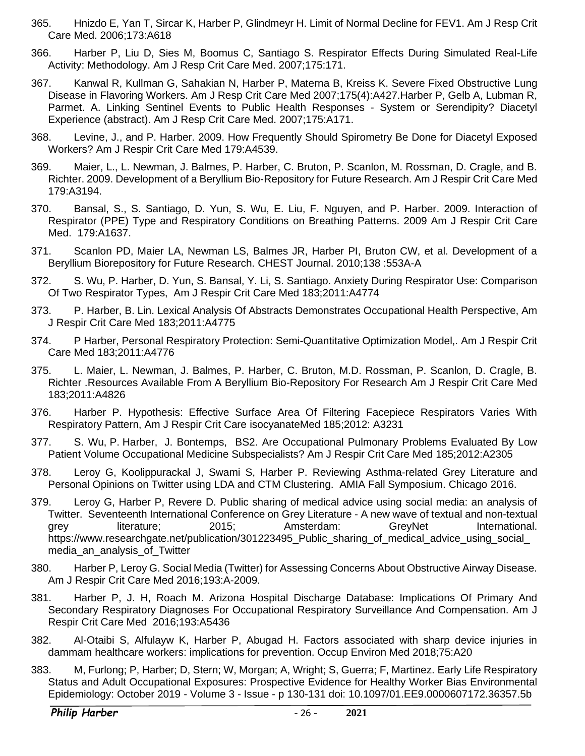365. Hnizdo E, Yan T, Sircar K, Harber P, Glindmeyr H. Limit of Normal Decline for FEV1. Am J Resp Crit Care Med. 2006;173:A618

366. Harber P, Liu D, Sies M, Boomus C, Santiago S. Respirator Effects During Simulated Real-Life Activity: Methodology. Am J Resp Crit Care Med. 2007;175:171.

367. Kanwal R, Kullman G, Sahakian N, Harber P, Materna B, Kreiss K. Severe Fixed Obstructive Lung Disease in Flavoring Workers. Am J Resp Crit Care Med 2007;175(4):A427.Harber P, Gelb A, Lubman R, Parmet. A. Linking Sentinel Events to Public Health Responses - System or Serendipity? Diacetyl Experience (abstract). Am J Resp Crit Care Med. 2007;175:A171.

368. Levine, J., and P. Harber. 2009. How Frequently Should Spirometry Be Done for Diacetyl Exposed Workers? Am J Respir Crit Care Med 179:A4539.

369. Maier, L., L. Newman, J. Balmes, P. Harber, C. Bruton, P. Scanlon, M. Rossman, D. Cragle, and B. Richter. 2009. Development of a Beryllium Bio-Repository for Future Research. Am J Respir Crit Care Med 179:A3194.

370. Bansal, S., S. Santiago, D. Yun, S. Wu, E. Liu, F. Nguyen, and P. Harber. 2009. Interaction of Respirator (PPE) Type and Respiratory Conditions on Breathing Patterns. 2009 Am J Respir Crit Care Med. 179:A1637.

371. Scanlon PD, Maier LA, Newman LS, Balmes JR, Harber PI, Bruton CW, et al. Development of a Beryllium Biorepository for Future Research. CHEST Journal. 2010;138 :553A-A

372. S. Wu, P. Harber, D. Yun, S. Bansal, Y. Li, S. Santiago. Anxiety During Respirator Use: Comparison Of Two Respirator Types, Am J Respir Crit Care Med 183;2011:A4774

373. P. Harber, B. Lin. Lexical Analysis Of Abstracts Demonstrates Occupational Health Perspective, Am J Respir Crit Care Med 183;2011:A4775

374. P Harber, Personal Respiratory Protection: Semi-Quantitative Optimization Model,. Am J Respir Crit Care Med 183;2011:A4776

375. L. Maier, L. Newman, J. Balmes, P. Harber, C. Bruton, M.D. Rossman, P. Scanlon, D. Cragle, B. Richter .Resources Available From A Beryllium Bio-Repository For Research Am J Respir Crit Care Med 183;2011:A4826

376. Harber P. Hypothesis: Effective Surface Area Of Filtering Facepiece Respirators Varies With Respiratory Pattern, Am J Respir Crit Care isocyanateMed 185;2012: A3231

377. S. Wu, P. Harber, J. Bontemps, BS2. Are Occupational Pulmonary Problems Evaluated By Low Patient Volume Occupational Medicine Subspecialists? Am J Respir Crit Care Med 185;2012:A2305

378. Leroy G, Koolippurackal J, Swami S, Harber P. Reviewing Asthma-related Grey Literature and Personal Opinions on Twitter using LDA and CTM Clustering. AMIA Fall Symposium. Chicago 2016.

379. Leroy G, Harber P, Revere D. Public sharing of medical advice using social media: an analysis of Twitter. Seventeenth International Conference on Grey Literature - A new wave of textual and non-textual grey literature; 2015; Amsterdam: GreyNet International. https://www.researchgate.net/publication/301223495_Public_sharing_of_medical_advice_using_social_media_an_analysis_of_Twitter

380. Harber P, Leroy G. Social Media (Twitter) for Assessing Concerns About Obstructive Airway Disease. Am J Respir Crit Care Med 2016;193:A-2009.

381. Harber P, J. H, Roach M. Arizona Hospital Discharge Database: Implications Of Primary And Secondary Respiratory Diagnoses For Occupational Respiratory Surveillance And Compensation. Am J Respir Crit Care Med 2016;193:A5436

382. Al-Otaibi S, Alfulayw K, Harber P, Abugad H. Factors associated with sharp device injuries in dammam healthcare workers: implications for prevention. Occup Environ Med 2018;75:A20

383. M, Furlong; P, Harber; D, Stern; W, Morgan; A, Wright; S, Guerra; F, Martinez. Early Life Respiratory Status and Adult Occupational Exposures: Prospective Evidence for Healthy Worker Bias Environmental Epidemiology: October 2019 - Volume 3 - Issue - p 130-131 doi: 10.1097/01.EE9.0000607172.36357.5b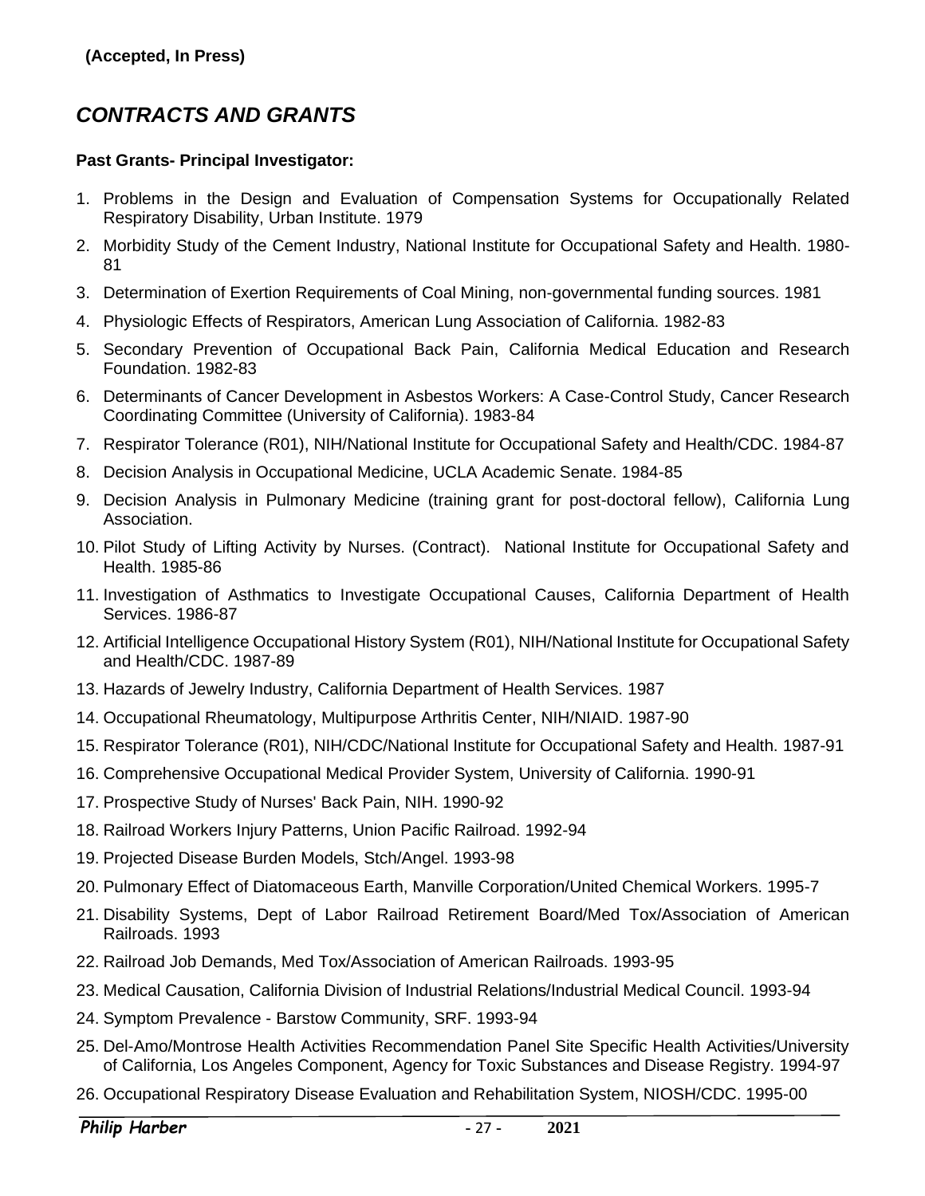**(Accepted, In Press)**

## *CONTRACTS AND GRANTS*

**Past Grants- Principal Investigator:**

1. Problems in the Design and Evaluation of Compensation Systems for Occupationally Related Respiratory Disability, Urban Institute. 1979
2. Morbidity Study of the Cement Industry, National Institute for Occupational Safety and Health. 1980-81
3. Determination of Exertion Requirements of Coal Mining, non-governmental funding sources. 1981
4. Physiologic Effects of Respirators, American Lung Association of California. 1982-83
5. Secondary Prevention of Occupational Back Pain, California Medical Education and Research Foundation. 1982-83
6. Determinants of Cancer Development in Asbestos Workers: A Case-Control Study, Cancer Research Coordinating Committee (University of California). 1983-84
7. Respirator Tolerance (R01), NIH/National Institute for Occupational Safety and Health/CDC. 1984-87
8. Decision Analysis in Occupational Medicine, UCLA Academic Senate. 1984-85
9. Decision Analysis in Pulmonary Medicine (training grant for post-doctoral fellow), California Lung Association.
10. Pilot Study of Lifting Activity by Nurses. (Contract). National Institute for Occupational Safety and Health. 1985-86
11. Investigation of Asthmatics to Investigate Occupational Causes, California Department of Health Services. 1986-87
12. Artificial Intelligence Occupational History System (R01), NIH/National Institute for Occupational Safety and Health/CDC. 1987-89
13. Hazards of Jewelry Industry, California Department of Health Services. 1987
14. Occupational Rheumatology, Multipurpose Arthritis Center, NIH/NIAID. 1987-90
15. Respirator Tolerance (R01), NIH/CDC/National Institute for Occupational Safety and Health. 1987-91
16. Comprehensive Occupational Medical Provider System, University of California. 1990-91
17. Prospective Study of Nurses' Back Pain, NIH. 1990-92
18. Railroad Workers Injury Patterns, Union Pacific Railroad. 1992-94
19. Projected Disease Burden Models, Stch/Angel. 1993-98
20. Pulmonary Effect of Diatomaceous Earth, Manville Corporation/United Chemical Workers. 1995-7
21. Disability Systems, Dept of Labor Railroad Retirement Board/Med Tox/Association of American Railroads. 1993
22. Railroad Job Demands, Med Tox/Association of American Railroads. 1993-95
23. Medical Causation, California Division of Industrial Relations/Industrial Medical Council. 1993-94
24. Symptom Prevalence - Barstow Community, SRF. 1993-94
25. Del-Amo/Montrose Health Activities Recommendation Panel Site Specific Health Activities/University of California, Los Angeles Component, Agency for Toxic Substances and Disease Registry. 1994-97
26. Occupational Respiratory Disease Evaluation and Rehabilitation System, NIOSH/CDC. 1995-00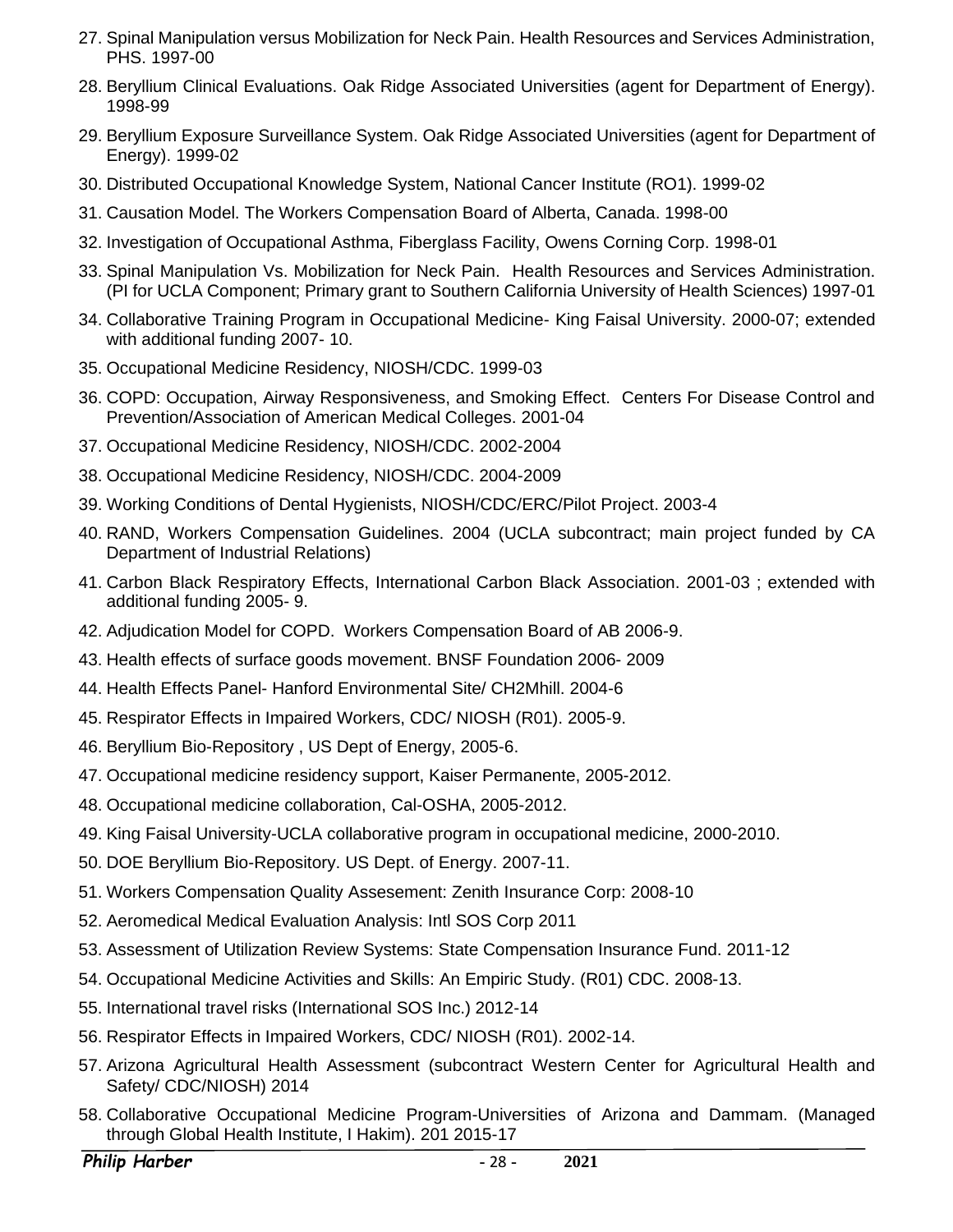27. Spinal Manipulation versus Mobilization for Neck Pain. Health Resources and Services Administration, PHS. 1997-00
28. Beryllium Clinical Evaluations. Oak Ridge Associated Universities (agent for Department of Energy). 1998-99
29. Beryllium Exposure Surveillance System. Oak Ridge Associated Universities (agent for Department of Energy). 1999-02
30. Distributed Occupational Knowledge System, National Cancer Institute (RO1). 1999-02
31. Causation Model. The Workers Compensation Board of Alberta, Canada. 1998-00
32. Investigation of Occupational Asthma, Fiberglass Facility, Owens Corning Corp. 1998-01
33. Spinal Manipulation Vs. Mobilization for Neck Pain. Health Resources and Services Administration. (PI for UCLA Component; Primary grant to Southern California University of Health Sciences) 1997-01
34. Collaborative Training Program in Occupational Medicine- King Faisal University. 2000-07; extended with additional funding 2007- 10.
35. Occupational Medicine Residency, NIOSH/CDC. 1999-03
36. COPD: Occupation, Airway Responsiveness, and Smoking Effect. Centers For Disease Control and Prevention/Association of American Medical Colleges. 2001-04
37. Occupational Medicine Residency, NIOSH/CDC. 2002-2004
38. Occupational Medicine Residency, NIOSH/CDC. 2004-2009
39. Working Conditions of Dental Hygienists, NIOSH/CDC/ERC/Pilot Project. 2003-4
40. RAND, Workers Compensation Guidelines. 2004 (UCLA subcontract; main project funded by CA Department of Industrial Relations)
41. Carbon Black Respiratory Effects, International Carbon Black Association. 2001-03 ; extended with additional funding 2005- 9.
42. Adjudication Model for COPD. Workers Compensation Board of AB 2006-9.
43. Health effects of surface goods movement. BNSF Foundation 2006- 2009
44. Health Effects Panel- Hanford Environmental Site/ CH2Mhill. 2004-6
45. Respirator Effects in Impaired Workers, CDC/ NIOSH (R01). 2005-9.
46. Beryllium Bio-Repository , US Dept of Energy, 2005-6.
47. Occupational medicine residency support, Kaiser Permanente, 2005-2012.
48. Occupational medicine collaboration, Cal-OSHA, 2005-2012.
49. King Faisal University-UCLA collaborative program in occupational medicine, 2000-2010.
50. DOE Beryllium Bio-Repository. US Dept. of Energy. 2007-11.
51. Workers Compensation Quality Assesement: Zenith Insurance Corp: 2008-10
52. Aeromedical Medical Evaluation Analysis: Intl SOS Corp 2011
53. Assessment of Utilization Review Systems: State Compensation Insurance Fund. 2011-12
54. Occupational Medicine Activities and Skills: An Empiric Study. (R01) CDC. 2008-13.
55. International travel risks (International SOS Inc.) 2012-14
56. Respirator Effects in Impaired Workers, CDC/ NIOSH (R01). 2002-14.
57. Arizona Agricultural Health Assessment (subcontract Western Center for Agricultural Health and Safety/ CDC/NIOSH) 2014
58. Collaborative Occupational Medicine Program-Universities of Arizona and Dammam. (Managed through Global Health Institute, I Hakim). 201 2015-17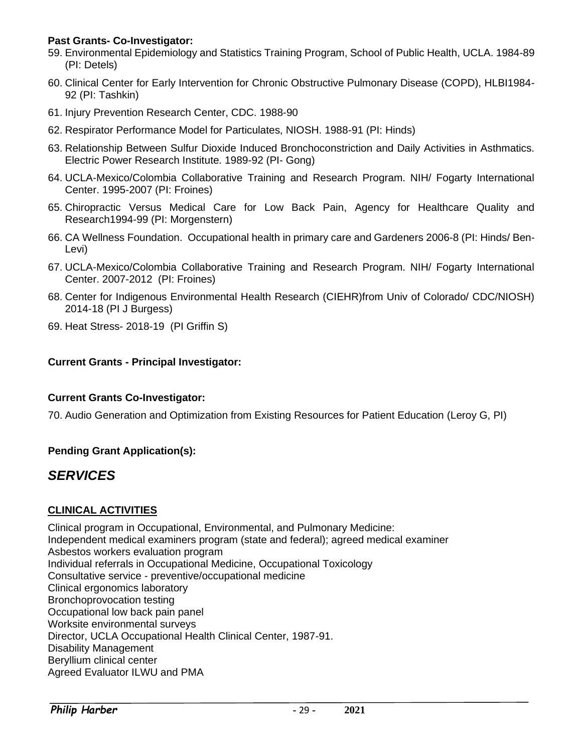**Past Grants- Co-Investigator:**

59. Environmental Epidemiology and Statistics Training Program, School of Public Health, UCLA. 1984-89 (PI: Detels)
60. Clinical Center for Early Intervention for Chronic Obstructive Pulmonary Disease (COPD), HLBI1984-92 (PI: Tashkin)
61. Injury Prevention Research Center, CDC. 1988-90
62. Respirator Performance Model for Particulates, NIOSH. 1988-91 (PI: Hinds)
63. Relationship Between Sulfur Dioxide Induced Bronchoconstriction and Daily Activities in Asthmatics. Electric Power Research Institute. 1989-92 (PI- Gong)
64. UCLA-Mexico/Colombia Collaborative Training and Research Program. NIH/ Fogarty International Center. 1995-2007 (PI: Froines)
65. Chiropractic Versus Medical Care for Low Back Pain, Agency for Healthcare Quality and Research1994-99 (PI: Morgenstern)
66. CA Wellness Foundation. Occupational health in primary care and Gardeners 2006-8 (PI: Hinds/ Ben-Levi)
67. UCLA-Mexico/Colombia Collaborative Training and Research Program. NIH/ Fogarty International Center. 2007-2012 (PI: Froines)
68. Center for Indigenous Environmental Health Research (CIEHR)from Univ of Colorado/ CDC/NIOSH) 2014-18 (PI J Burgess)
69. Heat Stress- 2018-19 (PI Griffin S)

**Current Grants - Principal Investigator:**

**Current Grants Co-Investigator:**

70. Audio Generation and Optimization from Existing Resources for Patient Education (Leroy G, PI)

**Pending Grant Application(s):**

## *SERVICES*

### CLINICAL ACTIVITIES

Clinical program in Occupational, Environmental, and Pulmonary Medicine:
Independent medical examiners program (state and federal); agreed medical examiner
Asbestos workers evaluation program
Individual referrals in Occupational Medicine, Occupational Toxicology
Consultative service - preventive/occupational medicine
Clinical ergonomics laboratory
Bronchoprovocation testing
Occupational low back pain panel
Worksite environmental surveys
Director, UCLA Occupational Health Clinical Center, 1987-91.
Disability Management
Beryllium clinical center
Agreed Evaluator ILWU and PMA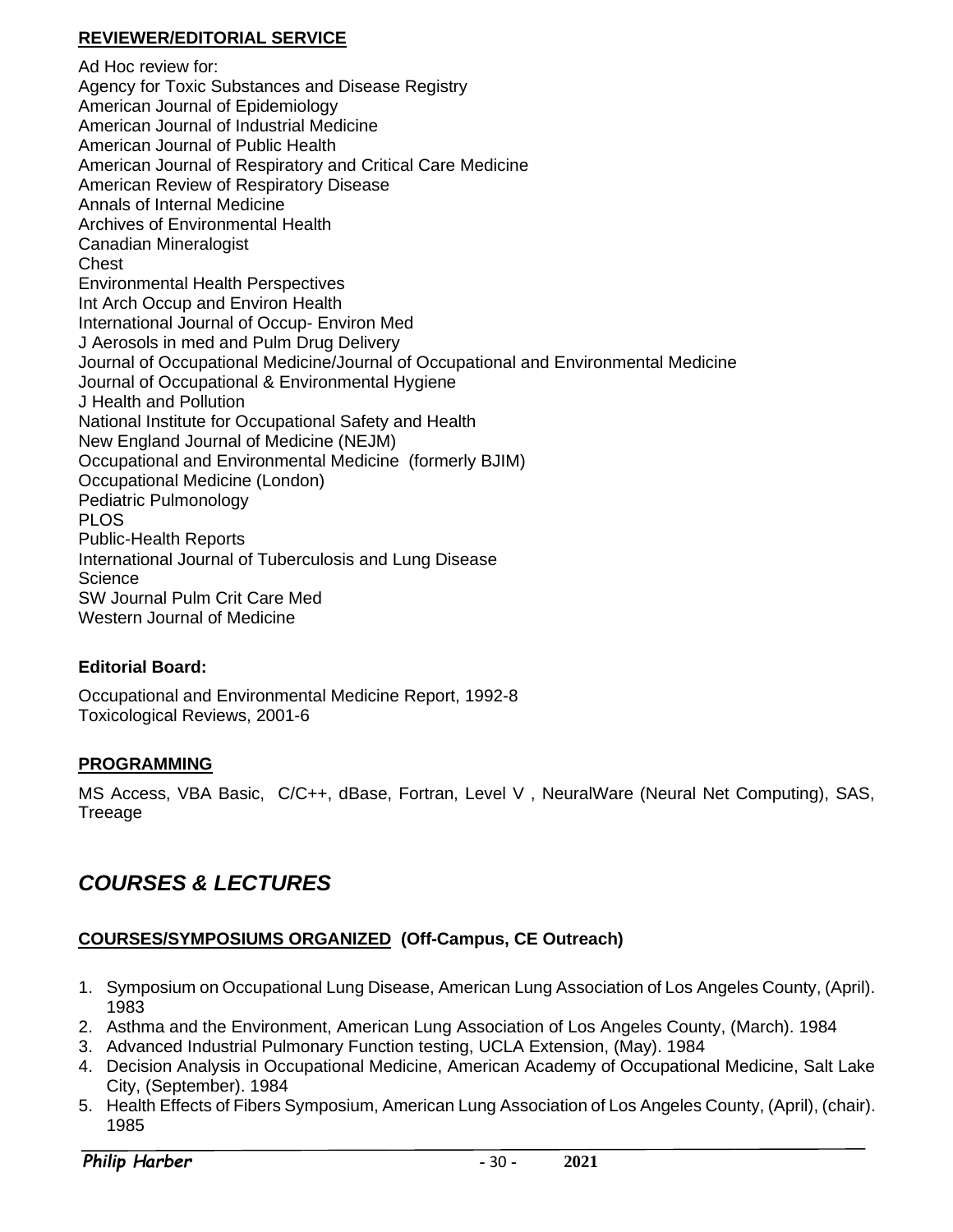## REVIEWER/EDITORIAL SERVICE

Ad Hoc review for:
Agency for Toxic Substances and Disease Registry
American Journal of Epidemiology
American Journal of Industrial Medicine
American Journal of Public Health
American Journal of Respiratory and Critical Care Medicine
American Review of Respiratory Disease
Annals of Internal Medicine
Archives of Environmental Health
Canadian Mineralogist
Chest
Environmental Health Perspectives
Int Arch Occup and Environ Health
International Journal of Occup- Environ Med
J Aerosols in med and Pulm Drug Delivery
Journal of Occupational Medicine/Journal of Occupational and Environmental Medicine
Journal of Occupational & Environmental Hygiene
J Health and Pollution
National Institute for Occupational Safety and Health
New England Journal of Medicine (NEJM)
Occupational and Environmental Medicine (formerly BJIM)
Occupational Medicine (London)
Pediatric Pulmonology
PLOS
Public-Health Reports
International Journal of Tuberculosis and Lung Disease
Science
SW Journal Pulm Crit Care Med
Western Journal of Medicine

**Editorial Board:**

Occupational and Environmental Medicine Report, 1992-8
Toxicological Reviews, 2001-6

## PROGRAMMING

MS Access, VBA Basic, C/C++, dBase, Fortran, Level V , NeuralWare (Neural Net Computing), SAS, Treeage

# *COURSES & LECTURES*

## COURSES/SYMPOSIUMS ORGANIZED (Off-Campus, CE Outreach)

1. Symposium on Occupational Lung Disease, American Lung Association of Los Angeles County, (April). 1983
2. Asthma and the Environment, American Lung Association of Los Angeles County, (March). 1984
3. Advanced Industrial Pulmonary Function testing, UCLA Extension, (May). 1984
4. Decision Analysis in Occupational Medicine, American Academy of Occupational Medicine, Salt Lake City, (September). 1984
5. Health Effects of Fibers Symposium, American Lung Association of Los Angeles County, (April), (chair). 1985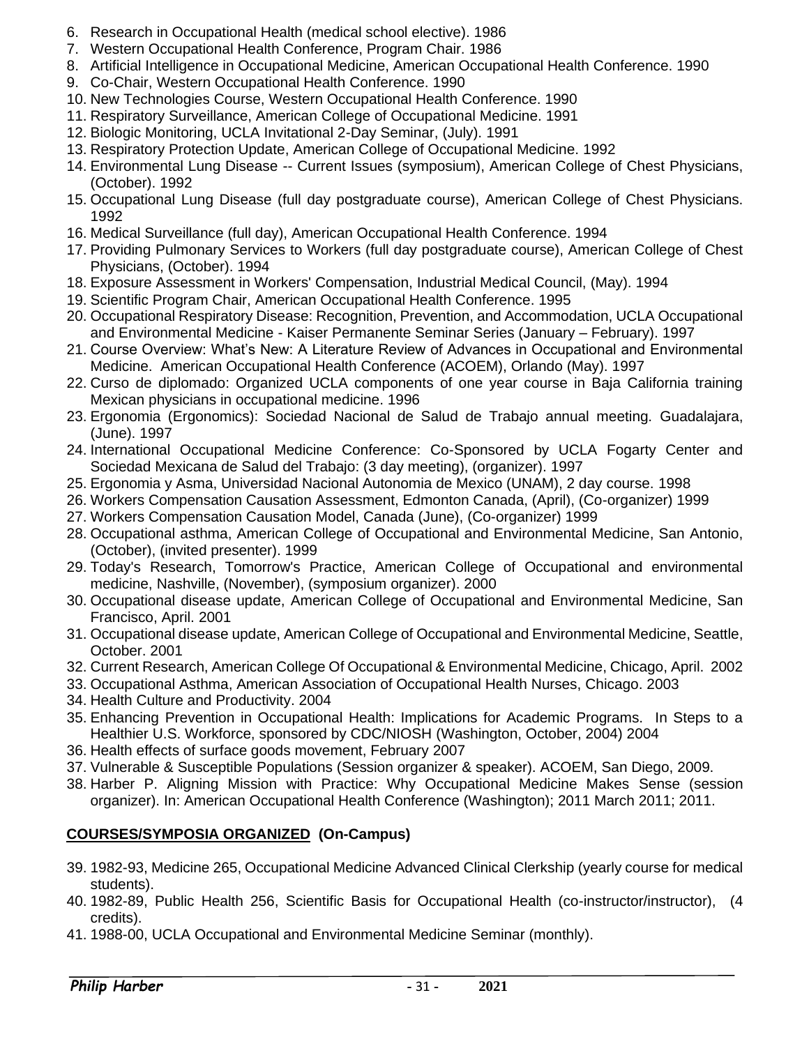6. Research in Occupational Health (medical school elective). 1986
7. Western Occupational Health Conference, Program Chair. 1986
8. Artificial Intelligence in Occupational Medicine, American Occupational Health Conference. 1990
9. Co-Chair, Western Occupational Health Conference. 1990
10. New Technologies Course, Western Occupational Health Conference. 1990
11. Respiratory Surveillance, American College of Occupational Medicine. 1991
12. Biologic Monitoring, UCLA Invitational 2-Day Seminar, (July). 1991
13. Respiratory Protection Update, American College of Occupational Medicine. 1992
14. Environmental Lung Disease -- Current Issues (symposium), American College of Chest Physicians, (October). 1992
15. Occupational Lung Disease (full day postgraduate course), American College of Chest Physicians. 1992
16. Medical Surveillance (full day), American Occupational Health Conference. 1994
17. Providing Pulmonary Services to Workers (full day postgraduate course), American College of Chest Physicians, (October). 1994
18. Exposure Assessment in Workers' Compensation, Industrial Medical Council, (May). 1994
19. Scientific Program Chair, American Occupational Health Conference. 1995
20. Occupational Respiratory Disease: Recognition, Prevention, and Accommodation, UCLA Occupational and Environmental Medicine - Kaiser Permanente Seminar Series (January – February). 1997
21. Course Overview: What's New: A Literature Review of Advances in Occupational and Environmental Medicine. American Occupational Health Conference (ACOEM), Orlando (May). 1997
22. Curso de diplomado: Organized UCLA components of one year course in Baja California training Mexican physicians in occupational medicine. 1996
23. Ergonomia (Ergonomics): Sociedad Nacional de Salud de Trabajo annual meeting. Guadalajara, (June). 1997
24. International Occupational Medicine Conference: Co-Sponsored by UCLA Fogarty Center and Sociedad Mexicana de Salud del Trabajo: (3 day meeting), (organizer). 1997
25. Ergonomia y Asma, Universidad Nacional Autonomia de Mexico (UNAM), 2 day course. 1998
26. Workers Compensation Causation Assessment, Edmonton Canada, (April), (Co-organizer) 1999
27. Workers Compensation Causation Model, Canada (June), (Co-organizer) 1999
28. Occupational asthma, American College of Occupational and Environmental Medicine, San Antonio, (October), (invited presenter). 1999
29. Today's Research, Tomorrow's Practice, American College of Occupational and environmental medicine, Nashville, (November), (symposium organizer). 2000
30. Occupational disease update, American College of Occupational and Environmental Medicine, San Francisco, April. 2001
31. Occupational disease update, American College of Occupational and Environmental Medicine, Seattle, October. 2001
32. Current Research, American College Of Occupational & Environmental Medicine, Chicago, April. 2002
33. Occupational Asthma, American Association of Occupational Health Nurses, Chicago. 2003
34. Health Culture and Productivity. 2004
35. Enhancing Prevention in Occupational Health: Implications for Academic Programs. In Steps to a Healthier U.S. Workforce, sponsored by CDC/NIOSH (Washington, October, 2004) 2004
36. Health effects of surface goods movement, February 2007
37. Vulnerable & Susceptible Populations (Session organizer & speaker). ACOEM, San Diego, 2009.
38. Harber P. Aligning Mission with Practice: Why Occupational Medicine Makes Sense (session organizer). In: American Occupational Health Conference (Washington); 2011 March 2011; 2011.

## COURSES/SYMPOSIA ORGANIZED (On-Campus)

39. 1982-93, Medicine 265, Occupational Medicine Advanced Clinical Clerkship (yearly course for medical students).
40. 1982-89, Public Health 256, Scientific Basis for Occupational Health (co-instructor/instructor), (4 credits).
41. 1988-00, UCLA Occupational and Environmental Medicine Seminar (monthly).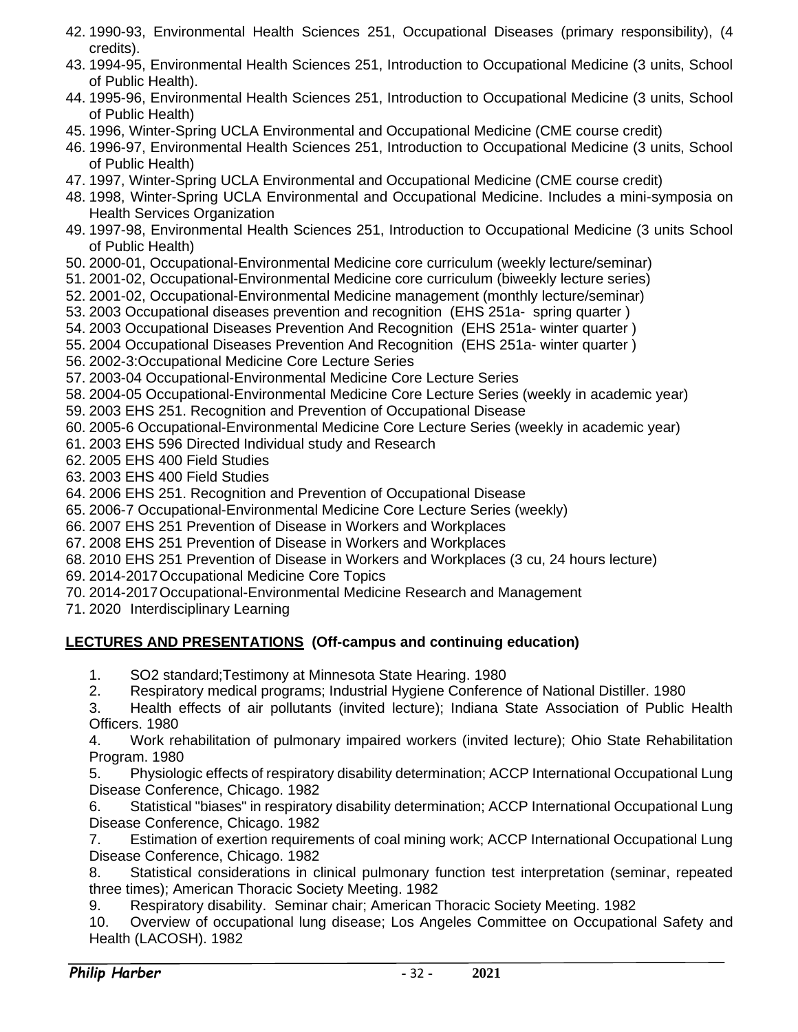42. 1990-93, Environmental Health Sciences 251, Occupational Diseases (primary responsibility), (4 credits).
43. 1994-95, Environmental Health Sciences 251, Introduction to Occupational Medicine (3 units, School of Public Health).
44. 1995-96, Environmental Health Sciences 251, Introduction to Occupational Medicine (3 units, School of Public Health)
45. 1996, Winter-Spring UCLA Environmental and Occupational Medicine (CME course credit)
46. 1996-97, Environmental Health Sciences 251, Introduction to Occupational Medicine (3 units, School of Public Health)
47. 1997, Winter-Spring UCLA Environmental and Occupational Medicine (CME course credit)
48. 1998, Winter-Spring UCLA Environmental and Occupational Medicine. Includes a mini-symposia on Health Services Organization
49. 1997-98, Environmental Health Sciences 251, Introduction to Occupational Medicine (3 units School of Public Health)
50. 2000-01, Occupational-Environmental Medicine core curriculum (weekly lecture/seminar)
51. 2001-02, Occupational-Environmental Medicine core curriculum (biweekly lecture series)
52. 2001-02, Occupational-Environmental Medicine management (monthly lecture/seminar)
53. 2003 Occupational diseases prevention and recognition (EHS 251a- spring quarter )
54. 2003 Occupational Diseases Prevention And Recognition (EHS 251a- winter quarter )
55. 2004 Occupational Diseases Prevention And Recognition (EHS 251a- winter quarter )
56. 2002-3:Occupational Medicine Core Lecture Series
57. 2003-04 Occupational-Environmental Medicine Core Lecture Series
58. 2004-05 Occupational-Environmental Medicine Core Lecture Series (weekly in academic year)
59. 2003 EHS 251. Recognition and Prevention of Occupational Disease
60. 2005-6 Occupational-Environmental Medicine Core Lecture Series (weekly in academic year)
61. 2003 EHS 596 Directed Individual study and Research
62. 2005 EHS 400 Field Studies
63. 2003 EHS 400 Field Studies
64. 2006 EHS 251. Recognition and Prevention of Occupational Disease
65. 2006-7 Occupational-Environmental Medicine Core Lecture Series (weekly)
66. 2007 EHS 251 Prevention of Disease in Workers and Workplaces
67. 2008 EHS 251 Prevention of Disease in Workers and Workplaces
68. 2010 EHS 251 Prevention of Disease in Workers and Workplaces (3 cu, 24 hours lecture)
69. 2014-2017 Occupational Medicine Core Topics
70. 2014-2017 Occupational-Environmental Medicine Research and Management
71. 2020 Interdisciplinary Learning

## LECTURES AND PRESENTATIONS (Off-campus and continuing education)

1. SO2 standard;Testimony at Minnesota State Hearing. 1980
2. Respiratory medical programs; Industrial Hygiene Conference of National Distiller. 1980
3. Health effects of air pollutants (invited lecture); Indiana State Association of Public Health Officers. 1980
4. Work rehabilitation of pulmonary impaired workers (invited lecture); Ohio State Rehabilitation Program. 1980
5. Physiologic effects of respiratory disability determination; ACCP International Occupational Lung Disease Conference, Chicago. 1982
6. Statistical "biases" in respiratory disability determination; ACCP International Occupational Lung Disease Conference, Chicago. 1982
7. Estimation of exertion requirements of coal mining work; ACCP International Occupational Lung Disease Conference, Chicago. 1982
8. Statistical considerations in clinical pulmonary function test interpretation (seminar, repeated three times); American Thoracic Society Meeting. 1982
9. Respiratory disability. Seminar chair; American Thoracic Society Meeting. 1982
10. Overview of occupational lung disease; Los Angeles Committee on Occupational Safety and Health (LACOSH). 1982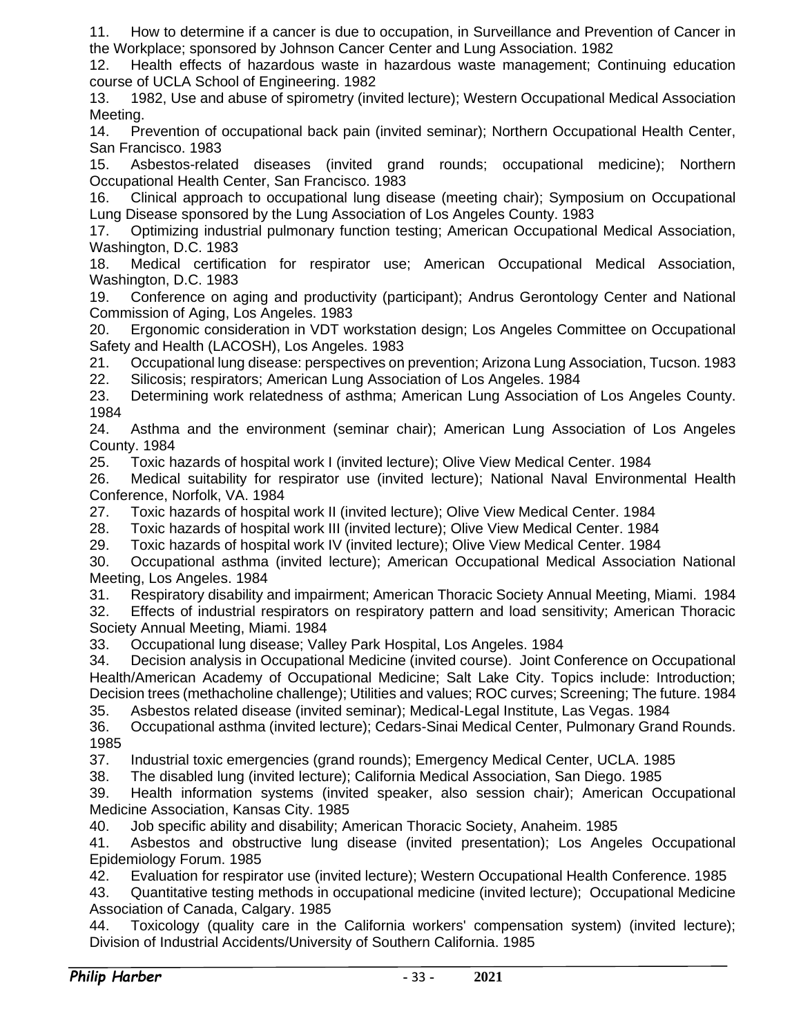11. How to determine if a cancer is due to occupation, in Surveillance and Prevention of Cancer in the Workplace; sponsored by Johnson Cancer Center and Lung Association. 1982
12. Health effects of hazardous waste in hazardous waste management; Continuing education course of UCLA School of Engineering. 1982
13. 1982, Use and abuse of spirometry (invited lecture); Western Occupational Medical Association Meeting.
14. Prevention of occupational back pain (invited seminar); Northern Occupational Health Center, San Francisco. 1983
15. Asbestos-related diseases (invited grand rounds; occupational medicine); Northern Occupational Health Center, San Francisco. 1983
16. Clinical approach to occupational lung disease (meeting chair); Symposium on Occupational Lung Disease sponsored by the Lung Association of Los Angeles County. 1983
17. Optimizing industrial pulmonary function testing; American Occupational Medical Association, Washington, D.C. 1983
18. Medical certification for respirator use; American Occupational Medical Association, Washington, D.C. 1983
19. Conference on aging and productivity (participant); Andrus Gerontology Center and National Commission of Aging, Los Angeles. 1983
20. Ergonomic consideration in VDT workstation design; Los Angeles Committee on Occupational Safety and Health (LACOSH), Los Angeles. 1983
21. Occupational lung disease: perspectives on prevention; Arizona Lung Association, Tucson. 1983
22. Silicosis; respirators; American Lung Association of Los Angeles. 1984
23. Determining work relatedness of asthma; American Lung Association of Los Angeles County. 1984
24. Asthma and the environment (seminar chair); American Lung Association of Los Angeles County. 1984
25. Toxic hazards of hospital work I (invited lecture); Olive View Medical Center. 1984
26. Medical suitability for respirator use (invited lecture); National Naval Environmental Health Conference, Norfolk, VA. 1984
27. Toxic hazards of hospital work II (invited lecture); Olive View Medical Center. 1984
28. Toxic hazards of hospital work III (invited lecture); Olive View Medical Center. 1984
29. Toxic hazards of hospital work IV (invited lecture); Olive View Medical Center. 1984
30. Occupational asthma (invited lecture); American Occupational Medical Association National Meeting, Los Angeles. 1984
31. Respiratory disability and impairment; American Thoracic Society Annual Meeting, Miami. 1984
32. Effects of industrial respirators on respiratory pattern and load sensitivity; American Thoracic Society Annual Meeting, Miami. 1984
33. Occupational lung disease; Valley Park Hospital, Los Angeles. 1984
34. Decision analysis in Occupational Medicine (invited course). Joint Conference on Occupational Health/American Academy of Occupational Medicine; Salt Lake City. Topics include: Introduction; Decision trees (methacholine challenge); Utilities and values; ROC curves; Screening; The future. 1984
35. Asbestos related disease (invited seminar); Medical-Legal Institute, Las Vegas. 1984
36. Occupational asthma (invited lecture); Cedars-Sinai Medical Center, Pulmonary Grand Rounds. 1985
37. Industrial toxic emergencies (grand rounds); Emergency Medical Center, UCLA. 1985
38. The disabled lung (invited lecture); California Medical Association, San Diego. 1985
39. Health information systems (invited speaker, also session chair); American Occupational Medicine Association, Kansas City. 1985
40. Job specific ability and disability; American Thoracic Society, Anaheim. 1985
41. Asbestos and obstructive lung disease (invited presentation); Los Angeles Occupational Epidemiology Forum. 1985
42. Evaluation for respirator use (invited lecture); Western Occupational Health Conference. 1985
43. Quantitative testing methods in occupational medicine (invited lecture); Occupational Medicine Association of Canada, Calgary. 1985
44. Toxicology (quality care in the California workers' compensation system) (invited lecture); Division of Industrial Accidents/University of Southern California. 1985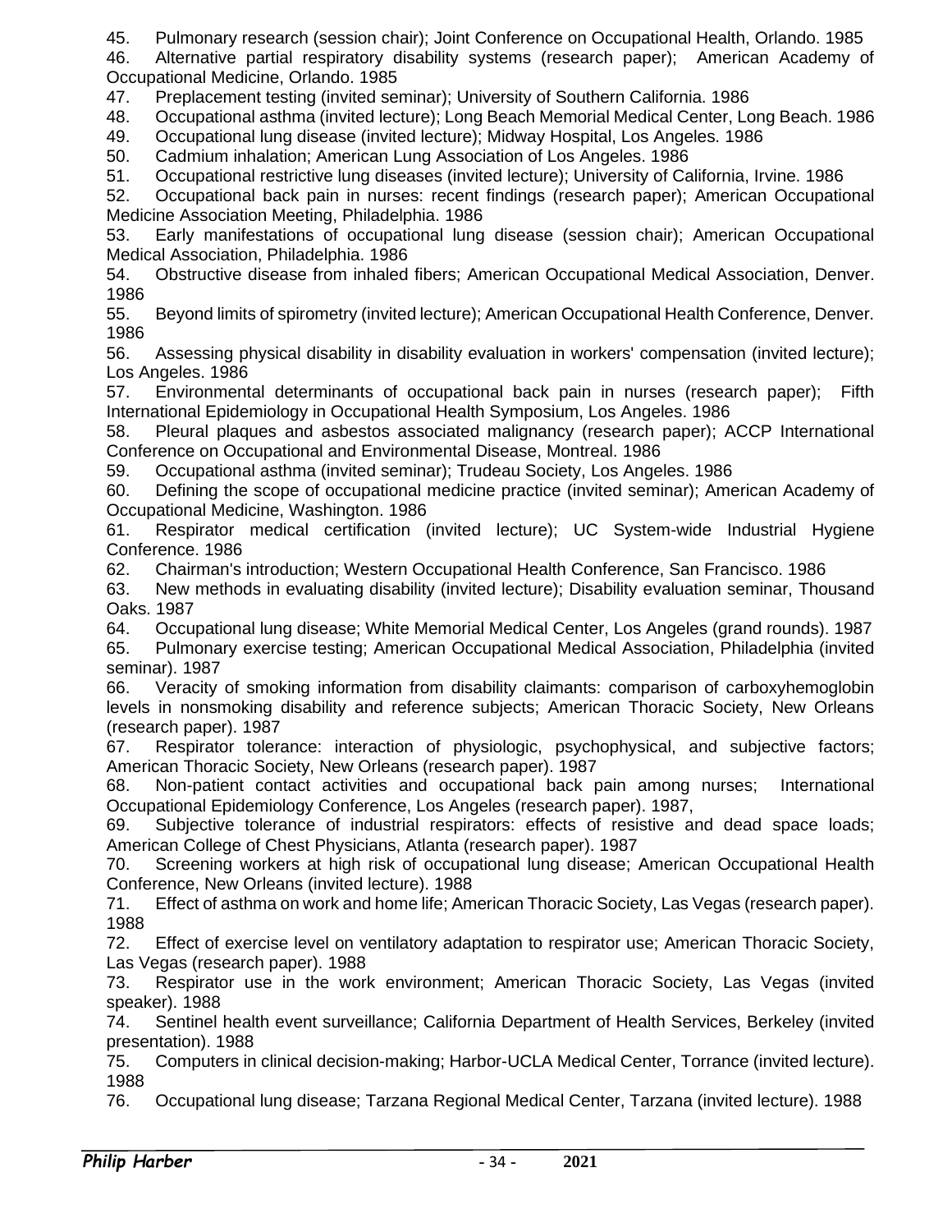45. Pulmonary research (session chair); Joint Conference on Occupational Health, Orlando. 1985
46. Alternative partial respiratory disability systems (research paper); American Academy of Occupational Medicine, Orlando. 1985
47. Preplacement testing (invited seminar); University of Southern California. 1986
48. Occupational asthma (invited lecture); Long Beach Memorial Medical Center, Long Beach. 1986
49. Occupational lung disease (invited lecture); Midway Hospital, Los Angeles. 1986
50. Cadmium inhalation; American Lung Association of Los Angeles. 1986
51. Occupational restrictive lung diseases (invited lecture); University of California, Irvine. 1986
52. Occupational back pain in nurses: recent findings (research paper); American Occupational Medicine Association Meeting, Philadelphia. 1986
53. Early manifestations of occupational lung disease (session chair); American Occupational Medical Association, Philadelphia. 1986
54. Obstructive disease from inhaled fibers; American Occupational Medical Association, Denver. 1986
55. Beyond limits of spirometry (invited lecture); American Occupational Health Conference, Denver. 1986
56. Assessing physical disability in disability evaluation in workers' compensation (invited lecture); Los Angeles. 1986
57. Environmental determinants of occupational back pain in nurses (research paper); Fifth International Epidemiology in Occupational Health Symposium, Los Angeles. 1986
58. Pleural plaques and asbestos associated malignancy (research paper); ACCP International Conference on Occupational and Environmental Disease, Montreal. 1986
59. Occupational asthma (invited seminar); Trudeau Society, Los Angeles. 1986
60. Defining the scope of occupational medicine practice (invited seminar); American Academy of Occupational Medicine, Washington. 1986
61. Respirator medical certification (invited lecture); UC System-wide Industrial Hygiene Conference. 1986
62. Chairman's introduction; Western Occupational Health Conference, San Francisco. 1986
63. New methods in evaluating disability (invited lecture); Disability evaluation seminar, Thousand Oaks. 1987
64. Occupational lung disease; White Memorial Medical Center, Los Angeles (grand rounds). 1987
65. Pulmonary exercise testing; American Occupational Medical Association, Philadelphia (invited seminar). 1987
66. Veracity of smoking information from disability claimants: comparison of carboxyhemoglobin levels in nonsmoking disability and reference subjects; American Thoracic Society, New Orleans (research paper). 1987
67. Respirator tolerance: interaction of physiologic, psychophysical, and subjective factors; American Thoracic Society, New Orleans (research paper). 1987
68. Non-patient contact activities and occupational back pain among nurses; International Occupational Epidemiology Conference, Los Angeles (research paper). 1987,
69. Subjective tolerance of industrial respirators: effects of resistive and dead space loads; American College of Chest Physicians, Atlanta (research paper). 1987
70. Screening workers at high risk of occupational lung disease; American Occupational Health Conference, New Orleans (invited lecture). 1988
71. Effect of asthma on work and home life; American Thoracic Society, Las Vegas (research paper). 1988
72. Effect of exercise level on ventilatory adaptation to respirator use; American Thoracic Society, Las Vegas (research paper). 1988
73. Respirator use in the work environment; American Thoracic Society, Las Vegas (invited speaker). 1988
74. Sentinel health event surveillance; California Department of Health Services, Berkeley (invited presentation). 1988
75. Computers in clinical decision-making; Harbor-UCLA Medical Center, Torrance (invited lecture). 1988
76. Occupational lung disease; Tarzana Regional Medical Center, Tarzana (invited lecture). 1988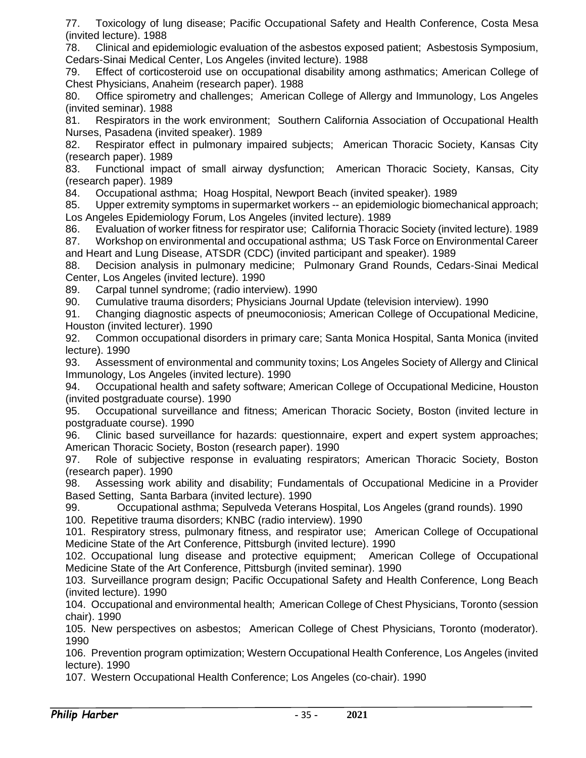77. Toxicology of lung disease; Pacific Occupational Safety and Health Conference, Costa Mesa (invited lecture). 1988

78. Clinical and epidemiologic evaluation of the asbestos exposed patient; Asbestosis Symposium, Cedars-Sinai Medical Center, Los Angeles (invited lecture). 1988

79. Effect of corticosteroid use on occupational disability among asthmatics; American College of Chest Physicians, Anaheim (research paper). 1988

80. Office spirometry and challenges; American College of Allergy and Immunology, Los Angeles (invited seminar). 1988

81. Respirators in the work environment; Southern California Association of Occupational Health Nurses, Pasadena (invited speaker). 1989

82. Respirator effect in pulmonary impaired subjects; American Thoracic Society, Kansas City (research paper). 1989

83. Functional impact of small airway dysfunction; American Thoracic Society, Kansas, City (research paper). 1989

84. Occupational asthma; Hoag Hospital, Newport Beach (invited speaker). 1989

85. Upper extremity symptoms in supermarket workers -- an epidemiologic biomechanical approach; Los Angeles Epidemiology Forum, Los Angeles (invited lecture). 1989

86. Evaluation of worker fitness for respirator use; California Thoracic Society (invited lecture). 1989

87. Workshop on environmental and occupational asthma; US Task Force on Environmental Career and Heart and Lung Disease, ATSDR (CDC) (invited participant and speaker). 1989

88. Decision analysis in pulmonary medicine; Pulmonary Grand Rounds, Cedars-Sinai Medical Center, Los Angeles (invited lecture). 1990

89. Carpal tunnel syndrome; (radio interview). 1990

90. Cumulative trauma disorders; Physicians Journal Update (television interview). 1990

91. Changing diagnostic aspects of pneumoconiosis; American College of Occupational Medicine, Houston (invited lecturer). 1990

92. Common occupational disorders in primary care; Santa Monica Hospital, Santa Monica (invited lecture). 1990

93. Assessment of environmental and community toxins; Los Angeles Society of Allergy and Clinical Immunology, Los Angeles (invited lecture). 1990

94. Occupational health and safety software; American College of Occupational Medicine, Houston (invited postgraduate course). 1990

95. Occupational surveillance and fitness; American Thoracic Society, Boston (invited lecture in postgraduate course). 1990

96. Clinic based surveillance for hazards: questionnaire, expert and expert system approaches; American Thoracic Society, Boston (research paper). 1990

97. Role of subjective response in evaluating respirators; American Thoracic Society, Boston (research paper). 1990

98. Assessing work ability and disability; Fundamentals of Occupational Medicine in a Provider Based Setting, Santa Barbara (invited lecture). 1990

99. Occupational asthma; Sepulveda Veterans Hospital, Los Angeles (grand rounds). 1990

100. Repetitive trauma disorders; KNBC (radio interview). 1990

101. Respiratory stress, pulmonary fitness, and respirator use; American College of Occupational Medicine State of the Art Conference, Pittsburgh (invited lecture). 1990

102. Occupational lung disease and protective equipment; American College of Occupational Medicine State of the Art Conference, Pittsburgh (invited seminar). 1990

103. Surveillance program design; Pacific Occupational Safety and Health Conference, Long Beach (invited lecture). 1990

104. Occupational and environmental health; American College of Chest Physicians, Toronto (session chair). 1990

105. New perspectives on asbestos; American College of Chest Physicians, Toronto (moderator). 1990

106. Prevention program optimization; Western Occupational Health Conference, Los Angeles (invited lecture). 1990

107. Western Occupational Health Conference; Los Angeles (co-chair). 1990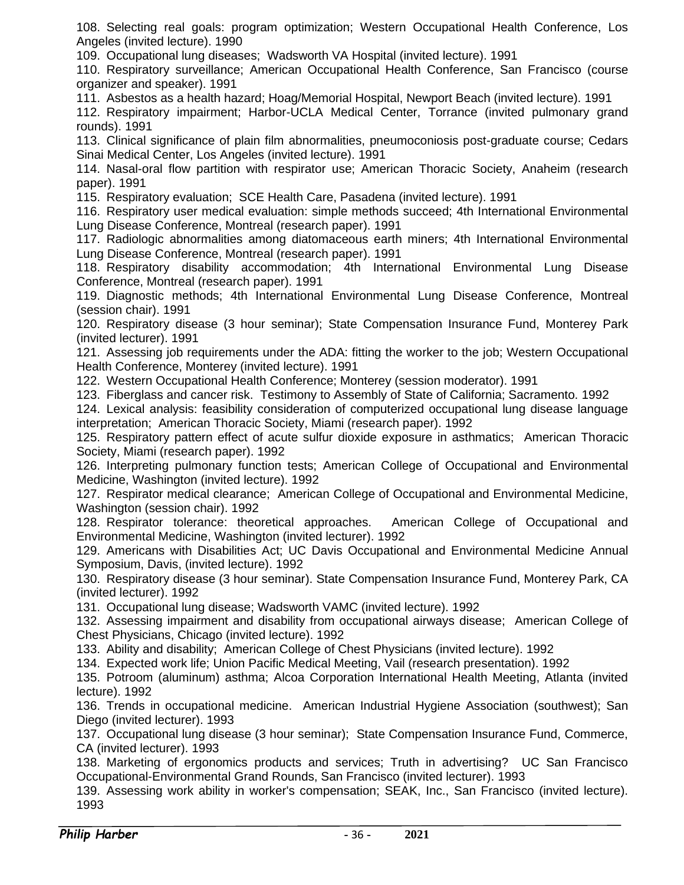108. Selecting real goals: program optimization; Western Occupational Health Conference, Los Angeles (invited lecture). 1990

109. Occupational lung diseases; Wadsworth VA Hospital (invited lecture). 1991

110. Respiratory surveillance; American Occupational Health Conference, San Francisco (course organizer and speaker). 1991

111. Asbestos as a health hazard; Hoag/Memorial Hospital, Newport Beach (invited lecture). 1991

112. Respiratory impairment; Harbor-UCLA Medical Center, Torrance (invited pulmonary grand rounds). 1991

113. Clinical significance of plain film abnormalities, pneumoconiosis post-graduate course; Cedars Sinai Medical Center, Los Angeles (invited lecture). 1991

114. Nasal-oral flow partition with respirator use; American Thoracic Society, Anaheim (research paper). 1991

115. Respiratory evaluation; SCE Health Care, Pasadena (invited lecture). 1991

116. Respiratory user medical evaluation: simple methods succeed; 4th International Environmental Lung Disease Conference, Montreal (research paper). 1991

117. Radiologic abnormalities among diatomaceous earth miners; 4th International Environmental Lung Disease Conference, Montreal (research paper). 1991

118. Respiratory disability accommodation; 4th International Environmental Lung Disease Conference, Montreal (research paper). 1991

119. Diagnostic methods; 4th International Environmental Lung Disease Conference, Montreal (session chair). 1991

120. Respiratory disease (3 hour seminar); State Compensation Insurance Fund, Monterey Park (invited lecturer). 1991

121. Assessing job requirements under the ADA: fitting the worker to the job; Western Occupational Health Conference, Monterey (invited lecture). 1991

122. Western Occupational Health Conference; Monterey (session moderator). 1991

123. Fiberglass and cancer risk. Testimony to Assembly of State of California; Sacramento. 1992

124. Lexical analysis: feasibility consideration of computerized occupational lung disease language interpretation; American Thoracic Society, Miami (research paper). 1992

125. Respiratory pattern effect of acute sulfur dioxide exposure in asthmatics; American Thoracic Society, Miami (research paper). 1992

126. Interpreting pulmonary function tests; American College of Occupational and Environmental Medicine, Washington (invited lecture). 1992

127. Respirator medical clearance; American College of Occupational and Environmental Medicine, Washington (session chair). 1992

128. Respirator tolerance: theoretical approaches. American College of Occupational and Environmental Medicine, Washington (invited lecturer). 1992

129. Americans with Disabilities Act; UC Davis Occupational and Environmental Medicine Annual Symposium, Davis, (invited lecture). 1992

130. Respiratory disease (3 hour seminar). State Compensation Insurance Fund, Monterey Park, CA (invited lecturer). 1992

131. Occupational lung disease; Wadsworth VAMC (invited lecture). 1992

132. Assessing impairment and disability from occupational airways disease; American College of Chest Physicians, Chicago (invited lecture). 1992

133. Ability and disability; American College of Chest Physicians (invited lecture). 1992

134. Expected work life; Union Pacific Medical Meeting, Vail (research presentation). 1992

135. Potroom (aluminum) asthma; Alcoa Corporation International Health Meeting, Atlanta (invited lecture). 1992

136. Trends in occupational medicine. American Industrial Hygiene Association (southwest); San Diego (invited lecturer). 1993

137. Occupational lung disease (3 hour seminar); State Compensation Insurance Fund, Commerce, CA (invited lecturer). 1993

138. Marketing of ergonomics products and services; Truth in advertising? UC San Francisco Occupational-Environmental Grand Rounds, San Francisco (invited lecturer). 1993

139. Assessing work ability in worker's compensation; SEAK, Inc., San Francisco (invited lecture). 1993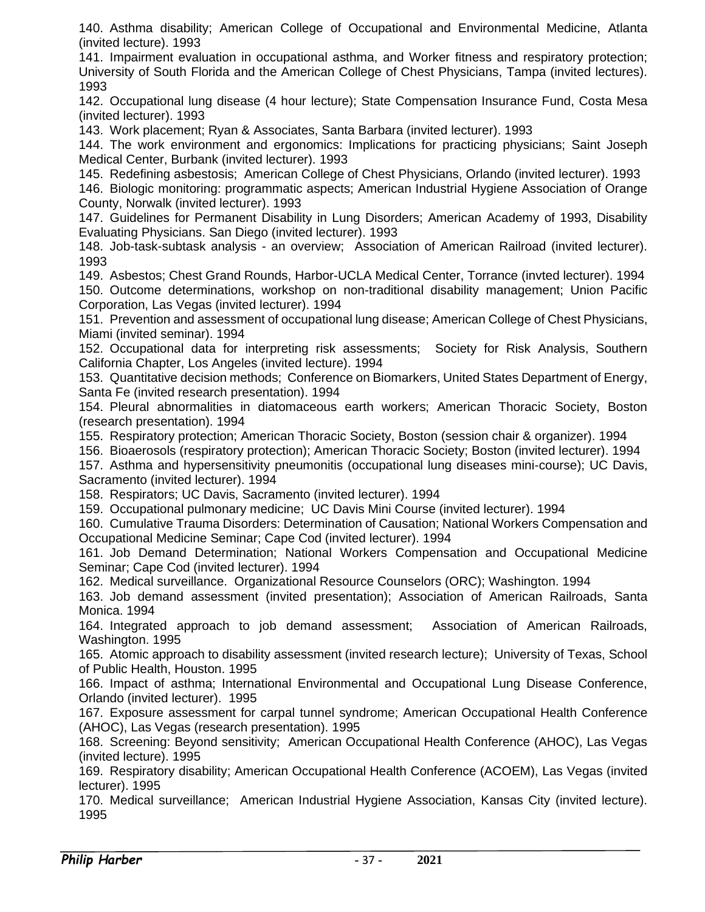140. Asthma disability; American College of Occupational and Environmental Medicine, Atlanta (invited lecture). 1993

141. Impairment evaluation in occupational asthma, and Worker fitness and respiratory protection; University of South Florida and the American College of Chest Physicians, Tampa (invited lectures). 1993

142. Occupational lung disease (4 hour lecture); State Compensation Insurance Fund, Costa Mesa (invited lecturer). 1993

143. Work placement; Ryan & Associates, Santa Barbara (invited lecturer). 1993

144. The work environment and ergonomics: Implications for practicing physicians; Saint Joseph Medical Center, Burbank (invited lecturer). 1993

145. Redefining asbestosis; American College of Chest Physicians, Orlando (invited lecturer). 1993

146. Biologic monitoring: programmatic aspects; American Industrial Hygiene Association of Orange County, Norwalk (invited lecturer). 1993

147. Guidelines for Permanent Disability in Lung Disorders; American Academy of 1993, Disability Evaluating Physicians. San Diego (invited lecturer). 1993

148. Job-task-subtask analysis - an overview; Association of American Railroad (invited lecturer). 1993

149. Asbestos; Chest Grand Rounds, Harbor-UCLA Medical Center, Torrance (invted lecturer). 1994

150. Outcome determinations, workshop on non-traditional disability management; Union Pacific Corporation, Las Vegas (invited lecturer). 1994

151. Prevention and assessment of occupational lung disease; American College of Chest Physicians, Miami (invited seminar). 1994

152. Occupational data for interpreting risk assessments; Society for Risk Analysis, Southern California Chapter, Los Angeles (invited lecture). 1994

153. Quantitative decision methods; Conference on Biomarkers, United States Department of Energy, Santa Fe (invited research presentation). 1994

154. Pleural abnormalities in diatomaceous earth workers; American Thoracic Society, Boston (research presentation). 1994

155. Respiratory protection; American Thoracic Society, Boston (session chair & organizer). 1994

156. Bioaerosols (respiratory protection); American Thoracic Society; Boston (invited lecturer). 1994

157. Asthma and hypersensitivity pneumonitis (occupational lung diseases mini-course); UC Davis, Sacramento (invited lecturer). 1994

158. Respirators; UC Davis, Sacramento (invited lecturer). 1994

159. Occupational pulmonary medicine; UC Davis Mini Course (invited lecturer). 1994

160. Cumulative Trauma Disorders: Determination of Causation; National Workers Compensation and Occupational Medicine Seminar; Cape Cod (invited lecturer). 1994

161. Job Demand Determination; National Workers Compensation and Occupational Medicine Seminar; Cape Cod (invited lecturer). 1994

162. Medical surveillance. Organizational Resource Counselors (ORC); Washington. 1994

163. Job demand assessment (invited presentation); Association of American Railroads, Santa Monica. 1994

164. Integrated approach to job demand assessment; Association of American Railroads, Washington. 1995

165. Atomic approach to disability assessment (invited research lecture); University of Texas, School of Public Health, Houston. 1995

166. Impact of asthma; International Environmental and Occupational Lung Disease Conference, Orlando (invited lecturer). 1995

167. Exposure assessment for carpal tunnel syndrome; American Occupational Health Conference (AHOC), Las Vegas (research presentation). 1995

168. Screening: Beyond sensitivity; American Occupational Health Conference (AHOC), Las Vegas (invited lecture). 1995

169. Respiratory disability; American Occupational Health Conference (ACOEM), Las Vegas (invited lecturer). 1995

170. Medical surveillance; American Industrial Hygiene Association, Kansas City (invited lecture). 1995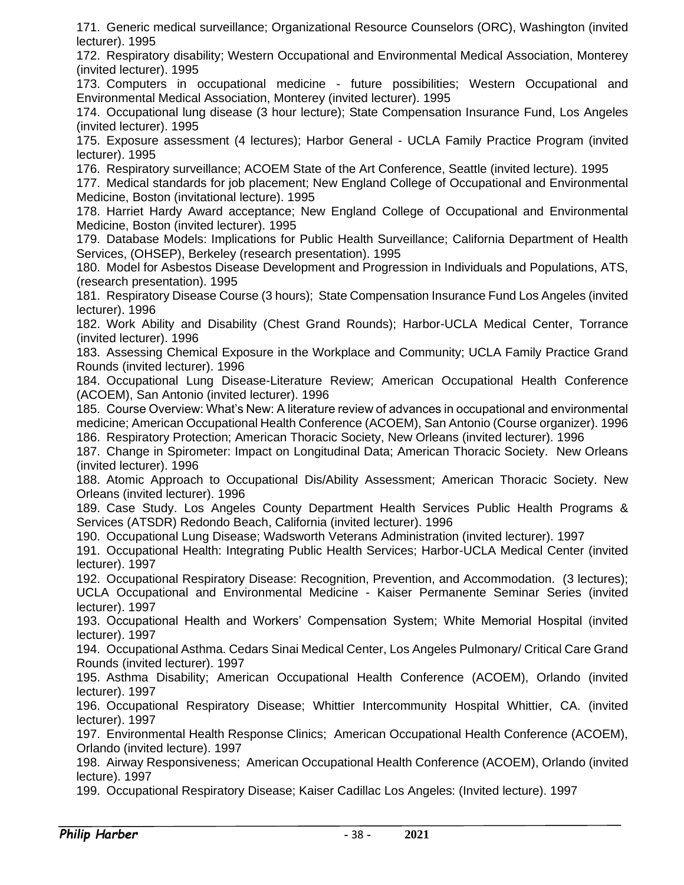171. Generic medical surveillance; Organizational Resource Counselors (ORC), Washington (invited lecturer). 1995

172. Respiratory disability; Western Occupational and Environmental Medical Association, Monterey (invited lecturer). 1995

173. Computers in occupational medicine - future possibilities; Western Occupational and Environmental Medical Association, Monterey (invited lecturer). 1995

174. Occupational lung disease (3 hour lecture); State Compensation Insurance Fund, Los Angeles (invited lecturer). 1995

175. Exposure assessment (4 lectures); Harbor General - UCLA Family Practice Program (invited lecturer). 1995

176. Respiratory surveillance; ACOEM State of the Art Conference, Seattle (invited lecture). 1995

177. Medical standards for job placement; New England College of Occupational and Environmental Medicine, Boston (invitational lecture). 1995

178. Harriet Hardy Award acceptance; New England College of Occupational and Environmental Medicine, Boston (invited lecturer). 1995

179. Database Models: Implications for Public Health Surveillance; California Department of Health Services, (OHSEP), Berkeley (research presentation). 1995

180. Model for Asbestos Disease Development and Progression in Individuals and Populations, ATS, (research presentation). 1995

181. Respiratory Disease Course (3 hours); State Compensation Insurance Fund Los Angeles (invited lecturer). 1996

182. Work Ability and Disability (Chest Grand Rounds); Harbor-UCLA Medical Center, Torrance (invited lecturer). 1996

183. Assessing Chemical Exposure in the Workplace and Community; UCLA Family Practice Grand Rounds (invited lecturer). 1996

184. Occupational Lung Disease-Literature Review; American Occupational Health Conference (ACOEM), San Antonio (invited lecturer). 1996

185. Course Overview: What's New: A literature review of advances in occupational and environmental medicine; American Occupational Health Conference (ACOEM), San Antonio (Course organizer). 1996

186. Respiratory Protection; American Thoracic Society, New Orleans (invited lecturer). 1996

187. Change in Spirometer: Impact on Longitudinal Data; American Thoracic Society. New Orleans (invited lecturer). 1996

188. Atomic Approach to Occupational Dis/Ability Assessment; American Thoracic Society. New Orleans (invited lecturer). 1996

189. Case Study. Los Angeles County Department Health Services Public Health Programs & Services (ATSDR) Redondo Beach, California (invited lecturer). 1996

190. Occupational Lung Disease; Wadsworth Veterans Administration (invited lecturer). 1997

191. Occupational Health: Integrating Public Health Services; Harbor-UCLA Medical Center (invited lecturer). 1997

192. Occupational Respiratory Disease: Recognition, Prevention, and Accommodation. (3 lectures); UCLA Occupational and Environmental Medicine - Kaiser Permanente Seminar Series (invited lecturer). 1997

193. Occupational Health and Workers' Compensation System; White Memorial Hospital (invited lecturer). 1997

194. Occupational Asthma. Cedars Sinai Medical Center, Los Angeles Pulmonary/ Critical Care Grand Rounds (invited lecturer). 1997

195. Asthma Disability; American Occupational Health Conference (ACOEM), Orlando (invited lecturer). 1997

196. Occupational Respiratory Disease; Whittier Intercommunity Hospital Whittier, CA. (invited lecturer). 1997

197. Environmental Health Response Clinics; American Occupational Health Conference (ACOEM), Orlando (invited lecture). 1997

198. Airway Responsiveness; American Occupational Health Conference (ACOEM), Orlando (invited lecture). 1997

199. Occupational Respiratory Disease; Kaiser Cadillac Los Angeles: (Invited lecture). 1997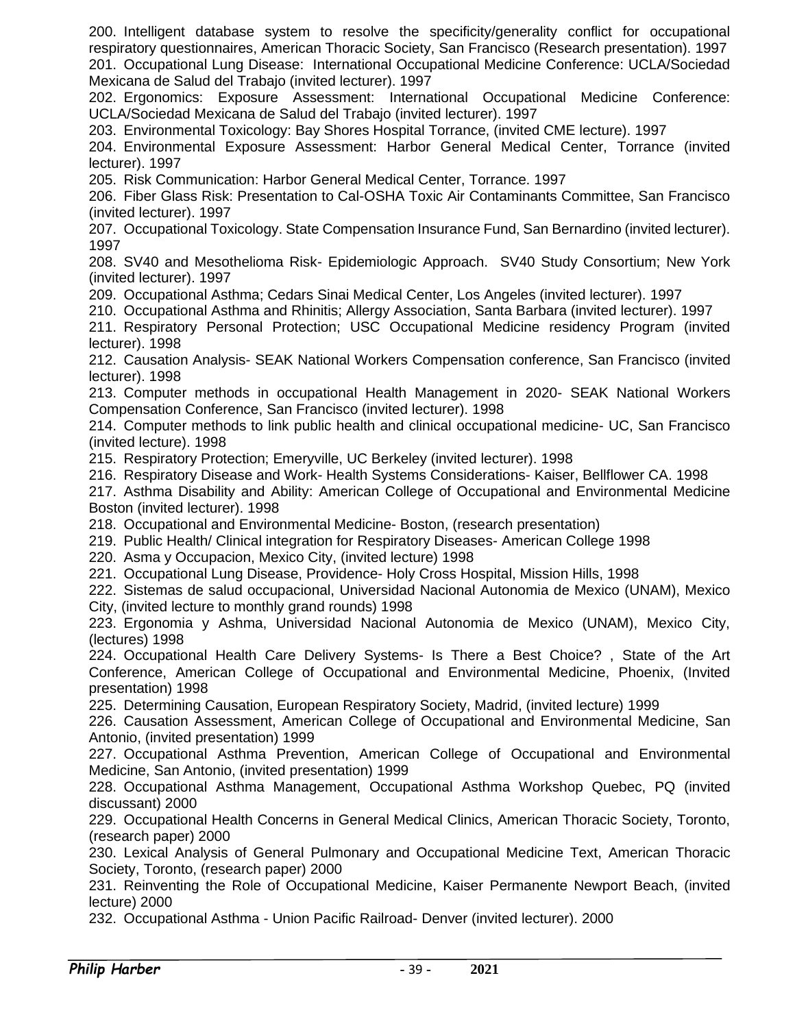200. Intelligent database system to resolve the specificity/generality conflict for occupational respiratory questionnaires, American Thoracic Society, San Francisco (Research presentation). 1997

201. Occupational Lung Disease: International Occupational Medicine Conference: UCLA/Sociedad Mexicana de Salud del Trabajo (invited lecturer). 1997

202. Ergonomics: Exposure Assessment: International Occupational Medicine Conference: UCLA/Sociedad Mexicana de Salud del Trabajo (invited lecturer). 1997

203. Environmental Toxicology: Bay Shores Hospital Torrance, (invited CME lecture). 1997

204. Environmental Exposure Assessment: Harbor General Medical Center, Torrance (invited lecturer). 1997

205. Risk Communication: Harbor General Medical Center, Torrance. 1997

206. Fiber Glass Risk: Presentation to Cal-OSHA Toxic Air Contaminants Committee, San Francisco (invited lecturer). 1997

207. Occupational Toxicology. State Compensation Insurance Fund, San Bernardino (invited lecturer). 1997

208. SV40 and Mesothelioma Risk- Epidemiologic Approach. SV40 Study Consortium; New York (invited lecturer). 1997

209. Occupational Asthma; Cedars Sinai Medical Center, Los Angeles (invited lecturer). 1997

210. Occupational Asthma and Rhinitis; Allergy Association, Santa Barbara (invited lecturer). 1997

211. Respiratory Personal Protection; USC Occupational Medicine residency Program (invited lecturer). 1998

212. Causation Analysis- SEAK National Workers Compensation conference, San Francisco (invited lecturer). 1998

213. Computer methods in occupational Health Management in 2020- SEAK National Workers Compensation Conference, San Francisco (invited lecturer). 1998

214. Computer methods to link public health and clinical occupational medicine- UC, San Francisco (invited lecture). 1998

215. Respiratory Protection; Emeryville, UC Berkeley (invited lecturer). 1998

216. Respiratory Disease and Work- Health Systems Considerations- Kaiser, Bellflower CA. 1998

217. Asthma Disability and Ability: American College of Occupational and Environmental Medicine Boston (invited lecturer). 1998

218. Occupational and Environmental Medicine- Boston, (research presentation)

219. Public Health/ Clinical integration for Respiratory Diseases- American College 1998

220. Asma y Occupacion, Mexico City, (invited lecture) 1998

221. Occupational Lung Disease, Providence- Holy Cross Hospital, Mission Hills, 1998

222. Sistemas de salud occupacional, Universidad Nacional Autonomia de Mexico (UNAM), Mexico City, (invited lecture to monthly grand rounds) 1998

223. Ergonomia y Ashma, Universidad Nacional Autonomia de Mexico (UNAM), Mexico City, (lectures) 1998

224. Occupational Health Care Delivery Systems- Is There a Best Choice? , State of the Art Conference, American College of Occupational and Environmental Medicine, Phoenix, (Invited presentation) 1998

225. Determining Causation, European Respiratory Society, Madrid, (invited lecture) 1999

226. Causation Assessment, American College of Occupational and Environmental Medicine, San Antonio, (invited presentation) 1999

227. Occupational Asthma Prevention, American College of Occupational and Environmental Medicine, San Antonio, (invited presentation) 1999

228. Occupational Asthma Management, Occupational Asthma Workshop Quebec, PQ (invited discussant) 2000

229. Occupational Health Concerns in General Medical Clinics, American Thoracic Society, Toronto, (research paper) 2000

230. Lexical Analysis of General Pulmonary and Occupational Medicine Text, American Thoracic Society, Toronto, (research paper) 2000

231. Reinventing the Role of Occupational Medicine, Kaiser Permanente Newport Beach, (invited lecture) 2000

232. Occupational Asthma - Union Pacific Railroad- Denver (invited lecturer). 2000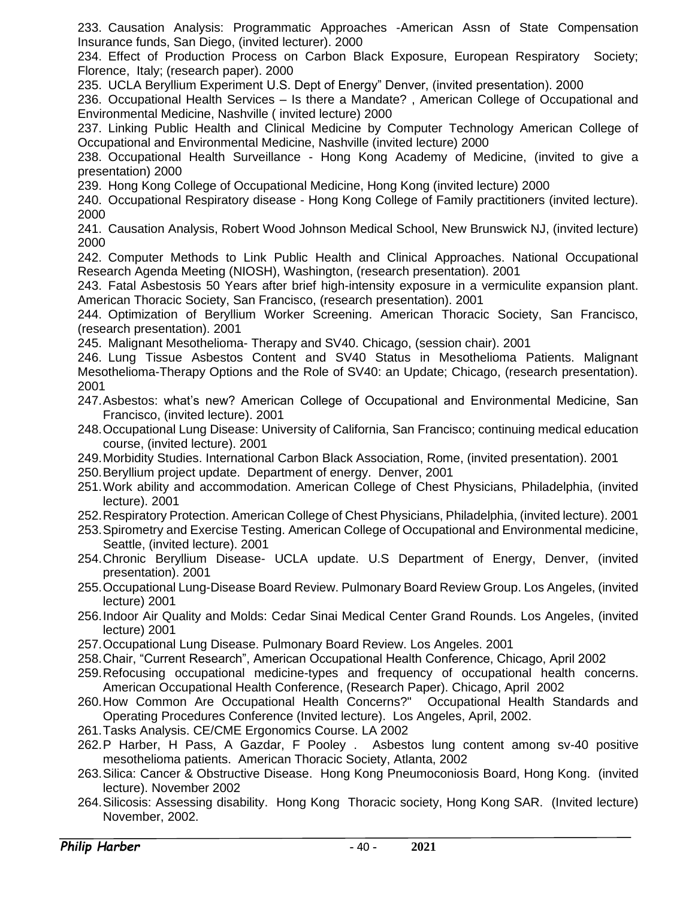233. Causation Analysis: Programmatic Approaches -American Assn of State Compensation Insurance funds, San Diego, (invited lecturer). 2000

234. Effect of Production Process on Carbon Black Exposure, European Respiratory Society; Florence, Italy; (research paper). 2000

235. UCLA Beryllium Experiment U.S. Dept of Energy" Denver, (invited presentation). 2000

236. Occupational Health Services – Is there a Mandate? , American College of Occupational and Environmental Medicine, Nashville ( invited lecture) 2000

237. Linking Public Health and Clinical Medicine by Computer Technology American College of Occupational and Environmental Medicine, Nashville (invited lecture) 2000

238. Occupational Health Surveillance - Hong Kong Academy of Medicine, (invited to give a presentation) 2000

239. Hong Kong College of Occupational Medicine, Hong Kong (invited lecture) 2000

240. Occupational Respiratory disease - Hong Kong College of Family practitioners (invited lecture). 2000

241. Causation Analysis, Robert Wood Johnson Medical School, New Brunswick NJ, (invited lecture) 2000

242. Computer Methods to Link Public Health and Clinical Approaches. National Occupational Research Agenda Meeting (NIOSH), Washington, (research presentation). 2001

243. Fatal Asbestosis 50 Years after brief high-intensity exposure in a vermiculite expansion plant. American Thoracic Society, San Francisco, (research presentation). 2001

244. Optimization of Beryllium Worker Screening. American Thoracic Society, San Francisco, (research presentation). 2001

245. Malignant Mesothelioma- Therapy and SV40. Chicago, (session chair). 2001

246. Lung Tissue Asbestos Content and SV40 Status in Mesothelioma Patients. Malignant Mesothelioma-Therapy Options and the Role of SV40: an Update; Chicago, (research presentation). 2001

247. Asbestos: what's new? American College of Occupational and Environmental Medicine, San Francisco, (invited lecture). 2001

248. Occupational Lung Disease: University of California, San Francisco; continuing medical education course, (invited lecture). 2001

249. Morbidity Studies. International Carbon Black Association, Rome, (invited presentation). 2001

250. Beryllium project update. Department of energy. Denver, 2001

251. Work ability and accommodation. American College of Chest Physicians, Philadelphia, (invited lecture). 2001

252. Respiratory Protection. American College of Chest Physicians, Philadelphia, (invited lecture). 2001

253. Spirometry and Exercise Testing. American College of Occupational and Environmental medicine, Seattle, (invited lecture). 2001

254. Chronic Beryllium Disease- UCLA update. U.S Department of Energy, Denver, (invited presentation). 2001

255. Occupational Lung-Disease Board Review. Pulmonary Board Review Group. Los Angeles, (invited lecture) 2001

256. Indoor Air Quality and Molds: Cedar Sinai Medical Center Grand Rounds. Los Angeles, (invited lecture) 2001

257. Occupational Lung Disease. Pulmonary Board Review. Los Angeles. 2001

258. Chair, "Current Research", American Occupational Health Conference, Chicago, April 2002

259. Refocusing occupational medicine-types and frequency of occupational health concerns. American Occupational Health Conference, (Research Paper). Chicago, April 2002

260. How Common Are Occupational Health Concerns?" Occupational Health Standards and Operating Procedures Conference (Invited lecture). Los Angeles, April, 2002.

261. Tasks Analysis. CE/CME Ergonomics Course. LA 2002

262. P Harber, H Pass, A Gazdar, F Pooley . Asbestos lung content among sv-40 positive mesothelioma patients. American Thoracic Society, Atlanta, 2002

263. Silica: Cancer & Obstructive Disease. Hong Kong Pneumoconiosis Board, Hong Kong. (invited lecture). November 2002

264. Silicosis: Assessing disability. Hong Kong Thoracic society, Hong Kong SAR. (Invited lecture) November, 2002.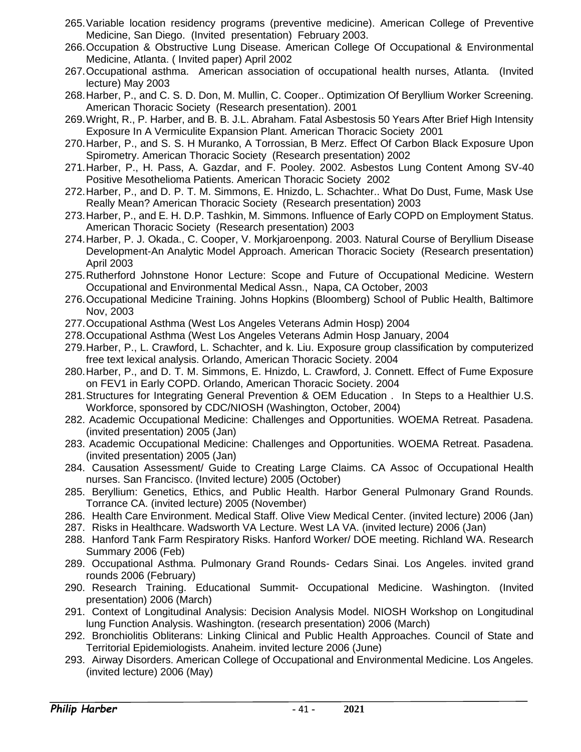265. Variable location residency programs (preventive medicine). American College of Preventive Medicine, San Diego. (Invited presentation) February 2003.
266. Occupation & Obstructive Lung Disease. American College Of Occupational & Environmental Medicine, Atlanta. ( Invited paper) April 2002
267. Occupational asthma. American association of occupational health nurses, Atlanta. (Invited lecture) May 2003
268. Harber, P., and C. S. D. Don, M. Mullin, C. Cooper.. Optimization Of Beryllium Worker Screening. American Thoracic Society (Research presentation). 2001
269. Wright, R., P. Harber, and B. B. J.L. Abraham. Fatal Asbestosis 50 Years After Brief High Intensity Exposure In A Vermiculite Expansion Plant. American Thoracic Society 2001
270. Harber, P., and S. S. H Muranko, A Torrossian, B Merz. Effect Of Carbon Black Exposure Upon Spirometry. American Thoracic Society (Research presentation) 2002
271. Harber, P., H. Pass, A. Gazdar, and F. Pooley. 2002. Asbestos Lung Content Among SV-40 Positive Mesothelioma Patients. American Thoracic Society 2002
272. Harber, P., and D. P. T. M. Simmons, E. Hnizdo, L. Schachter.. What Do Dust, Fume, Mask Use Really Mean? American Thoracic Society (Research presentation) 2003
273. Harber, P., and E. H. D.P. Tashkin, M. Simmons. Influence of Early COPD on Employment Status. American Thoracic Society (Research presentation) 2003
274. Harber, P. J. Okada., C. Cooper, V. Morkjaroenpong. 2003. Natural Course of Beryllium Disease Development-An Analytic Model Approach. American Thoracic Society (Research presentation) April 2003
275. Rutherford Johnstone Honor Lecture: Scope and Future of Occupational Medicine. Western Occupational and Environmental Medical Assn., Napa, CA October, 2003
276. Occupational Medicine Training. Johns Hopkins (Bloomberg) School of Public Health, Baltimore Nov, 2003
277. Occupational Asthma (West Los Angeles Veterans Admin Hosp) 2004
278. Occupational Asthma (West Los Angeles Veterans Admin Hosp January, 2004
279. Harber, P., L. Crawford, L. Schachter, and k. Liu. Exposure group classification by computerized free text lexical analysis. Orlando, American Thoracic Society. 2004
280. Harber, P., and D. T. M. Simmons, E. Hnizdo, L. Crawford, J. Connett. Effect of Fume Exposure on FEV1 in Early COPD. Orlando, American Thoracic Society. 2004
281. Structures for Integrating General Prevention & OEM Education . In Steps to a Healthier U.S. Workforce, sponsored by CDC/NIOSH (Washington, October, 2004)
282. Academic Occupational Medicine: Challenges and Opportunities. WOEMA Retreat. Pasadena. (invited presentation) 2005 (Jan)
283. Academic Occupational Medicine: Challenges and Opportunities. WOEMA Retreat. Pasadena. (invited presentation) 2005 (Jan)
284. Causation Assessment/ Guide to Creating Large Claims. CA Assoc of Occupational Health nurses. San Francisco. (Invited lecture) 2005 (October)
285. Beryllium: Genetics, Ethics, and Public Health. Harbor General Pulmonary Grand Rounds. Torrance CA. (invited lecture) 2005 (November)
286. Health Care Environment. Medical Staff. Olive View Medical Center. (invited lecture) 2006 (Jan)
287. Risks in Healthcare. Wadsworth VA Lecture. West LA VA. (invited lecture) 2006 (Jan)
288. Hanford Tank Farm Respiratory Risks. Hanford Worker/ DOE meeting. Richland WA. Research Summary 2006 (Feb)
289. Occupational Asthma. Pulmonary Grand Rounds- Cedars Sinai. Los Angeles. invited grand rounds 2006 (February)
290. Research Training. Educational Summit- Occupational Medicine. Washington. (Invited presentation) 2006 (March)
291. Context of Longitudinal Analysis: Decision Analysis Model. NIOSH Workshop on Longitudinal lung Function Analysis. Washington. (research presentation) 2006 (March)
292. Bronchiolitis Obliterans: Linking Clinical and Public Health Approaches. Council of State and Territorial Epidemiologists. Anaheim. invited lecture 2006 (June)
293. Airway Disorders. American College of Occupational and Environmental Medicine. Los Angeles. (invited lecture) 2006 (May)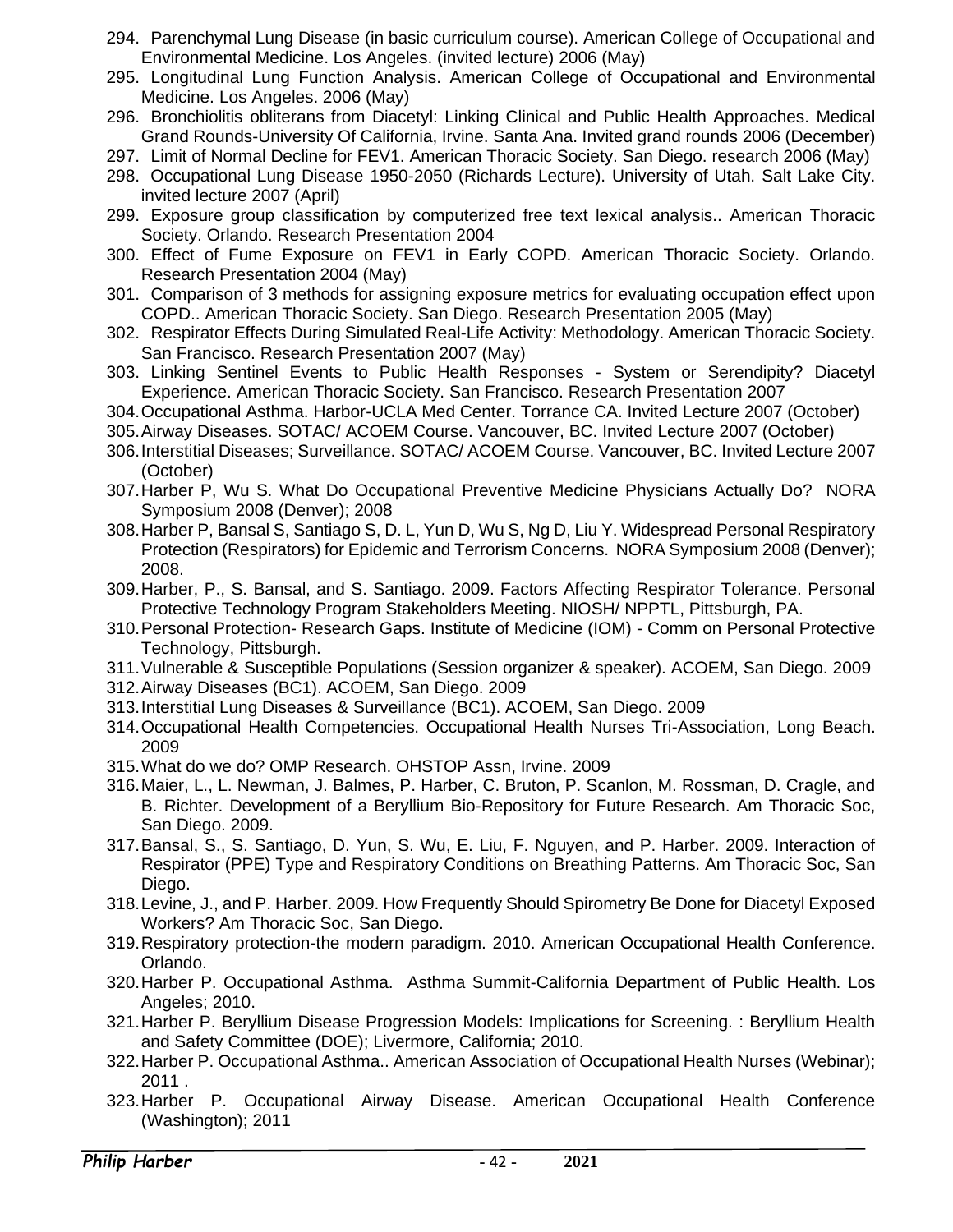294. Parenchymal Lung Disease (in basic curriculum course). American College of Occupational and Environmental Medicine. Los Angeles. (invited lecture) 2006 (May)
295. Longitudinal Lung Function Analysis. American College of Occupational and Environmental Medicine. Los Angeles. 2006 (May)
296. Bronchiolitis obliterans from Diacetyl: Linking Clinical and Public Health Approaches. Medical Grand Rounds-University Of California, Irvine. Santa Ana. Invited grand rounds 2006 (December)
297. Limit of Normal Decline for FEV1. American Thoracic Society. San Diego. research 2006 (May)
298. Occupational Lung Disease 1950-2050 (Richards Lecture). University of Utah. Salt Lake City. invited lecture 2007 (April)
299. Exposure group classification by computerized free text lexical analysis.. American Thoracic Society. Orlando. Research Presentation 2004
300. Effect of Fume Exposure on FEV1 in Early COPD. American Thoracic Society. Orlando. Research Presentation 2004 (May)
301. Comparison of 3 methods for assigning exposure metrics for evaluating occupation effect upon COPD.. American Thoracic Society. San Diego. Research Presentation 2005 (May)
302. Respirator Effects During Simulated Real-Life Activity: Methodology. American Thoracic Society. San Francisco. Research Presentation 2007 (May)
303. Linking Sentinel Events to Public Health Responses - System or Serendipity? Diacetyl Experience. American Thoracic Society. San Francisco. Research Presentation 2007
304. Occupational Asthma. Harbor-UCLA Med Center. Torrance CA. Invited Lecture 2007 (October)
305. Airway Diseases. SOTAC/ ACOEM Course. Vancouver, BC. Invited Lecture 2007 (October)
306. Interstitial Diseases; Surveillance. SOTAC/ ACOEM Course. Vancouver, BC. Invited Lecture 2007 (October)
307. Harber P, Wu S. What Do Occupational Preventive Medicine Physicians Actually Do? NORA Symposium 2008 (Denver); 2008
308. Harber P, Bansal S, Santiago S, D. L, Yun D, Wu S, Ng D, Liu Y. Widespread Personal Respiratory Protection (Respirators) for Epidemic and Terrorism Concerns. NORA Symposium 2008 (Denver); 2008.
309. Harber, P., S. Bansal, and S. Santiago. 2009. Factors Affecting Respirator Tolerance. Personal Protective Technology Program Stakeholders Meeting. NIOSH/ NPPTL, Pittsburgh, PA.
310. Personal Protection- Research Gaps. Institute of Medicine (IOM) - Comm on Personal Protective Technology, Pittsburgh.
311. Vulnerable & Susceptible Populations (Session organizer & speaker). ACOEM, San Diego. 2009
312. Airway Diseases (BC1). ACOEM, San Diego. 2009
313. Interstitial Lung Diseases & Surveillance (BC1). ACOEM, San Diego. 2009
314. Occupational Health Competencies. Occupational Health Nurses Tri-Association, Long Beach. 2009
315. What do we do? OMP Research. OHSTOP Assn, Irvine. 2009
316. Maier, L., L. Newman, J. Balmes, P. Harber, C. Bruton, P. Scanlon, M. Rossman, D. Cragle, and B. Richter. Development of a Beryllium Bio-Repository for Future Research. Am Thoracic Soc, San Diego. 2009.
317. Bansal, S., S. Santiago, D. Yun, S. Wu, E. Liu, F. Nguyen, and P. Harber. 2009. Interaction of Respirator (PPE) Type and Respiratory Conditions on Breathing Patterns. Am Thoracic Soc, San Diego.
318. Levine, J., and P. Harber. 2009. How Frequently Should Spirometry Be Done for Diacetyl Exposed Workers? Am Thoracic Soc, San Diego.
319. Respiratory protection-the modern paradigm. 2010. American Occupational Health Conference. Orlando.
320. Harber P. Occupational Asthma. Asthma Summit-California Department of Public Health. Los Angeles; 2010.
321. Harber P. Beryllium Disease Progression Models: Implications for Screening. : Beryllium Health and Safety Committee (DOE); Livermore, California; 2010.
322. Harber P. Occupational Asthma.. American Association of Occupational Health Nurses (Webinar); 2011 .
323. Harber P. Occupational Airway Disease. American Occupational Health Conference (Washington); 2011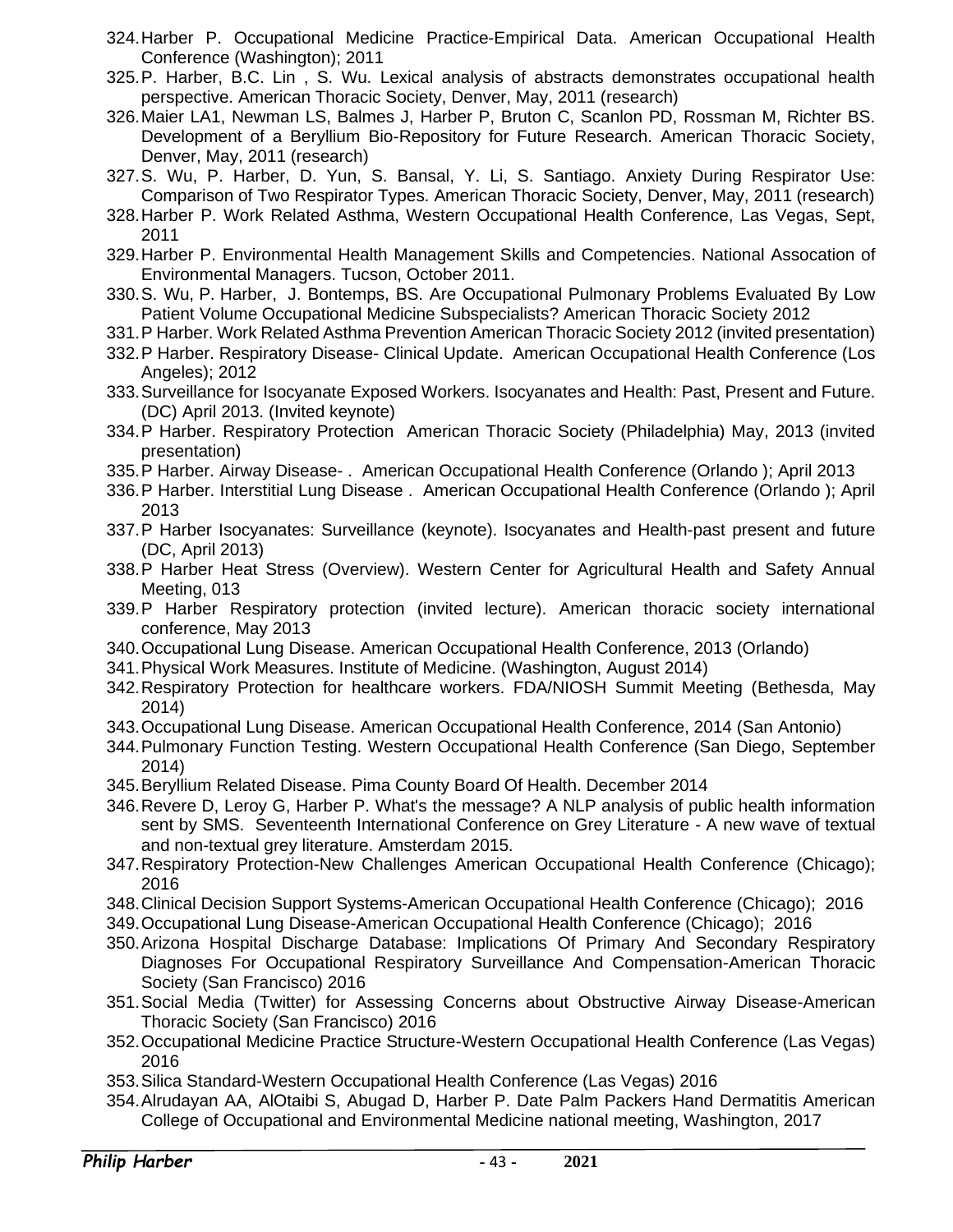324. Harber P. Occupational Medicine Practice-Empirical Data. American Occupational Health Conference (Washington); 2011
325. P. Harber, B.C. Lin , S. Wu. Lexical analysis of abstracts demonstrates occupational health perspective. American Thoracic Society, Denver, May, 2011 (research)
326. Maier LA1, Newman LS, Balmes J, Harber P, Bruton C, Scanlon PD, Rossman M, Richter BS. Development of a Beryllium Bio-Repository for Future Research. American Thoracic Society, Denver, May, 2011 (research)
327. S. Wu, P. Harber, D. Yun, S. Bansal, Y. Li, S. Santiago. Anxiety During Respirator Use: Comparison of Two Respirator Types. American Thoracic Society, Denver, May, 2011 (research)
328. Harber P. Work Related Asthma, Western Occupational Health Conference, Las Vegas, Sept, 2011
329. Harber P. Environmental Health Management Skills and Competencies. National Assocation of Environmental Managers. Tucson, October 2011.
330. S. Wu, P. Harber, J. Bontemps, BS. Are Occupational Pulmonary Problems Evaluated By Low Patient Volume Occupational Medicine Subspecialists? American Thoracic Society 2012
331. P Harber. Work Related Asthma Prevention American Thoracic Society 2012 (invited presentation)
332. P Harber. Respiratory Disease- Clinical Update. American Occupational Health Conference (Los Angeles); 2012
333. Surveillance for Isocyanate Exposed Workers. Isocyanates and Health: Past, Present and Future. (DC) April 2013. (Invited keynote)
334. P Harber. Respiratory Protection American Thoracic Society (Philadelphia) May, 2013 (invited presentation)
335. P Harber. Airway Disease- . American Occupational Health Conference (Orlando ); April 2013
336. P Harber. Interstitial Lung Disease . American Occupational Health Conference (Orlando ); April 2013
337. P Harber Isocyanates: Surveillance (keynote). Isocyanates and Health-past present and future (DC, April 2013)
338. P Harber Heat Stress (Overview). Western Center for Agricultural Health and Safety Annual Meeting, 013
339. P Harber Respiratory protection (invited lecture). American thoracic society international conference, May 2013
340. Occupational Lung Disease. American Occupational Health Conference, 2013 (Orlando)
341. Physical Work Measures. Institute of Medicine. (Washington, August 2014)
342. Respiratory Protection for healthcare workers. FDA/NIOSH Summit Meeting (Bethesda, May 2014)
343. Occupational Lung Disease. American Occupational Health Conference, 2014 (San Antonio)
344. Pulmonary Function Testing. Western Occupational Health Conference (San Diego, September 2014)
345. Beryllium Related Disease. Pima County Board Of Health. December 2014
346. Revere D, Leroy G, Harber P. What's the message? A NLP analysis of public health information sent by SMS. Seventeenth International Conference on Grey Literature - A new wave of textual and non-textual grey literature. Amsterdam 2015.
347. Respiratory Protection-New Challenges American Occupational Health Conference (Chicago); 2016
348. Clinical Decision Support Systems-American Occupational Health Conference (Chicago); 2016
349. Occupational Lung Disease-American Occupational Health Conference (Chicago); 2016
350. Arizona Hospital Discharge Database: Implications Of Primary And Secondary Respiratory Diagnoses For Occupational Respiratory Surveillance And Compensation-American Thoracic Society (San Francisco) 2016
351. Social Media (Twitter) for Assessing Concerns about Obstructive Airway Disease-American Thoracic Society (San Francisco) 2016
352. Occupational Medicine Practice Structure-Western Occupational Health Conference (Las Vegas) 2016
353. Silica Standard-Western Occupational Health Conference (Las Vegas) 2016
354. Alrudayan AA, AlOtaibi S, Abugad D, Harber P. Date Palm Packers Hand Dermatitis American College of Occupational and Environmental Medicine national meeting, Washington, 2017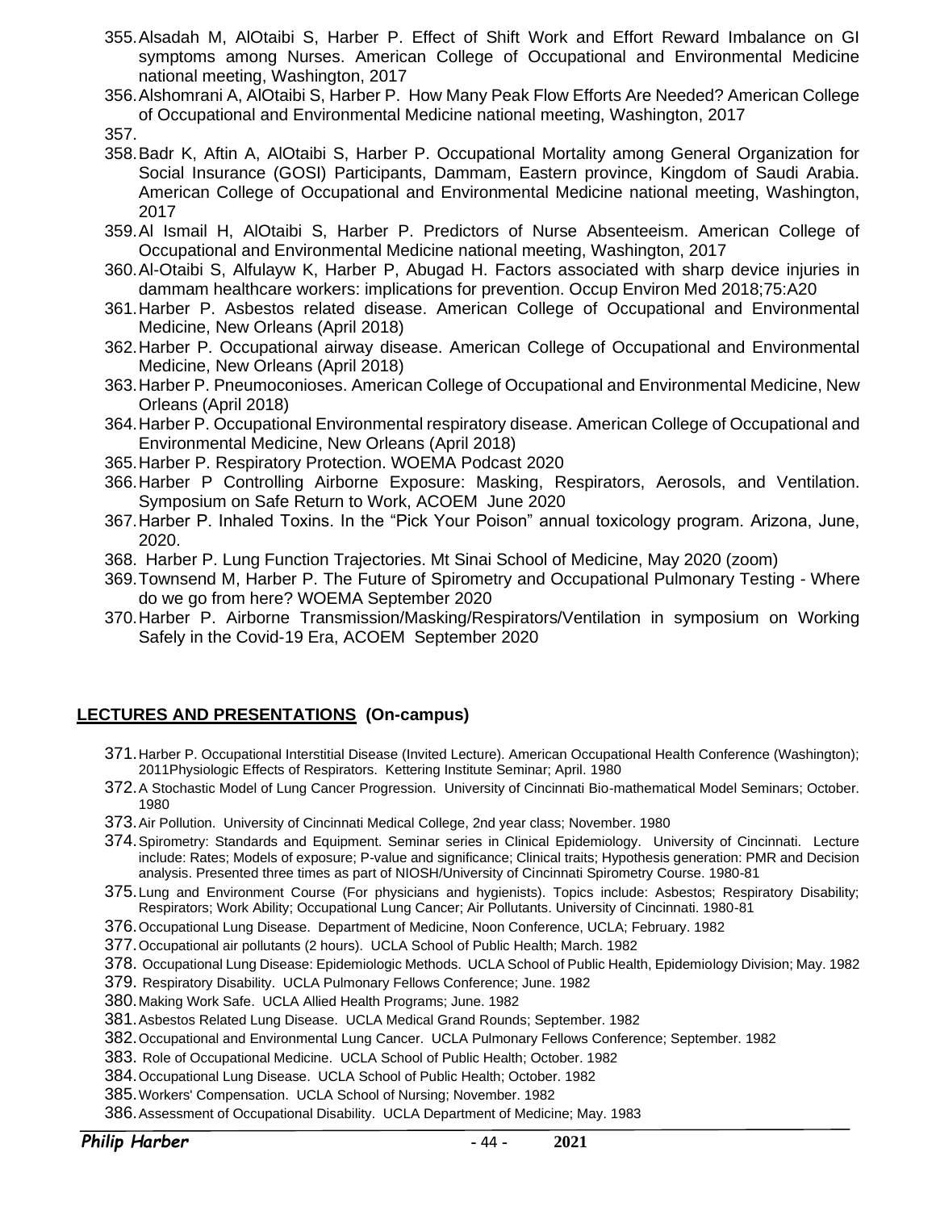355. Alsadah M, AlOtaibi S, Harber P. Effect of Shift Work and Effort Reward Imbalance on GI symptoms among Nurses. American College of Occupational and Environmental Medicine national meeting, Washington, 2017
356. Alshomrani A, AlOtaibi S, Harber P. How Many Peak Flow Efforts Are Needed? American College of Occupational and Environmental Medicine national meeting, Washington, 2017
357. 
358. Badr K, Aftin A, AlOtaibi S, Harber P. Occupational Mortality among General Organization for Social Insurance (GOSI) Participants, Dammam, Eastern province, Kingdom of Saudi Arabia. American College of Occupational and Environmental Medicine national meeting, Washington, 2017
359. Al Ismail H, AlOtaibi S, Harber P. Predictors of Nurse Absenteeism. American College of Occupational and Environmental Medicine national meeting, Washington, 2017
360. Al-Otaibi S, Alfulayw K, Harber P, Abugad H. Factors associated with sharp device injuries in dammam healthcare workers: implications for prevention. Occup Environ Med 2018;75:A20
361. Harber P. Asbestos related disease. American College of Occupational and Environmental Medicine, New Orleans (April 2018)
362. Harber P. Occupational airway disease. American College of Occupational and Environmental Medicine, New Orleans (April 2018)
363. Harber P. Pneumoconioses. American College of Occupational and Environmental Medicine, New Orleans (April 2018)
364. Harber P. Occupational Environmental respiratory disease. American College of Occupational and Environmental Medicine, New Orleans (April 2018)
365. Harber P. Respiratory Protection. WOEMA Podcast 2020
366. Harber P Controlling Airborne Exposure: Masking, Respirators, Aerosols, and Ventilation. Symposium on Safe Return to Work, ACOEM June 2020
367. Harber P. Inhaled Toxins. In the "Pick Your Poison" annual toxicology program. Arizona, June, 2020.
368. Harber P. Lung Function Trajectories. Mt Sinai School of Medicine, May 2020 (zoom)
369. Townsend M, Harber P. The Future of Spirometry and Occupational Pulmonary Testing - Where do we go from here? WOEMA September 2020
370. Harber P. Airborne Transmission/Masking/Respirators/Ventilation in symposium on Working Safely in the Covid-19 Era, ACOEM September 2020

## LECTURES AND PRESENTATIONS (On-campus)

371. Harber P. Occupational Interstitial Disease (Invited Lecture). American Occupational Health Conference (Washington); 2011Physiologic Effects of Respirators. Kettering Institute Seminar; April. 1980
372. A Stochastic Model of Lung Cancer Progression. University of Cincinnati Bio-mathematical Model Seminars; October. 1980
373. Air Pollution. University of Cincinnati Medical College, 2nd year class; November. 1980
374. Spirometry: Standards and Equipment. Seminar series in Clinical Epidemiology. University of Cincinnati. Lecture include: Rates; Models of exposure; P-value and significance; Clinical traits; Hypothesis generation: PMR and Decision analysis. Presented three times as part of NIOSH/University of Cincinnati Spirometry Course. 1980-81
375. Lung and Environment Course (For physicians and hygienists). Topics include: Asbestos; Respiratory Disability; Respirators; Work Ability; Occupational Lung Cancer; Air Pollutants. University of Cincinnati. 1980-81
376. Occupational Lung Disease. Department of Medicine, Noon Conference, UCLA; February. 1982
377. Occupational air pollutants (2 hours). UCLA School of Public Health; March. 1982
378. Occupational Lung Disease: Epidemiologic Methods. UCLA School of Public Health, Epidemiology Division; May. 1982
379. Respiratory Disability. UCLA Pulmonary Fellows Conference; June. 1982
380. Making Work Safe. UCLA Allied Health Programs; June. 1982
381. Asbestos Related Lung Disease. UCLA Medical Grand Rounds; September. 1982
382. Occupational and Environmental Lung Cancer. UCLA Pulmonary Fellows Conference; September. 1982
383. Role of Occupational Medicine. UCLA School of Public Health; October. 1982
384. Occupational Lung Disease. UCLA School of Public Health; October. 1982
385. Workers' Compensation. UCLA School of Nursing; November. 1982
386. Assessment of Occupational Disability. UCLA Department of Medicine; May. 1983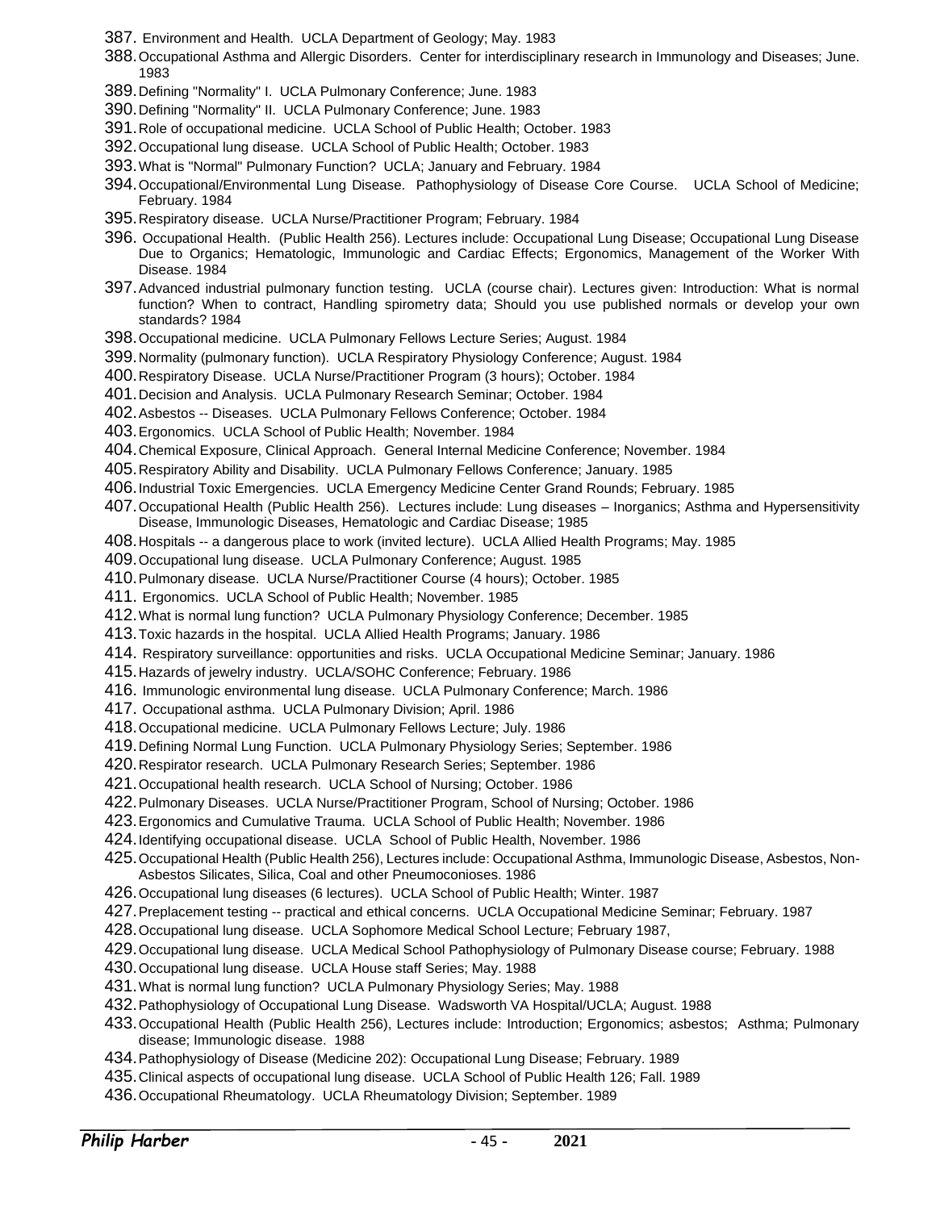387. Environment and Health. UCLA Department of Geology; May. 1983
388. Occupational Asthma and Allergic Disorders. Center for interdisciplinary research in Immunology and Diseases; June. 1983
389. Defining "Normality" I. UCLA Pulmonary Conference; June. 1983
390. Defining "Normality" II. UCLA Pulmonary Conference; June. 1983
391. Role of occupational medicine. UCLA School of Public Health; October. 1983
392. Occupational lung disease. UCLA School of Public Health; October. 1983
393. What is "Normal" Pulmonary Function? UCLA; January and February. 1984
394. Occupational/Environmental Lung Disease. Pathophysiology of Disease Core Course. UCLA School of Medicine; February. 1984
395. Respiratory disease. UCLA Nurse/Practitioner Program; February. 1984
396. Occupational Health. (Public Health 256). Lectures include: Occupational Lung Disease; Occupational Lung Disease Due to Organics; Hematologic, Immunologic and Cardiac Effects; Ergonomics, Management of the Worker With Disease. 1984
397. Advanced industrial pulmonary function testing. UCLA (course chair). Lectures given: Introduction: What is normal function? When to contract, Handling spirometry data; Should you use published normals or develop your own standards? 1984
398. Occupational medicine. UCLA Pulmonary Fellows Lecture Series; August. 1984
399. Normality (pulmonary function). UCLA Respiratory Physiology Conference; August. 1984
400. Respiratory Disease. UCLA Nurse/Practitioner Program (3 hours); October. 1984
401. Decision and Analysis. UCLA Pulmonary Research Seminar; October. 1984
402. Asbestos -- Diseases. UCLA Pulmonary Fellows Conference; October. 1984
403. Ergonomics. UCLA School of Public Health; November. 1984
404. Chemical Exposure, Clinical Approach. General Internal Medicine Conference; November. 1984
405. Respiratory Ability and Disability. UCLA Pulmonary Fellows Conference; January. 1985
406. Industrial Toxic Emergencies. UCLA Emergency Medicine Center Grand Rounds; February. 1985
407. Occupational Health (Public Health 256). Lectures include: Lung diseases – Inorganics; Asthma and Hypersensitivity Disease, Immunologic Diseases, Hematologic and Cardiac Disease; 1985
408. Hospitals -- a dangerous place to work (invited lecture). UCLA Allied Health Programs; May. 1985
409. Occupational lung disease. UCLA Pulmonary Conference; August. 1985
410. Pulmonary disease. UCLA Nurse/Practitioner Course (4 hours); October. 1985
411. Ergonomics. UCLA School of Public Health; November. 1985
412. What is normal lung function? UCLA Pulmonary Physiology Conference; December. 1985
413. Toxic hazards in the hospital. UCLA Allied Health Programs; January. 1986
414. Respiratory surveillance: opportunities and risks. UCLA Occupational Medicine Seminar; January. 1986
415. Hazards of jewelry industry. UCLA/SOHC Conference; February. 1986
416. Immunologic environmental lung disease. UCLA Pulmonary Conference; March. 1986
417. Occupational asthma. UCLA Pulmonary Division; April. 1986
418. Occupational medicine. UCLA Pulmonary Fellows Lecture; July. 1986
419. Defining Normal Lung Function. UCLA Pulmonary Physiology Series; September. 1986
420. Respirator research. UCLA Pulmonary Research Series; September. 1986
421. Occupational health research. UCLA School of Nursing; October. 1986
422. Pulmonary Diseases. UCLA Nurse/Practitioner Program, School of Nursing; October. 1986
423. Ergonomics and Cumulative Trauma. UCLA School of Public Health; November. 1986
424. Identifying occupational disease. UCLA School of Public Health, November. 1986
425. Occupational Health (Public Health 256), Lectures include: Occupational Asthma, Immunologic Disease, Asbestos, Non-Asbestos Silicates, Silica, Coal and other Pneumoconioses. 1986
426. Occupational lung diseases (6 lectures). UCLA School of Public Health; Winter. 1987
427. Preplacement testing -- practical and ethical concerns. UCLA Occupational Medicine Seminar; February. 1987
428. Occupational lung disease. UCLA Sophomore Medical School Lecture; February 1987,
429. Occupational lung disease. UCLA Medical School Pathophysiology of Pulmonary Disease course; February. 1988
430. Occupational lung disease. UCLA House staff Series; May. 1988
431. What is normal lung function? UCLA Pulmonary Physiology Series; May. 1988
432. Pathophysiology of Occupational Lung Disease. Wadsworth VA Hospital/UCLA; August. 1988
433. Occupational Health (Public Health 256), Lectures include: Introduction; Ergonomics; asbestos; Asthma; Pulmonary disease; Immunologic disease. 1988
434. Pathophysiology of Disease (Medicine 202): Occupational Lung Disease; February. 1989
435. Clinical aspects of occupational lung disease. UCLA School of Public Health 126; Fall. 1989
436. Occupational Rheumatology. UCLA Rheumatology Division; September. 1989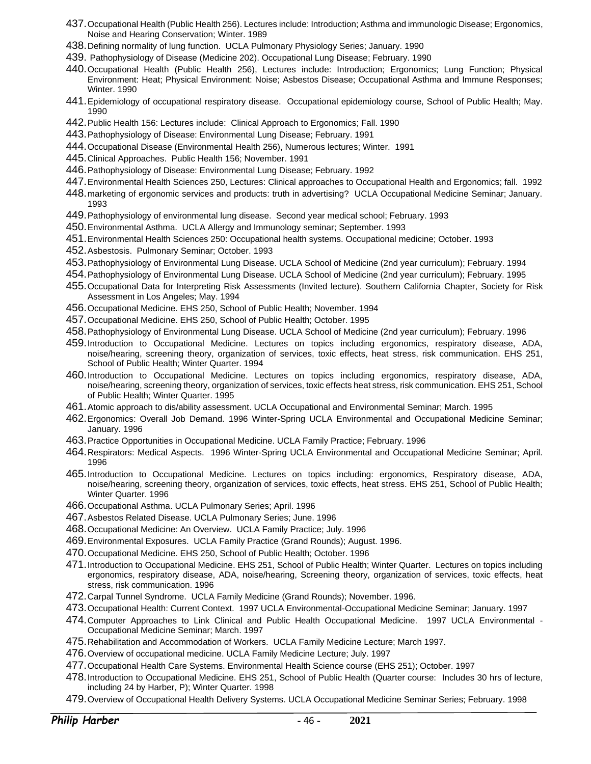437. Occupational Health (Public Health 256). Lectures include: Introduction; Asthma and immunologic Disease; Ergonomics, Noise and Hearing Conservation; Winter. 1989
438. Defining normality of lung function. UCLA Pulmonary Physiology Series; January. 1990
439. Pathophysiology of Disease (Medicine 202). Occupational Lung Disease; February. 1990
440. Occupational Health (Public Health 256), Lectures include: Introduction; Ergonomics; Lung Function; Physical Environment: Heat; Physical Environment: Noise; Asbestos Disease; Occupational Asthma and Immune Responses; Winter. 1990
441. Epidemiology of occupational respiratory disease. Occupational epidemiology course, School of Public Health; May. 1990
442. Public Health 156: Lectures include: Clinical Approach to Ergonomics; Fall. 1990
443. Pathophysiology of Disease: Environmental Lung Disease; February. 1991
444. Occupational Disease (Environmental Health 256), Numerous lectures; Winter. 1991
445. Clinical Approaches. Public Health 156; November. 1991
446. Pathophysiology of Disease: Environmental Lung Disease; February. 1992
447. Environmental Health Sciences 250, Lectures: Clinical approaches to Occupational Health and Ergonomics; fall. 1992
448. marketing of ergonomic services and products: truth in advertising? UCLA Occupational Medicine Seminar; January. 1993
449. Pathophysiology of environmental lung disease. Second year medical school; February. 1993
450. Environmental Asthma. UCLA Allergy and Immunology seminar; September. 1993
451. Environmental Health Sciences 250: Occupational health systems. Occupational medicine; October. 1993
452. Asbestosis. Pulmonary Seminar; October. 1993
453. Pathophysiology of Environmental Lung Disease. UCLA School of Medicine (2nd year curriculum); February. 1994
454. Pathophysiology of Environmental Lung Disease. UCLA School of Medicine (2nd year curriculum); February. 1995
455. Occupational Data for Interpreting Risk Assessments (Invited lecture). Southern California Chapter, Society for Risk Assessment in Los Angeles; May. 1994
456. Occupational Medicine. EHS 250, School of Public Health; November. 1994
457. Occupational Medicine. EHS 250, School of Public Health; October. 1995
458. Pathophysiology of Environmental Lung Disease. UCLA School of Medicine (2nd year curriculum); February. 1996
459. Introduction to Occupational Medicine. Lectures on topics including ergonomics, respiratory disease, ADA, noise/hearing, screening theory, organization of services, toxic effects, heat stress, risk communication. EHS 251, School of Public Health; Winter Quarter. 1994
460. Introduction to Occupational Medicine. Lectures on topics including ergonomics, respiratory disease, ADA, noise/hearing, screening theory, organization of services, toxic effects heat stress, risk communication. EHS 251, School of Public Health; Winter Quarter. 1995
461. Atomic approach to dis/ability assessment. UCLA Occupational and Environmental Seminar; March. 1995
462. Ergonomics: Overall Job Demand. 1996 Winter-Spring UCLA Environmental and Occupational Medicine Seminar; January. 1996
463. Practice Opportunities in Occupational Medicine. UCLA Family Practice; February. 1996
464. Respirators: Medical Aspects. 1996 Winter-Spring UCLA Environmental and Occupational Medicine Seminar; April. 1996
465. Introduction to Occupational Medicine. Lectures on topics including: ergonomics, Respiratory disease, ADA, noise/hearing, screening theory, organization of services, toxic effects, heat stress. EHS 251, School of Public Health; Winter Quarter. 1996
466. Occupational Asthma. UCLA Pulmonary Series; April. 1996
467. Asbestos Related Disease. UCLA Pulmonary Series; June. 1996
468. Occupational Medicine: An Overview. UCLA Family Practice; July. 1996
469. Environmental Exposures. UCLA Family Practice (Grand Rounds); August. 1996.
470. Occupational Medicine. EHS 250, School of Public Health; October. 1996
471. Introduction to Occupational Medicine. EHS 251, School of Public Health; Winter Quarter. Lectures on topics including ergonomics, respiratory disease, ADA, noise/hearing, Screening theory, organization of services, toxic effects, heat stress, risk communication. 1996
472. Carpal Tunnel Syndrome. UCLA Family Medicine (Grand Rounds); November. 1996.
473. Occupational Health: Current Context. 1997 UCLA Environmental-Occupational Medicine Seminar; January. 1997
474. Computer Approaches to Link Clinical and Public Health Occupational Medicine. 1997 UCLA Environmental - Occupational Medicine Seminar; March. 1997
475. Rehabilitation and Accommodation of Workers. UCLA Family Medicine Lecture; March 1997.
476. Overview of occupational medicine. UCLA Family Medicine Lecture; July. 1997
477. Occupational Health Care Systems. Environmental Health Science course (EHS 251); October. 1997
478. Introduction to Occupational Medicine. EHS 251, School of Public Health (Quarter course: Includes 30 hrs of lecture, including 24 by Harber, P); Winter Quarter. 1998
479. Overview of Occupational Health Delivery Systems. UCLA Occupational Medicine Seminar Series; February. 1998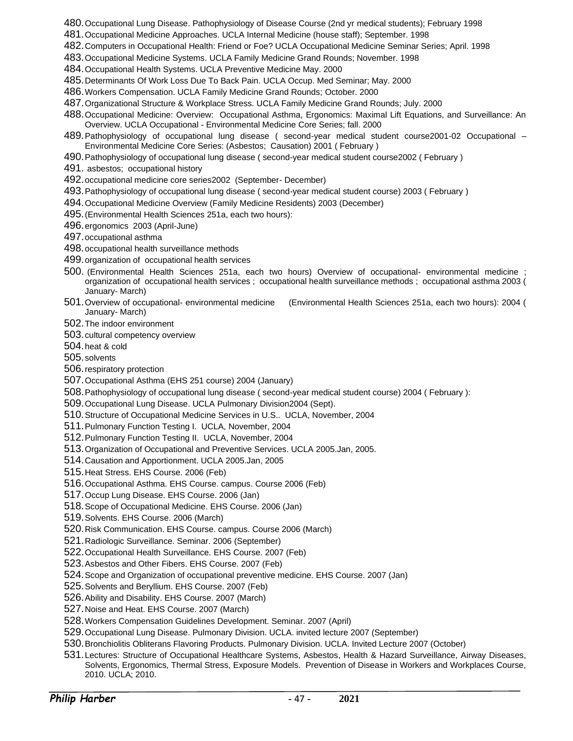480. Occupational Lung Disease. Pathophysiology of Disease Course (2nd yr medical students); February 1998
481. Occupational Medicine Approaches. UCLA Internal Medicine (house staff); September. 1998
482. Computers in Occupational Health: Friend or Foe? UCLA Occupational Medicine Seminar Series; April. 1998
483. Occupational Medicine Systems. UCLA Family Medicine Grand Rounds; November. 1998
484. Occupational Health Systems. UCLA Preventive Medicine May. 2000
485. Determinants Of Work Loss Due To Back Pain. UCLA Occup. Med Seminar; May. 2000
486. Workers Compensation. UCLA Family Medicine Grand Rounds; October. 2000
487. Organizational Structure & Workplace Stress. UCLA Family Medicine Grand Rounds; July. 2000
488. Occupational Medicine: Overview: Occupational Asthma, Ergonomics: Maximal Lift Equations, and Surveillance: An Overview. UCLA Occupational - Environmental Medicine Core Series; fall. 2000
489. Pathophysiology of occupational lung disease ( second-year medical student course2001-02 Occupational – Environmental Medicine Core Series: (Asbestos; Causation) 2001 ( February )
490. Pathophysiology of occupational lung disease ( second-year medical student course2002 ( February )
491. asbestos; occupational history
492. occupational medicine core series2002 (September- December)
493. Pathophysiology of occupational lung disease ( second-year medical student course) 2003 ( February )
494. Occupational Medicine Overview (Family Medicine Residents) 2003 (December)
495. (Environmental Health Sciences 251a, each two hours):
496. ergonomics 2003 (April-June)
497. occupational asthma
498. occupational health surveillance methods
499. organization of occupational health services
500. (Environmental Health Sciences 251a, each two hours) Overview of occupational- environmental medicine ; organization of occupational health services ; occupational health surveillance methods ; occupational asthma 2003 ( January- March)
501. Overview of occupational- environmental medicine (Environmental Health Sciences 251a, each two hours): 2004 ( January- March)
502. The indoor environment
503. cultural competency overview
504. heat & cold
505. solvents
506. respiratory protection
507. Occupational Asthma (EHS 251 course) 2004 (January)
508. Pathophysiology of occupational lung disease ( second-year medical student course) 2004 ( February ):
509. Occupational Lung Disease. UCLA Pulmonary Division2004 (Sept).
510. Structure of Occupational Medicine Services in U.S.. UCLA, November, 2004
511. Pulmonary Function Testing I. UCLA, November, 2004
512. Pulmonary Function Testing II. UCLA, November, 2004
513. Organization of Occupational and Preventive Services. UCLA 2005.Jan, 2005.
514. Causation and Apportionment. UCLA 2005.Jan, 2005
515. Heat Stress. EHS Course. 2006 (Feb)
516. Occupational Asthma. EHS Course. campus. Course 2006 (Feb)
517. Occup Lung Disease. EHS Course. 2006 (Jan)
518. Scope of Occupational Medicine. EHS Course. 2006 (Jan)
519. Solvents. EHS Course. 2006 (March)
520. Risk Communication. EHS Course. campus. Course 2006 (March)
521. Radiologic Surveillance. Seminar. 2006 (September)
522. Occupational Health Surveillance. EHS Course. 2007 (Feb)
523. Asbestos and Other Fibers. EHS Course. 2007 (Feb)
524. Scope and Organization of occupational preventive medicine. EHS Course. 2007 (Jan)
525. Solvents and Beryllium. EHS Course. 2007 (Feb)
526. Ability and Disability. EHS Course. 2007 (March)
527. Noise and Heat. EHS Course. 2007 (March)
528. Workers Compensation Guidelines Development. Seminar. 2007 (April)
529. Occupational Lung Disease. Pulmonary Division. UCLA. invited lecture 2007 (September)
530. Bronchiolitis Obliterans Flavoring Products. Pulmonary Division. UCLA. Invited Lecture 2007 (October)
531. Lectures: Structure of Occupational Healthcare Systems, Asbestos, Health & Hazard Surveillance, Airway Diseases, Solvents, Ergonomics, Thermal Stress, Exposure Models. Prevention of Disease in Workers and Workplaces Course, 2010. UCLA; 2010.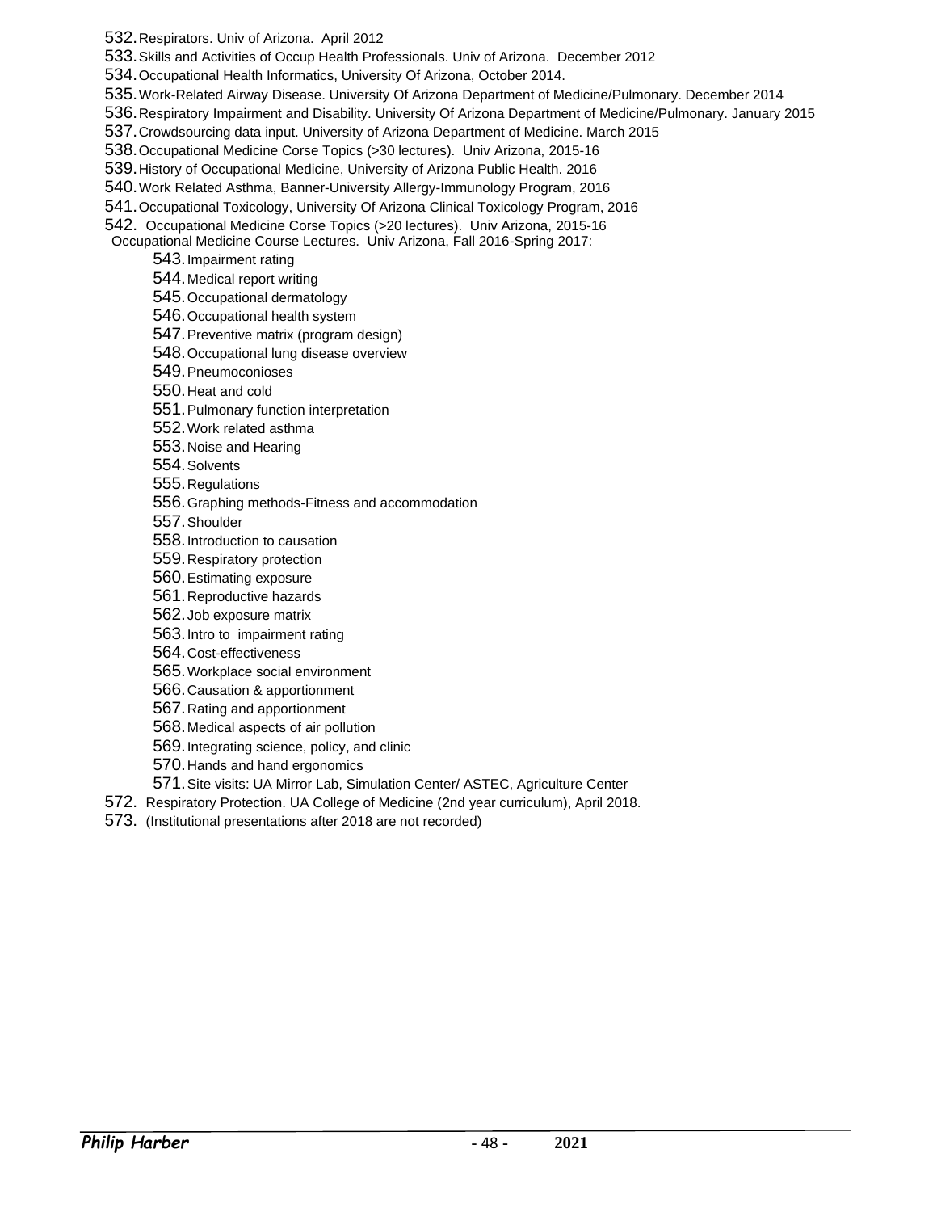532. Respirators. Univ of Arizona. April 2012
533. Skills and Activities of Occup Health Professionals. Univ of Arizona. December 2012
534. Occupational Health Informatics, University Of Arizona, October 2014.
535. Work-Related Airway Disease. University Of Arizona Department of Medicine/Pulmonary. December 2014
536. Respiratory Impairment and Disability. University Of Arizona Department of Medicine/Pulmonary. January 2015
537. Crowdsourcing data input. University of Arizona Department of Medicine. March 2015
538. Occupational Medicine Corse Topics (>30 lectures). Univ Arizona, 2015-16
539. History of Occupational Medicine, University of Arizona Public Health. 2016
540. Work Related Asthma, Banner-University Allergy-Immunology Program, 2016
541. Occupational Toxicology, University Of Arizona Clinical Toxicology Program, 2016
542. Occupational Medicine Corse Topics (>20 lectures). Univ Arizona, 2015-16

Occupational Medicine Course Lectures. Univ Arizona, Fall 2016-Spring 2017:

543. Impairment rating
544. Medical report writing
545. Occupational dermatology
546. Occupational health system
547. Preventive matrix (program design)
548. Occupational lung disease overview
549. Pneumoconioses
550. Heat and cold
551. Pulmonary function interpretation
552. Work related asthma
553. Noise and Hearing
554. Solvents
555. Regulations
556. Graphing methods-Fitness and accommodation
557. Shoulder
558. Introduction to causation
559. Respiratory protection
560. Estimating exposure
561. Reproductive hazards
562. Job exposure matrix
563. Intro to impairment rating
564. Cost-effectiveness
565. Workplace social environment
566. Causation & apportionment
567. Rating and apportionment
568. Medical aspects of air pollution
569. Integrating science, policy, and clinic
570. Hands and hand ergonomics
571. Site visits: UA Mirror Lab, Simulation Center/ ASTEC, Agriculture Center

572. Respiratory Protection. UA College of Medicine (2nd year curriculum), April 2018.
573. (Institutional presentations after 2018 are not recorded)